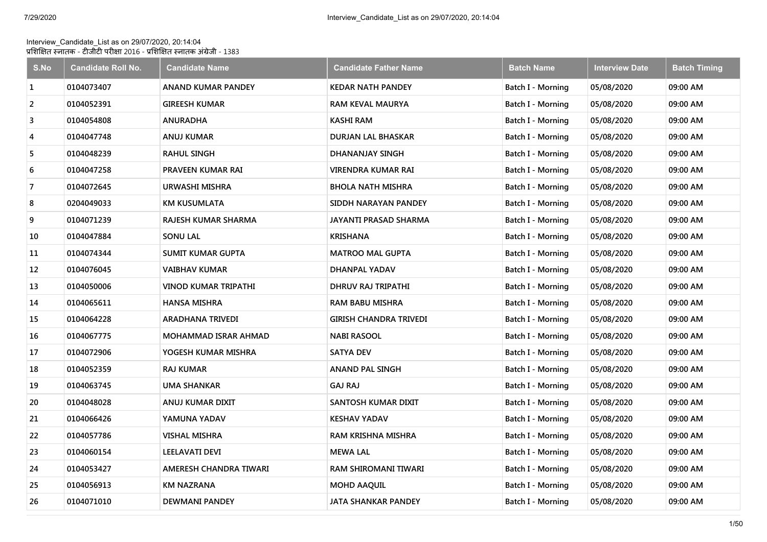Interview_Candidate_List as on 29/07/2020, 20:14:04
प्रशिक्षित स्नातक - टीजीटी परीक्षा 2016 - प्रशिक्षित स्नातक अंग्रेजी - 1383

| S.No | Candidate Roll No. | Candidate Name | Candidate Father Name | Batch Name | Interview Date | Batch Timing |
|---|---|---|---|---|---|---|
| 1 | 0104073407 | ANAND KUMAR PANDEY | KEDAR NATH PANDEY | Batch I - Morning | 05/08/2020 | 09:00 AM |
| 2 | 0104052391 | GIREESH KUMAR | RAM KEVAL MAURYA | Batch I - Morning | 05/08/2020 | 09:00 AM |
| 3 | 0104054808 | ANURADHA | KASHI RAM | Batch I - Morning | 05/08/2020 | 09:00 AM |
| 4 | 0104047748 | ANUJ KUMAR | DURJAN LAL BHASKAR | Batch I - Morning | 05/08/2020 | 09:00 AM |
| 5 | 0104048239 | RAHUL SINGH | DHANANJAY SINGH | Batch I - Morning | 05/08/2020 | 09:00 AM |
| 6 | 0104047258 | PRAVEEN KUMAR RAI | VIRENDRA KUMAR RAI | Batch I - Morning | 05/08/2020 | 09:00 AM |
| 7 | 0104072645 | URWASHI MISHRA | BHOLA NATH MISHRA | Batch I - Morning | 05/08/2020 | 09:00 AM |
| 8 | 0204049033 | KM KUSUMLATA | SIDDH NARAYAN PANDEY | Batch I - Morning | 05/08/2020 | 09:00 AM |
| 9 | 0104071239 | RAJESH KUMAR SHARMA | JAYANTI PRASAD SHARMA | Batch I - Morning | 05/08/2020 | 09:00 AM |
| 10 | 0104047884 | SONU LAL | KRISHANA | Batch I - Morning | 05/08/2020 | 09:00 AM |
| 11 | 0104074344 | SUMIT KUMAR GUPTA | MATROO MAL GUPTA | Batch I - Morning | 05/08/2020 | 09:00 AM |
| 12 | 0104076045 | VAIBHAV KUMAR | DHANPAL YADAV | Batch I - Morning | 05/08/2020 | 09:00 AM |
| 13 | 0104050006 | VINOD KUMAR TRIPATHI | DHRUV RAJ TRIPATHI | Batch I - Morning | 05/08/2020 | 09:00 AM |
| 14 | 0104065611 | HANSA MISHRA | RAM BABU MISHRA | Batch I - Morning | 05/08/2020 | 09:00 AM |
| 15 | 0104064228 | ARADHANA TRIVEDI | GIRISH CHANDRA TRIVEDI | Batch I - Morning | 05/08/2020 | 09:00 AM |
| 16 | 0104067775 | MOHAMMAD ISRAR AHMAD | NABI RASOOL | Batch I - Morning | 05/08/2020 | 09:00 AM |
| 17 | 0104072906 | YOGESH KUMAR MISHRA | SATYA DEV | Batch I - Morning | 05/08/2020 | 09:00 AM |
| 18 | 0104052359 | RAJ KUMAR | ANAND PAL SINGH | Batch I - Morning | 05/08/2020 | 09:00 AM |
| 19 | 0104063745 | UMA SHANKAR | GAJ RAJ | Batch I - Morning | 05/08/2020 | 09:00 AM |
| 20 | 0104048028 | ANUJ KUMAR DIXIT | SANTOSH KUMAR DIXIT | Batch I - Morning | 05/08/2020 | 09:00 AM |
| 21 | 0104066426 | YAMUNA YADAV | KESHAV YADAV | Batch I - Morning | 05/08/2020 | 09:00 AM |
| 22 | 0104057786 | VISHAL MISHRA | RAM KRISHNA MISHRA | Batch I - Morning | 05/08/2020 | 09:00 AM |
| 23 | 0104060154 | LEELAVATI DEVI | MEWA LAL | Batch I - Morning | 05/08/2020 | 09:00 AM |
| 24 | 0104053427 | AMERESH CHANDRA TIWARI | RAM SHIROMANI TIWARI | Batch I - Morning | 05/08/2020 | 09:00 AM |
| 25 | 0104056913 | KM NAZRANA | MOHD AAQUIL | Batch I - Morning | 05/08/2020 | 09:00 AM |
| 26 | 0104071010 | DEWMANI PANDEY | JATA SHANKAR PANDEY | Batch I - Morning | 05/08/2020 | 09:00 AM |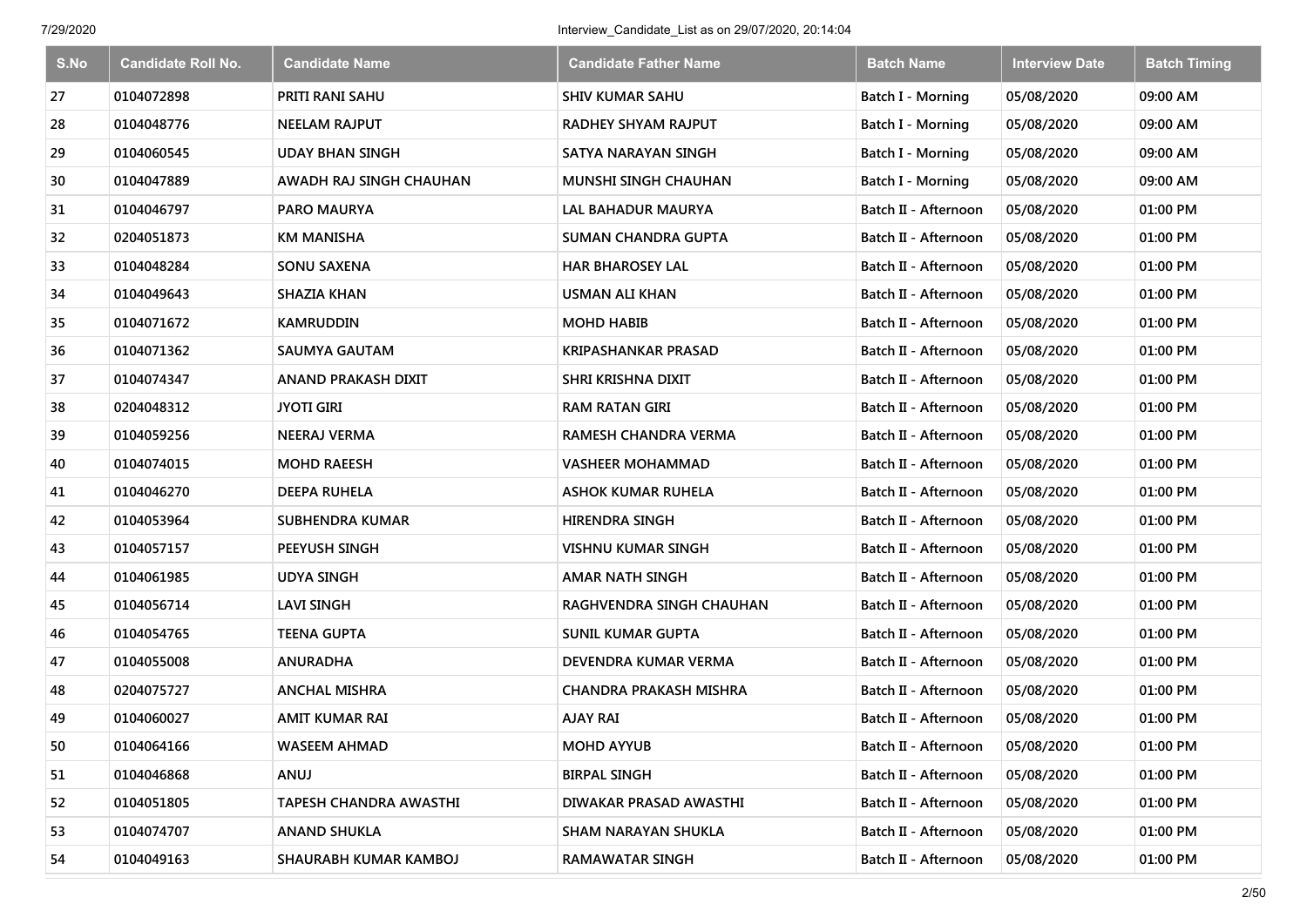| S.No | Candidate Roll No. | Candidate Name | Candidate Father Name | Batch Name | Interview Date | Batch Timing |
|---|---|---|---|---|---|---|
| 27 | 0104072898 | PRITI RANI SAHU | SHIV KUMAR SAHU | Batch I - Morning | 05/08/2020 | 09:00 AM |
| 28 | 0104048776 | NEELAM RAJPUT | RADHEY SHYAM RAJPUT | Batch I - Morning | 05/08/2020 | 09:00 AM |
| 29 | 0104060545 | UDAY BHAN SINGH | SATYA NARAYAN SINGH | Batch I - Morning | 05/08/2020 | 09:00 AM |
| 30 | 0104047889 | AWADH RAJ SINGH CHAUHAN | MUNSHI SINGH CHAUHAN | Batch I - Morning | 05/08/2020 | 09:00 AM |
| 31 | 0104046797 | PARO MAURYA | LAL BAHADUR MAURYA | Batch II - Afternoon | 05/08/2020 | 01:00 PM |
| 32 | 0204051873 | KM MANISHA | SUMAN CHANDRA GUPTA | Batch II - Afternoon | 05/08/2020 | 01:00 PM |
| 33 | 0104048284 | SONU SAXENA | HAR BHAROSEY LAL | Batch II - Afternoon | 05/08/2020 | 01:00 PM |
| 34 | 0104049643 | SHAZIA KHAN | USMAN ALI KHAN | Batch II - Afternoon | 05/08/2020 | 01:00 PM |
| 35 | 0104071672 | KAMRUDDIN | MOHD HABIB | Batch II - Afternoon | 05/08/2020 | 01:00 PM |
| 36 | 0104071362 | SAUMYA GAUTAM | KRIPASHANKAR PRASAD | Batch II - Afternoon | 05/08/2020 | 01:00 PM |
| 37 | 0104074347 | ANAND PRAKASH DIXIT | SHRI KRISHNA DIXIT | Batch II - Afternoon | 05/08/2020 | 01:00 PM |
| 38 | 0204048312 | JYOTI GIRI | RAM RATAN GIRI | Batch II - Afternoon | 05/08/2020 | 01:00 PM |
| 39 | 0104059256 | NEERAJ VERMA | RAMESH CHANDRA VERMA | Batch II - Afternoon | 05/08/2020 | 01:00 PM |
| 40 | 0104074015 | MOHD RAEESH | VASHEER MOHAMMAD | Batch II - Afternoon | 05/08/2020 | 01:00 PM |
| 41 | 0104046270 | DEEPA RUHELA | ASHOK KUMAR RUHELA | Batch II - Afternoon | 05/08/2020 | 01:00 PM |
| 42 | 0104053964 | SUBHENDRA KUMAR | HIRENDRA SINGH | Batch II - Afternoon | 05/08/2020 | 01:00 PM |
| 43 | 0104057157 | PEEYUSH SINGH | VISHNU KUMAR SINGH | Batch II - Afternoon | 05/08/2020 | 01:00 PM |
| 44 | 0104061985 | UDYA SINGH | AMAR NATH SINGH | Batch II - Afternoon | 05/08/2020 | 01:00 PM |
| 45 | 0104056714 | LAVI SINGH | RAGHVENDRA SINGH CHAUHAN | Batch II - Afternoon | 05/08/2020 | 01:00 PM |
| 46 | 0104054765 | TEENA GUPTA | SUNIL KUMAR GUPTA | Batch II - Afternoon | 05/08/2020 | 01:00 PM |
| 47 | 0104055008 | ANURADHA | DEVENDRA KUMAR VERMA | Batch II - Afternoon | 05/08/2020 | 01:00 PM |
| 48 | 0204075727 | ANCHAL MISHRA | CHANDRA PRAKASH MISHRA | Batch II - Afternoon | 05/08/2020 | 01:00 PM |
| 49 | 0104060027 | AMIT KUMAR RAI | AJAY RAI | Batch II - Afternoon | 05/08/2020 | 01:00 PM |
| 50 | 0104064166 | WASEEM AHMAD | MOHD AYYUB | Batch II - Afternoon | 05/08/2020 | 01:00 PM |
| 51 | 0104046868 | ANUJ | BIRPAL SINGH | Batch II - Afternoon | 05/08/2020 | 01:00 PM |
| 52 | 0104051805 | TAPESH CHANDRA AWASTHI | DIWAKAR PRASAD AWASTHI | Batch II - Afternoon | 05/08/2020 | 01:00 PM |
| 53 | 0104074707 | ANAND SHUKLA | SHAM NARAYAN SHUKLA | Batch II - Afternoon | 05/08/2020 | 01:00 PM |
| 54 | 0104049163 | SHAURABH KUMAR KAMBOJ | RAMAWATAR SINGH | Batch II - Afternoon | 05/08/2020 | 01:00 PM |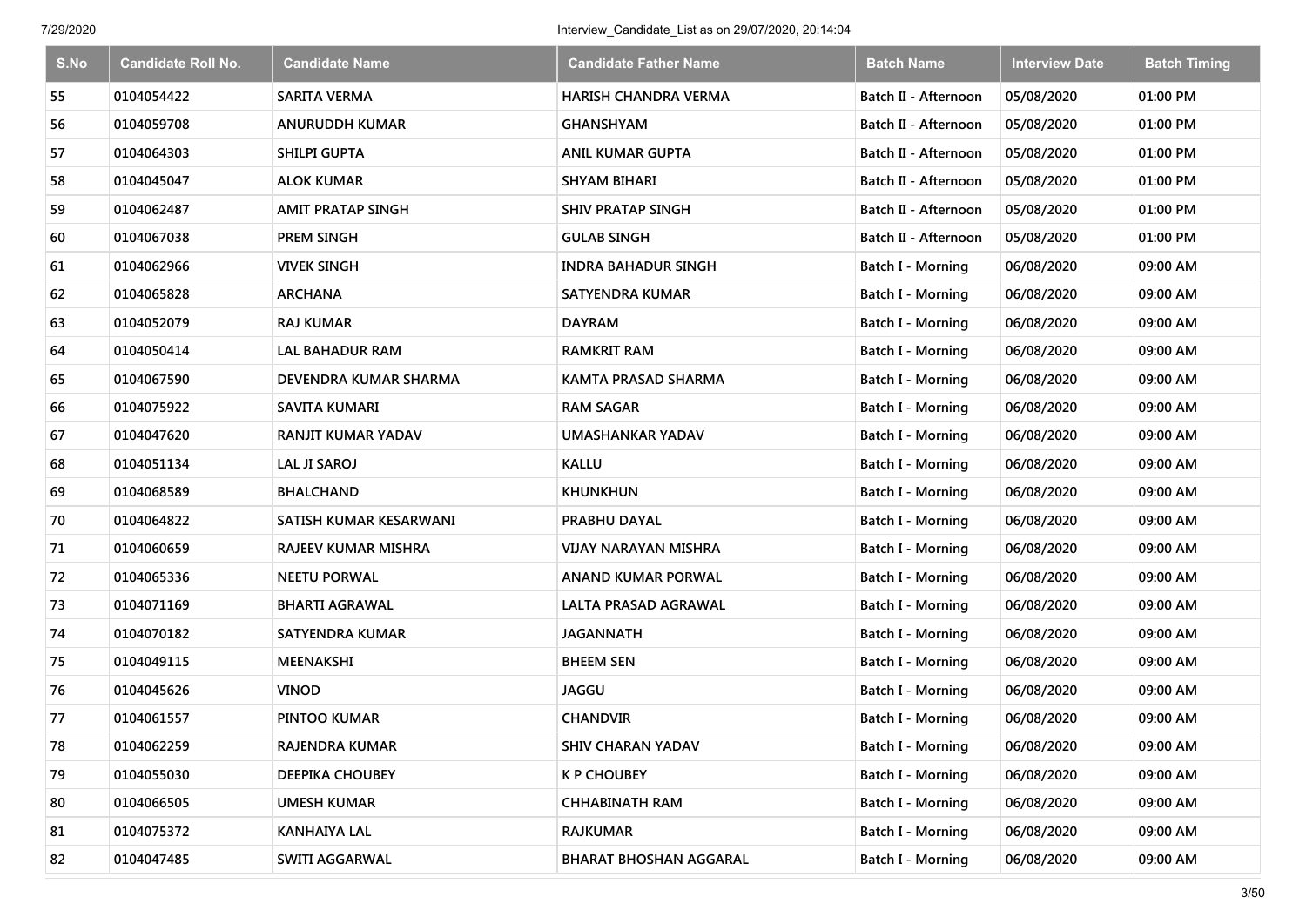| S.No | Candidate Roll No. | Candidate Name | Candidate Father Name | Batch Name | Interview Date | Batch Timing |
|---|---|---|---|---|---|---|
| 55 | 0104054422 | SARITA VERMA | HARISH CHANDRA VERMA | Batch II - Afternoon | 05/08/2020 | 01:00 PM |
| 56 | 0104059708 | ANURUDDH KUMAR | GHANSHYAM | Batch II - Afternoon | 05/08/2020 | 01:00 PM |
| 57 | 0104064303 | SHILPI GUPTA | ANIL KUMAR GUPTA | Batch II - Afternoon | 05/08/2020 | 01:00 PM |
| 58 | 0104045047 | ALOK KUMAR | SHYAM BIHARI | Batch II - Afternoon | 05/08/2020 | 01:00 PM |
| 59 | 0104062487 | AMIT PRATAP SINGH | SHIV PRATAP SINGH | Batch II - Afternoon | 05/08/2020 | 01:00 PM |
| 60 | 0104067038 | PREM SINGH | GULAB SINGH | Batch II - Afternoon | 05/08/2020 | 01:00 PM |
| 61 | 0104062966 | VIVEK SINGH | INDRA BAHADUR SINGH | Batch I - Morning | 06/08/2020 | 09:00 AM |
| 62 | 0104065828 | ARCHANA | SATYENDRA KUMAR | Batch I - Morning | 06/08/2020 | 09:00 AM |
| 63 | 0104052079 | RAJ KUMAR | DAYRAM | Batch I - Morning | 06/08/2020 | 09:00 AM |
| 64 | 0104050414 | LAL BAHADUR RAM | RAMKRIT RAM | Batch I - Morning | 06/08/2020 | 09:00 AM |
| 65 | 0104067590 | DEVENDRA KUMAR SHARMA | KAMTA PRASAD SHARMA | Batch I - Morning | 06/08/2020 | 09:00 AM |
| 66 | 0104075922 | SAVITA KUMARI | RAM SAGAR | Batch I - Morning | 06/08/2020 | 09:00 AM |
| 67 | 0104047620 | RANJIT KUMAR YADAV | UMASHANKAR YADAV | Batch I - Morning | 06/08/2020 | 09:00 AM |
| 68 | 0104051134 | LAL JI SAROJ | KALLU | Batch I - Morning | 06/08/2020 | 09:00 AM |
| 69 | 0104068589 | BHALCHAND | KHUNKHUN | Batch I - Morning | 06/08/2020 | 09:00 AM |
| 70 | 0104064822 | SATISH KUMAR KESARWANI | PRABHU DAYAL | Batch I - Morning | 06/08/2020 | 09:00 AM |
| 71 | 0104060659 | RAJEEV KUMAR MISHRA | VIJAY NARAYAN MISHRA | Batch I - Morning | 06/08/2020 | 09:00 AM |
| 72 | 0104065336 | NEETU PORWAL | ANAND KUMAR PORWAL | Batch I - Morning | 06/08/2020 | 09:00 AM |
| 73 | 0104071169 | BHARTI AGRAWAL | LALTA PRASAD AGRAWAL | Batch I - Morning | 06/08/2020 | 09:00 AM |
| 74 | 0104070182 | SATYENDRA KUMAR | JAGANNATH | Batch I - Morning | 06/08/2020 | 09:00 AM |
| 75 | 0104049115 | MEENAKSHI | BHEEM SEN | Batch I - Morning | 06/08/2020 | 09:00 AM |
| 76 | 0104045626 | VINOD | JAGGU | Batch I - Morning | 06/08/2020 | 09:00 AM |
| 77 | 0104061557 | PINTOO KUMAR | CHANDVIR | Batch I - Morning | 06/08/2020 | 09:00 AM |
| 78 | 0104062259 | RAJENDRA KUMAR | SHIV CHARAN YADAV | Batch I - Morning | 06/08/2020 | 09:00 AM |
| 79 | 0104055030 | DEEPIKA CHOUBEY | K P CHOUBEY | Batch I - Morning | 06/08/2020 | 09:00 AM |
| 80 | 0104066505 | UMESH KUMAR | CHHABINATH RAM | Batch I - Morning | 06/08/2020 | 09:00 AM |
| 81 | 0104075372 | KANHAIYA LAL | RAJKUMAR | Batch I - Morning | 06/08/2020 | 09:00 AM |
| 82 | 0104047485 | SWITI AGGARWAL | BHARAT BHOSHAN AGGARAL | Batch I - Morning | 06/08/2020 | 09:00 AM |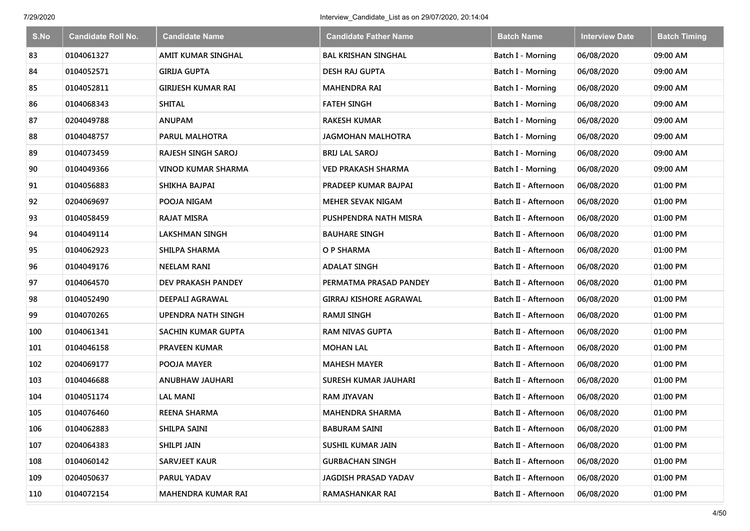| S.No | Candidate Roll No. | Candidate Name | Candidate Father Name | Batch Name | Interview Date | Batch Timing |
|---|---|---|---|---|---|---|
| 83 | 0104061327 | AMIT KUMAR SINGHAL | BAL KRISHAN SINGHAL | Batch I - Morning | 06/08/2020 | 09:00 AM |
| 84 | 0104052571 | GIRIJA GUPTA | DESH RAJ GUPTA | Batch I - Morning | 06/08/2020 | 09:00 AM |
| 85 | 0104052811 | GIRIJESH KUMAR RAI | MAHENDRA RAI | Batch I - Morning | 06/08/2020 | 09:00 AM |
| 86 | 0104068343 | SHITAL | FATEH SINGH | Batch I - Morning | 06/08/2020 | 09:00 AM |
| 87 | 0204049788 | ANUPAM | RAKESH KUMAR | Batch I - Morning | 06/08/2020 | 09:00 AM |
| 88 | 0104048757 | PARUL MALHOTRA | JAGMOHAN MALHOTRA | Batch I - Morning | 06/08/2020 | 09:00 AM |
| 89 | 0104073459 | RAJESH SINGH SAROJ | BRIJ LAL SAROJ | Batch I - Morning | 06/08/2020 | 09:00 AM |
| 90 | 0104049366 | VINOD KUMAR SHARMA | VED PRAKASH SHARMA | Batch I - Morning | 06/08/2020 | 09:00 AM |
| 91 | 0104056883 | SHIKHA BAJPAI | PRADEEP KUMAR BAJPAI | Batch II - Afternoon | 06/08/2020 | 01:00 PM |
| 92 | 0204069697 | POOJA NIGAM | MEHER SEVAK NIGAM | Batch II - Afternoon | 06/08/2020 | 01:00 PM |
| 93 | 0104058459 | RAJAT MISRA | PUSHPENDRA NATH MISRA | Batch II - Afternoon | 06/08/2020 | 01:00 PM |
| 94 | 0104049114 | LAKSHMAN SINGH | BAUHARE SINGH | Batch II - Afternoon | 06/08/2020 | 01:00 PM |
| 95 | 0104062923 | SHILPA SHARMA | O P SHARMA | Batch II - Afternoon | 06/08/2020 | 01:00 PM |
| 96 | 0104049176 | NEELAM RANI | ADALAT SINGH | Batch II - Afternoon | 06/08/2020 | 01:00 PM |
| 97 | 0104064570 | DEV PRAKASH PANDEY | PERMATMA PRASAD PANDEY | Batch II - Afternoon | 06/08/2020 | 01:00 PM |
| 98 | 0104052490 | DEEPALI AGRAWAL | GIRRAJ KISHORE AGRAWAL | Batch II - Afternoon | 06/08/2020 | 01:00 PM |
| 99 | 0104070265 | UPENDRA NATH SINGH | RAMJI SINGH | Batch II - Afternoon | 06/08/2020 | 01:00 PM |
| 100 | 0104061341 | SACHIN KUMAR GUPTA | RAM NIVAS GUPTA | Batch II - Afternoon | 06/08/2020 | 01:00 PM |
| 101 | 0104046158 | PRAVEEN KUMAR | MOHAN LAL | Batch II - Afternoon | 06/08/2020 | 01:00 PM |
| 102 | 0204069177 | POOJA MAYER | MAHESH MAYER | Batch II - Afternoon | 06/08/2020 | 01:00 PM |
| 103 | 0104046688 | ANUBHAW JAUHARI | SURESH KUMAR JAUHARI | Batch II - Afternoon | 06/08/2020 | 01:00 PM |
| 104 | 0104051174 | LAL MANI | RAM JIYAVAN | Batch II - Afternoon | 06/08/2020 | 01:00 PM |
| 105 | 0104076460 | REENA SHARMA | MAHENDRA SHARMA | Batch II - Afternoon | 06/08/2020 | 01:00 PM |
| 106 | 0104062883 | SHILPA SAINI | BABURAM SAINI | Batch II - Afternoon | 06/08/2020 | 01:00 PM |
| 107 | 0204064383 | SHILPI JAIN | SUSHIL KUMAR JAIN | Batch II - Afternoon | 06/08/2020 | 01:00 PM |
| 108 | 0104060142 | SARVJEET KAUR | GURBACHAN SINGH | Batch II - Afternoon | 06/08/2020 | 01:00 PM |
| 109 | 0204050637 | PARUL YADAV | JAGDISH PRASAD YADAV | Batch II - Afternoon | 06/08/2020 | 01:00 PM |
| 110 | 0104072154 | MAHENDRA KUMAR RAI | RAMASHANKAR RAI | Batch II - Afternoon | 06/08/2020 | 01:00 PM |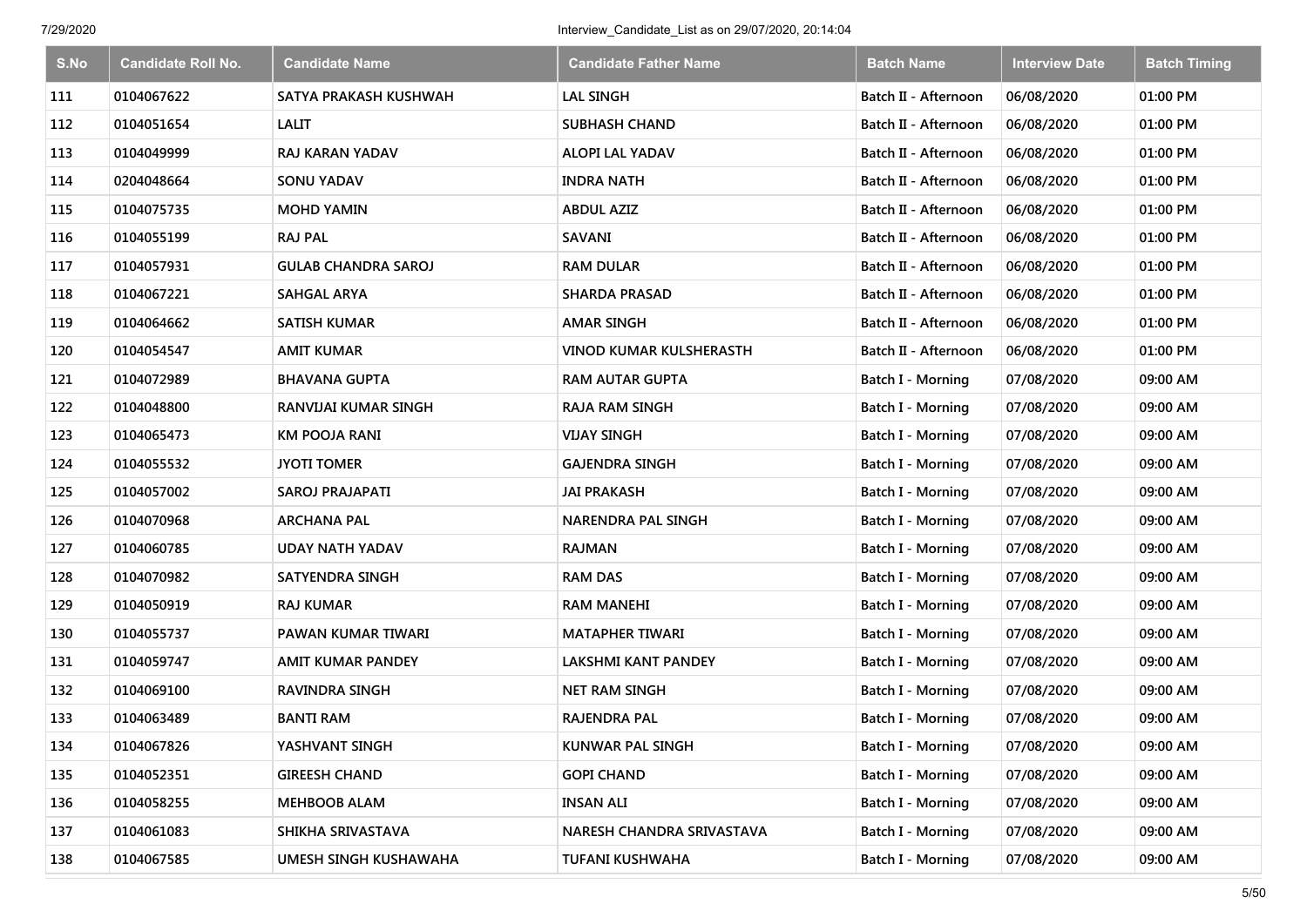| S.No | Candidate Roll No. | Candidate Name | Candidate Father Name | Batch Name | Interview Date | Batch Timing |
|---|---|---|---|---|---|---|
| 111 | 0104067622 | SATYA PRAKASH KUSHWAH | LAL SINGH | Batch II - Afternoon | 06/08/2020 | 01:00 PM |
| 112 | 0104051654 | LALIT | SUBHASH CHAND | Batch II - Afternoon | 06/08/2020 | 01:00 PM |
| 113 | 0104049999 | RAJ KARAN YADAV | ALOPI LAL YADAV | Batch II - Afternoon | 06/08/2020 | 01:00 PM |
| 114 | 0204048664 | SONU YADAV | INDRA NATH | Batch II - Afternoon | 06/08/2020 | 01:00 PM |
| 115 | 0104075735 | MOHD YAMIN | ABDUL AZIZ | Batch II - Afternoon | 06/08/2020 | 01:00 PM |
| 116 | 0104055199 | RAJ PAL | SAVANI | Batch II - Afternoon | 06/08/2020 | 01:00 PM |
| 117 | 0104057931 | GULAB CHANDRA SAROJ | RAM DULAR | Batch II - Afternoon | 06/08/2020 | 01:00 PM |
| 118 | 0104067221 | SAHGAL ARYA | SHARDA PRASAD | Batch II - Afternoon | 06/08/2020 | 01:00 PM |
| 119 | 0104064662 | SATISH KUMAR | AMAR SINGH | Batch II - Afternoon | 06/08/2020 | 01:00 PM |
| 120 | 0104054547 | AMIT KUMAR | VINOD KUMAR KULSHERASTH | Batch II - Afternoon | 06/08/2020 | 01:00 PM |
| 121 | 0104072989 | BHAVANA GUPTA | RAM AUTAR GUPTA | Batch I - Morning | 07/08/2020 | 09:00 AM |
| 122 | 0104048800 | RANVIJAI KUMAR SINGH | RAJA RAM SINGH | Batch I - Morning | 07/08/2020 | 09:00 AM |
| 123 | 0104065473 | KM POOJA RANI | VIJAY SINGH | Batch I - Morning | 07/08/2020 | 09:00 AM |
| 124 | 0104055532 | JYOTI TOMER | GAJENDRA SINGH | Batch I - Morning | 07/08/2020 | 09:00 AM |
| 125 | 0104057002 | SAROJ PRAJAPATI | JAI PRAKASH | Batch I - Morning | 07/08/2020 | 09:00 AM |
| 126 | 0104070968 | ARCHANA PAL | NARENDRA PAL SINGH | Batch I - Morning | 07/08/2020 | 09:00 AM |
| 127 | 0104060785 | UDAY NATH YADAV | RAJMAN | Batch I - Morning | 07/08/2020 | 09:00 AM |
| 128 | 0104070982 | SATYENDRA SINGH | RAM DAS | Batch I - Morning | 07/08/2020 | 09:00 AM |
| 129 | 0104050919 | RAJ KUMAR | RAM MANEHI | Batch I - Morning | 07/08/2020 | 09:00 AM |
| 130 | 0104055737 | PAWAN KUMAR TIWARI | MATAPHER TIWARI | Batch I - Morning | 07/08/2020 | 09:00 AM |
| 131 | 0104059747 | AMIT KUMAR PANDEY | LAKSHMI KANT PANDEY | Batch I - Morning | 07/08/2020 | 09:00 AM |
| 132 | 0104069100 | RAVINDRA SINGH | NET RAM SINGH | Batch I - Morning | 07/08/2020 | 09:00 AM |
| 133 | 0104063489 | BANTI RAM | RAJENDRA PAL | Batch I - Morning | 07/08/2020 | 09:00 AM |
| 134 | 0104067826 | YASHVANT SINGH | KUNWAR PAL SINGH | Batch I - Morning | 07/08/2020 | 09:00 AM |
| 135 | 0104052351 | GIREESH CHAND | GOPI CHAND | Batch I - Morning | 07/08/2020 | 09:00 AM |
| 136 | 0104058255 | MEHBOOB ALAM | INSAN ALI | Batch I - Morning | 07/08/2020 | 09:00 AM |
| 137 | 0104061083 | SHIKHA SRIVASTAVA | NARESH CHANDRA SRIVASTAVA | Batch I - Morning | 07/08/2020 | 09:00 AM |
| 138 | 0104067585 | UMESH SINGH KUSHAWAHA | TUFANI KUSHWAHA | Batch I - Morning | 07/08/2020 | 09:00 AM |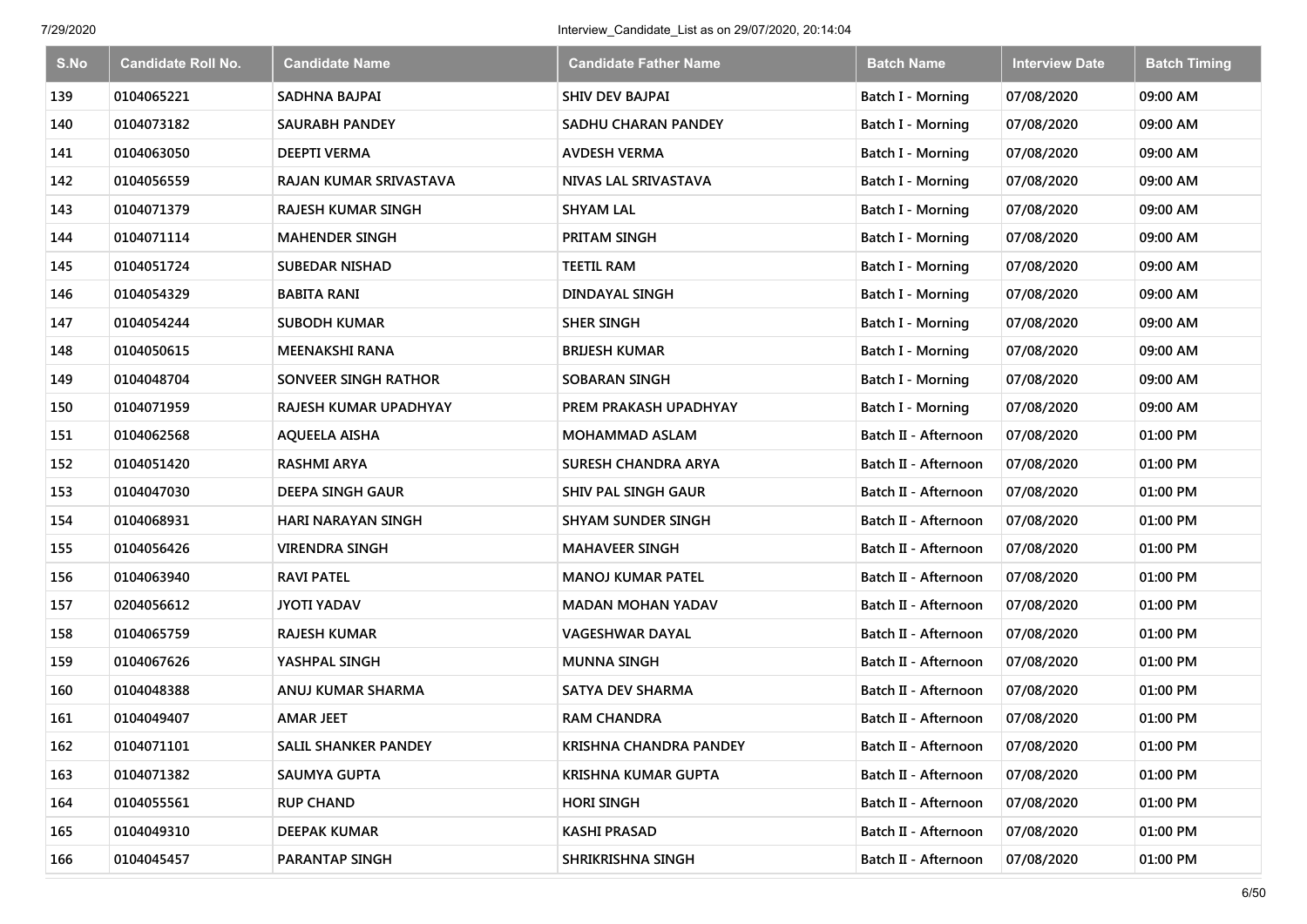| S.No | Candidate Roll No. | Candidate Name | Candidate Father Name | Batch Name | Interview Date | Batch Timing |
|---|---|---|---|---|---|---|
| 139 | 0104065221 | SADHNA BAJPAI | SHIV DEV BAJPAI | Batch I - Morning | 07/08/2020 | 09:00 AM |
| 140 | 0104073182 | SAURABH PANDEY | SADHU CHARAN PANDEY | Batch I - Morning | 07/08/2020 | 09:00 AM |
| 141 | 0104063050 | DEEPTI VERMA | AVDESH VERMA | Batch I - Morning | 07/08/2020 | 09:00 AM |
| 142 | 0104056559 | RAJAN KUMAR SRIVASTAVA | NIVAS LAL SRIVASTAVA | Batch I - Morning | 07/08/2020 | 09:00 AM |
| 143 | 0104071379 | RAJESH KUMAR SINGH | SHYAM LAL | Batch I - Morning | 07/08/2020 | 09:00 AM |
| 144 | 0104071114 | MAHENDER SINGH | PRITAM SINGH | Batch I - Morning | 07/08/2020 | 09:00 AM |
| 145 | 0104051724 | SUBEDAR NISHAD | TEETIL RAM | Batch I - Morning | 07/08/2020 | 09:00 AM |
| 146 | 0104054329 | BABITA RANI | DINDAYAL SINGH | Batch I - Morning | 07/08/2020 | 09:00 AM |
| 147 | 0104054244 | SUBODH KUMAR | SHER SINGH | Batch I - Morning | 07/08/2020 | 09:00 AM |
| 148 | 0104050615 | MEENAKSHI RANA | BRIJESH KUMAR | Batch I - Morning | 07/08/2020 | 09:00 AM |
| 149 | 0104048704 | SONVEER SINGH RATHOR | SOBARAN SINGH | Batch I - Morning | 07/08/2020 | 09:00 AM |
| 150 | 0104071959 | RAJESH KUMAR UPADHYAY | PREM PRAKASH UPADHYAY | Batch I - Morning | 07/08/2020 | 09:00 AM |
| 151 | 0104062568 | AQUEELA AISHA | MOHAMMAD ASLAM | Batch II - Afternoon | 07/08/2020 | 01:00 PM |
| 152 | 0104051420 | RASHMI ARYA | SURESH CHANDRA ARYA | Batch II - Afternoon | 07/08/2020 | 01:00 PM |
| 153 | 0104047030 | DEEPA SINGH GAUR | SHIV PAL SINGH GAUR | Batch II - Afternoon | 07/08/2020 | 01:00 PM |
| 154 | 0104068931 | HARI NARAYAN SINGH | SHYAM SUNDER SINGH | Batch II - Afternoon | 07/08/2020 | 01:00 PM |
| 155 | 0104056426 | VIRENDRA SINGH | MAHAVEER SINGH | Batch II - Afternoon | 07/08/2020 | 01:00 PM |
| 156 | 0104063940 | RAVI PATEL | MANOJ KUMAR PATEL | Batch II - Afternoon | 07/08/2020 | 01:00 PM |
| 157 | 0204056612 | JYOTI YADAV | MADAN MOHAN YADAV | Batch II - Afternoon | 07/08/2020 | 01:00 PM |
| 158 | 0104065759 | RAJESH KUMAR | VAGESHWAR DAYAL | Batch II - Afternoon | 07/08/2020 | 01:00 PM |
| 159 | 0104067626 | YASHPAL SINGH | MUNNA SINGH | Batch II - Afternoon | 07/08/2020 | 01:00 PM |
| 160 | 0104048388 | ANUJ KUMAR SHARMA | SATYA DEV SHARMA | Batch II - Afternoon | 07/08/2020 | 01:00 PM |
| 161 | 0104049407 | AMAR JEET | RAM CHANDRA | Batch II - Afternoon | 07/08/2020 | 01:00 PM |
| 162 | 0104071101 | SALIL SHANKER PANDEY | KRISHNA CHANDRA PANDEY | Batch II - Afternoon | 07/08/2020 | 01:00 PM |
| 163 | 0104071382 | SAUMYA GUPTA | KRISHNA KUMAR GUPTA | Batch II - Afternoon | 07/08/2020 | 01:00 PM |
| 164 | 0104055561 | RUP CHAND | HORI SINGH | Batch II - Afternoon | 07/08/2020 | 01:00 PM |
| 165 | 0104049310 | DEEPAK KUMAR | KASHI PRASAD | Batch II - Afternoon | 07/08/2020 | 01:00 PM |
| 166 | 0104045457 | PARANTAP SINGH | SHRIKRISHNA SINGH | Batch II - Afternoon | 07/08/2020 | 01:00 PM |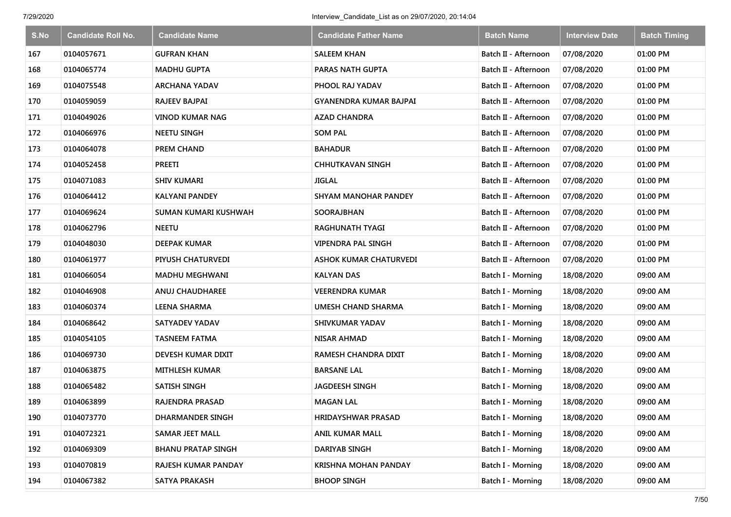| S.No | Candidate Roll No. | Candidate Name | Candidate Father Name | Batch Name | Interview Date | Batch Timing |
|---|---|---|---|---|---|---|
| 167 | 0104057671 | GUFRAN KHAN | SALEEM KHAN | Batch II - Afternoon | 07/08/2020 | 01:00 PM |
| 168 | 0104065774 | MADHU GUPTA | PARAS NATH GUPTA | Batch II - Afternoon | 07/08/2020 | 01:00 PM |
| 169 | 0104075548 | ARCHANA YADAV | PHOOL RAJ YADAV | Batch II - Afternoon | 07/08/2020 | 01:00 PM |
| 170 | 0104059059 | RAJEEV BAJPAI | GYANENDRA KUMAR BAJPAI | Batch II - Afternoon | 07/08/2020 | 01:00 PM |
| 171 | 0104049026 | VINOD KUMAR NAG | AZAD CHANDRA | Batch II - Afternoon | 07/08/2020 | 01:00 PM |
| 172 | 0104066976 | NEETU SINGH | SOM PAL | Batch II - Afternoon | 07/08/2020 | 01:00 PM |
| 173 | 0104064078 | PREM CHAND | BAHADUR | Batch II - Afternoon | 07/08/2020 | 01:00 PM |
| 174 | 0104052458 | PREETI | CHHUTKAVAN SINGH | Batch II - Afternoon | 07/08/2020 | 01:00 PM |
| 175 | 0104071083 | SHIV KUMARI | JIGLAL | Batch II - Afternoon | 07/08/2020 | 01:00 PM |
| 176 | 0104064412 | KALYANI PANDEY | SHYAM MANOHAR PANDEY | Batch II - Afternoon | 07/08/2020 | 01:00 PM |
| 177 | 0104069624 | SUMAN KUMARI KUSHWAH | SOORAJBHAN | Batch II - Afternoon | 07/08/2020 | 01:00 PM |
| 178 | 0104062796 | NEETU | RAGHUNATH TYAGI | Batch II - Afternoon | 07/08/2020 | 01:00 PM |
| 179 | 0104048030 | DEEPAK KUMAR | VIPENDRA PAL SINGH | Batch II - Afternoon | 07/08/2020 | 01:00 PM |
| 180 | 0104061977 | PIYUSH CHATURVEDI | ASHOK KUMAR CHATURVEDI | Batch II - Afternoon | 07/08/2020 | 01:00 PM |
| 181 | 0104066054 | MADHU MEGHWANI | KALYAN DAS | Batch I - Morning | 18/08/2020 | 09:00 AM |
| 182 | 0104046908 | ANUJ CHAUDHAREE | VEERENDRA KUMAR | Batch I - Morning | 18/08/2020 | 09:00 AM |
| 183 | 0104060374 | LEENA SHARMA | UMESH CHAND SHARMA | Batch I - Morning | 18/08/2020 | 09:00 AM |
| 184 | 0104068642 | SATYADEV YADAV | SHIVKUMAR YADAV | Batch I - Morning | 18/08/2020 | 09:00 AM |
| 185 | 0104054105 | TASNEEM FATMA | NISAR AHMAD | Batch I - Morning | 18/08/2020 | 09:00 AM |
| 186 | 0104069730 | DEVESH KUMAR DIXIT | RAMESH CHANDRA DIXIT | Batch I - Morning | 18/08/2020 | 09:00 AM |
| 187 | 0104063875 | MITHLESH KUMAR | BARSANE LAL | Batch I - Morning | 18/08/2020 | 09:00 AM |
| 188 | 0104065482 | SATISH SINGH | JAGDEESH SINGH | Batch I - Morning | 18/08/2020 | 09:00 AM |
| 189 | 0104063899 | RAJENDRA PRASAD | MAGAN LAL | Batch I - Morning | 18/08/2020 | 09:00 AM |
| 190 | 0104073770 | DHARMANDER SINGH | HRIDAYSHWAR PRASAD | Batch I - Morning | 18/08/2020 | 09:00 AM |
| 191 | 0104072321 | SAMAR JEET MALL | ANIL KUMAR MALL | Batch I - Morning | 18/08/2020 | 09:00 AM |
| 192 | 0104069309 | BHANU PRATAP SINGH | DARIYAB SINGH | Batch I - Morning | 18/08/2020 | 09:00 AM |
| 193 | 0104070819 | RAJESH KUMAR PANDAY | KRISHNA MOHAN PANDAY | Batch I - Morning | 18/08/2020 | 09:00 AM |
| 194 | 0104067382 | SATYA PRAKASH | BHOOP SINGH | Batch I - Morning | 18/08/2020 | 09:00 AM |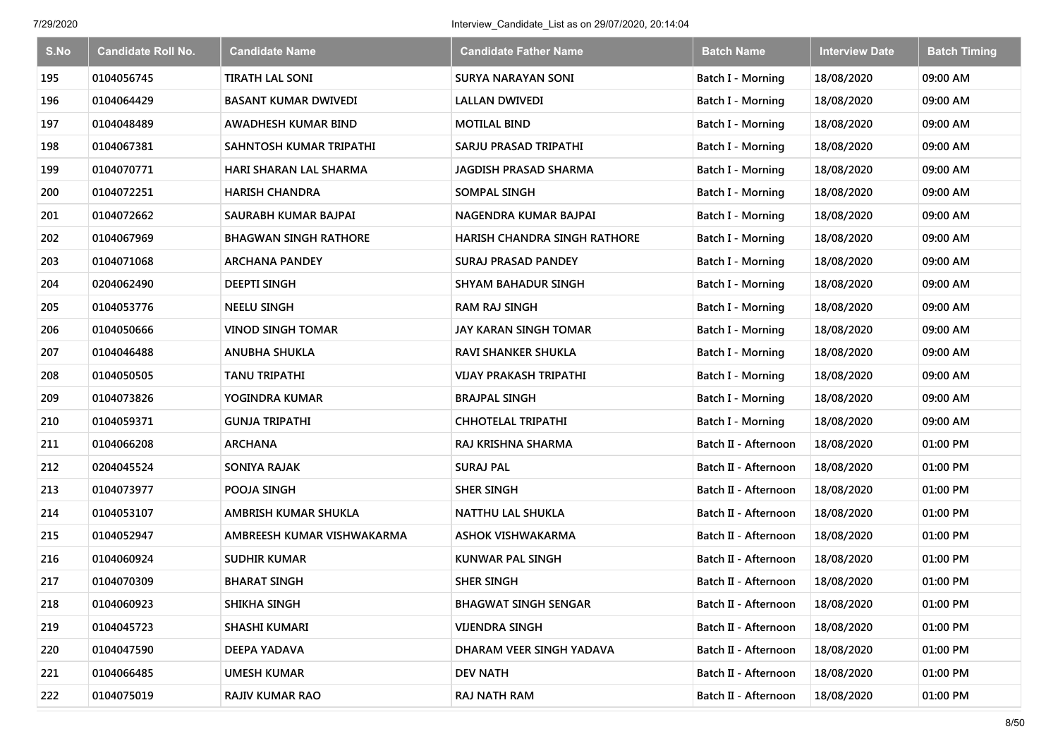| S.No | Candidate Roll No. | Candidate Name | Candidate Father Name | Batch Name | Interview Date | Batch Timing |
|---|---|---|---|---|---|---|
| 195 | 0104056745 | TIRATH LAL SONI | SURYA NARAYAN SONI | Batch I - Morning | 18/08/2020 | 09:00 AM |
| 196 | 0104064429 | BASANT KUMAR DWIVEDI | LALLAN DWIVEDI | Batch I - Morning | 18/08/2020 | 09:00 AM |
| 197 | 0104048489 | AWADHESH KUMAR BIND | MOTILAL BIND | Batch I - Morning | 18/08/2020 | 09:00 AM |
| 198 | 0104067381 | SAHNTOSH KUMAR TRIPATHI | SARJU PRASAD TRIPATHI | Batch I - Morning | 18/08/2020 | 09:00 AM |
| 199 | 0104070771 | HARI SHARAN LAL SHARMA | JAGDISH PRASAD SHARMA | Batch I - Morning | 18/08/2020 | 09:00 AM |
| 200 | 0104072251 | HARISH CHANDRA | SOMPAL SINGH | Batch I - Morning | 18/08/2020 | 09:00 AM |
| 201 | 0104072662 | SAURABH KUMAR BAJPAI | NAGENDRA KUMAR BAJPAI | Batch I - Morning | 18/08/2020 | 09:00 AM |
| 202 | 0104067969 | BHAGWAN SINGH RATHORE | HARISH CHANDRA SINGH RATHORE | Batch I - Morning | 18/08/2020 | 09:00 AM |
| 203 | 0104071068 | ARCHANA PANDEY | SURAJ PRASAD PANDEY | Batch I - Morning | 18/08/2020 | 09:00 AM |
| 204 | 0204062490 | DEEPTI SINGH | SHYAM BAHADUR SINGH | Batch I - Morning | 18/08/2020 | 09:00 AM |
| 205 | 0104053776 | NEELU SINGH | RAM RAJ SINGH | Batch I - Morning | 18/08/2020 | 09:00 AM |
| 206 | 0104050666 | VINOD SINGH TOMAR | JAY KARAN SINGH TOMAR | Batch I - Morning | 18/08/2020 | 09:00 AM |
| 207 | 0104046488 | ANUBHA SHUKLA | RAVI SHANKER SHUKLA | Batch I - Morning | 18/08/2020 | 09:00 AM |
| 208 | 0104050505 | TANU TRIPATHI | VIJAY PRAKASH TRIPATHI | Batch I - Morning | 18/08/2020 | 09:00 AM |
| 209 | 0104073826 | YOGINDRA KUMAR | BRAJPAL SINGH | Batch I - Morning | 18/08/2020 | 09:00 AM |
| 210 | 0104059371 | GUNJA TRIPATHI | CHHOTELAL TRIPATHI | Batch I - Morning | 18/08/2020 | 09:00 AM |
| 211 | 0104066208 | ARCHANA | RAJ KRISHNA SHARMA | Batch II - Afternoon | 18/08/2020 | 01:00 PM |
| 212 | 0204045524 | SONIYA RAJAK | SURAJ PAL | Batch II - Afternoon | 18/08/2020 | 01:00 PM |
| 213 | 0104073977 | POOJA SINGH | SHER SINGH | Batch II - Afternoon | 18/08/2020 | 01:00 PM |
| 214 | 0104053107 | AMBRISH KUMAR SHUKLA | NATTHU LAL SHUKLA | Batch II - Afternoon | 18/08/2020 | 01:00 PM |
| 215 | 0104052947 | AMBREESH KUMAR VISHWAKARMA | ASHOK VISHWAKARMA | Batch II - Afternoon | 18/08/2020 | 01:00 PM |
| 216 | 0104060924 | SUDHIR KUMAR | KUNWAR PAL SINGH | Batch II - Afternoon | 18/08/2020 | 01:00 PM |
| 217 | 0104070309 | BHARAT SINGH | SHER SINGH | Batch II - Afternoon | 18/08/2020 | 01:00 PM |
| 218 | 0104060923 | SHIKHA SINGH | BHAGWAT SINGH SENGAR | Batch II - Afternoon | 18/08/2020 | 01:00 PM |
| 219 | 0104045723 | SHASHI KUMARI | VIJENDRA SINGH | Batch II - Afternoon | 18/08/2020 | 01:00 PM |
| 220 | 0104047590 | DEEPA YADAVA | DHARAM VEER SINGH YADAVA | Batch II - Afternoon | 18/08/2020 | 01:00 PM |
| 221 | 0104066485 | UMESH KUMAR | DEV NATH | Batch II - Afternoon | 18/08/2020 | 01:00 PM |
| 222 | 0104075019 | RAJIV KUMAR RAO | RAJ NATH RAM | Batch II - Afternoon | 18/08/2020 | 01:00 PM |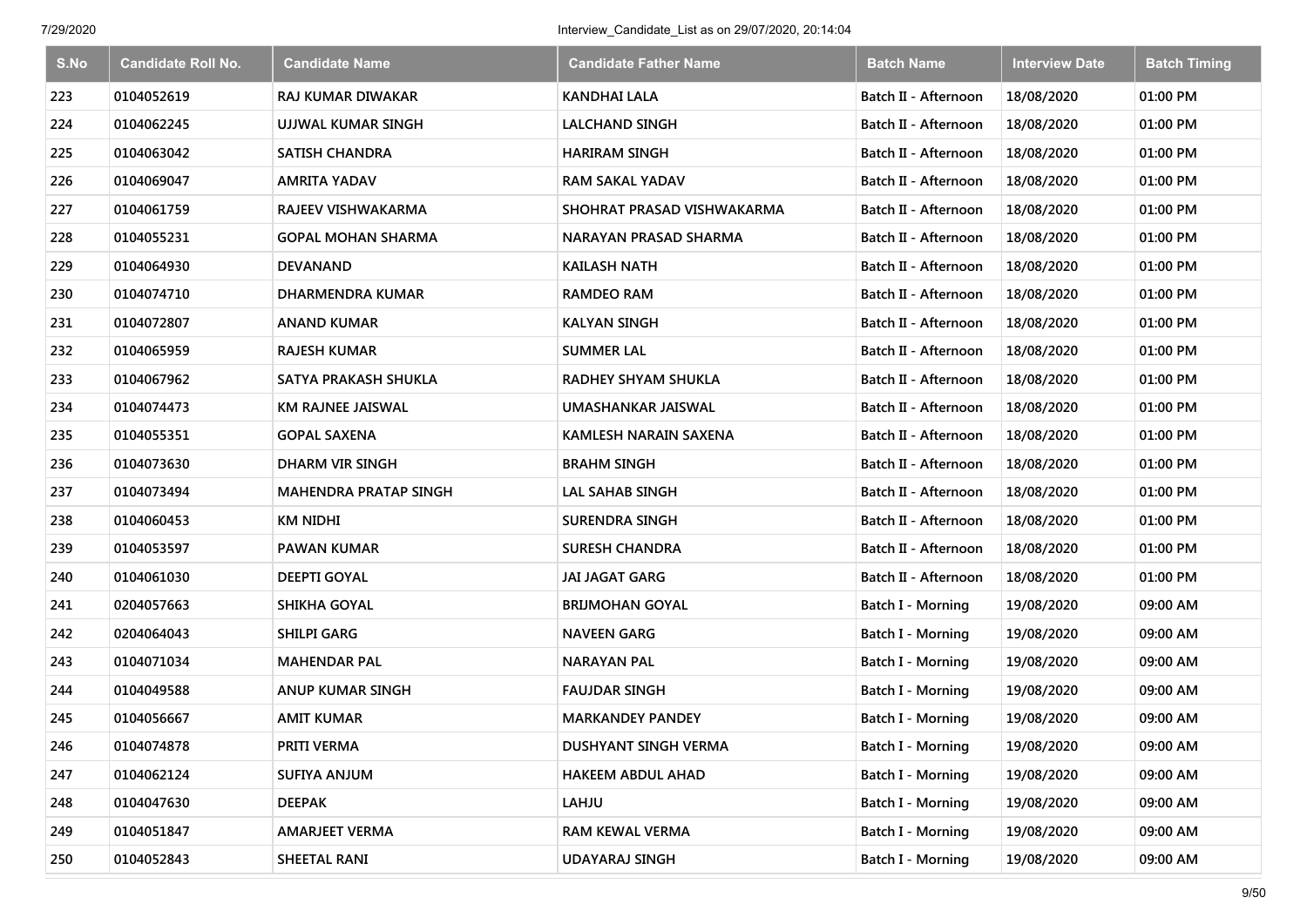| S.No | Candidate Roll No. | Candidate Name | Candidate Father Name | Batch Name | Interview Date | Batch Timing |
|---|---|---|---|---|---|---|
| 223 | 0104052619 | RAJ KUMAR DIWAKAR | KANDHAI LALA | Batch II - Afternoon | 18/08/2020 | 01:00 PM |
| 224 | 0104062245 | UJJWAL KUMAR SINGH | LALCHAND SINGH | Batch II - Afternoon | 18/08/2020 | 01:00 PM |
| 225 | 0104063042 | SATISH CHANDRA | HARIRAM SINGH | Batch II - Afternoon | 18/08/2020 | 01:00 PM |
| 226 | 0104069047 | AMRITA YADAV | RAM SAKAL YADAV | Batch II - Afternoon | 18/08/2020 | 01:00 PM |
| 227 | 0104061759 | RAJEEV VISHWAKARMA | SHOHRAT PRASAD VISHWAKARMA | Batch II - Afternoon | 18/08/2020 | 01:00 PM |
| 228 | 0104055231 | GOPAL MOHAN SHARMA | NARAYAN PRASAD SHARMA | Batch II - Afternoon | 18/08/2020 | 01:00 PM |
| 229 | 0104064930 | DEVANAND | KAILASH NATH | Batch II - Afternoon | 18/08/2020 | 01:00 PM |
| 230 | 0104074710 | DHARMENDRA KUMAR | RAMDEO RAM | Batch II - Afternoon | 18/08/2020 | 01:00 PM |
| 231 | 0104072807 | ANAND KUMAR | KALYAN SINGH | Batch II - Afternoon | 18/08/2020 | 01:00 PM |
| 232 | 0104065959 | RAJESH KUMAR | SUMMER LAL | Batch II - Afternoon | 18/08/2020 | 01:00 PM |
| 233 | 0104067962 | SATYA PRAKASH SHUKLA | RADHEY SHYAM SHUKLA | Batch II - Afternoon | 18/08/2020 | 01:00 PM |
| 234 | 0104074473 | KM RAJNEE JAISWAL | UMASHANKAR JAISWAL | Batch II - Afternoon | 18/08/2020 | 01:00 PM |
| 235 | 0104055351 | GOPAL SAXENA | KAMLESH NARAIN SAXENA | Batch II - Afternoon | 18/08/2020 | 01:00 PM |
| 236 | 0104073630 | DHARM VIR SINGH | BRAHM SINGH | Batch II - Afternoon | 18/08/2020 | 01:00 PM |
| 237 | 0104073494 | MAHENDRA PRATAP SINGH | LAL SAHAB SINGH | Batch II - Afternoon | 18/08/2020 | 01:00 PM |
| 238 | 0104060453 | KM NIDHI | SURENDRA SINGH | Batch II - Afternoon | 18/08/2020 | 01:00 PM |
| 239 | 0104053597 | PAWAN KUMAR | SURESH CHANDRA | Batch II - Afternoon | 18/08/2020 | 01:00 PM |
| 240 | 0104061030 | DEEPTI GOYAL | JAI JAGAT GARG | Batch II - Afternoon | 18/08/2020 | 01:00 PM |
| 241 | 0204057663 | SHIKHA GOYAL | BRIJMOHAN GOYAL | Batch I - Morning | 19/08/2020 | 09:00 AM |
| 242 | 0204064043 | SHILPI GARG | NAVEEN GARG | Batch I - Morning | 19/08/2020 | 09:00 AM |
| 243 | 0104071034 | MAHENDAR PAL | NARAYAN PAL | Batch I - Morning | 19/08/2020 | 09:00 AM |
| 244 | 0104049588 | ANUP KUMAR SINGH | FAUJDAR SINGH | Batch I - Morning | 19/08/2020 | 09:00 AM |
| 245 | 0104056667 | AMIT KUMAR | MARKANDEY PANDEY | Batch I - Morning | 19/08/2020 | 09:00 AM |
| 246 | 0104074878 | PRITI VERMA | DUSHYANT SINGH VERMA | Batch I - Morning | 19/08/2020 | 09:00 AM |
| 247 | 0104062124 | SUFIYA ANJUM | HAKEEM ABDUL AHAD | Batch I - Morning | 19/08/2020 | 09:00 AM |
| 248 | 0104047630 | DEEPAK | LAHJU | Batch I - Morning | 19/08/2020 | 09:00 AM |
| 249 | 0104051847 | AMARJEET VERMA | RAM KEWAL VERMA | Batch I - Morning | 19/08/2020 | 09:00 AM |
| 250 | 0104052843 | SHEETAL RANI | UDAYARAJ SINGH | Batch I - Morning | 19/08/2020 | 09:00 AM |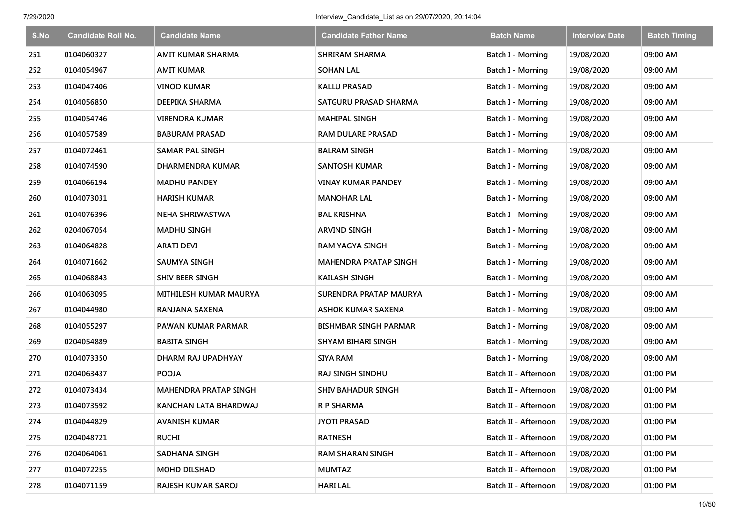| S.No | Candidate Roll No. | Candidate Name | Candidate Father Name | Batch Name | Interview Date | Batch Timing |
|---|---|---|---|---|---|---|
| 251 | 0104060327 | AMIT KUMAR SHARMA | SHRIRAM SHARMA | Batch I - Morning | 19/08/2020 | 09:00 AM |
| 252 | 0104054967 | AMIT KUMAR | SOHAN LAL | Batch I - Morning | 19/08/2020 | 09:00 AM |
| 253 | 0104047406 | VINOD KUMAR | KALLU PRASAD | Batch I - Morning | 19/08/2020 | 09:00 AM |
| 254 | 0104056850 | DEEPIKA SHARMA | SATGURU PRASAD SHARMA | Batch I - Morning | 19/08/2020 | 09:00 AM |
| 255 | 0104054746 | VIRENDRA KUMAR | MAHIPAL SINGH | Batch I - Morning | 19/08/2020 | 09:00 AM |
| 256 | 0104057589 | BABURAM PRASAD | RAM DULARE PRASAD | Batch I - Morning | 19/08/2020 | 09:00 AM |
| 257 | 0104072461 | SAMAR PAL SINGH | BALRAM SINGH | Batch I - Morning | 19/08/2020 | 09:00 AM |
| 258 | 0104074590 | DHARMENDRA KUMAR | SANTOSH KUMAR | Batch I - Morning | 19/08/2020 | 09:00 AM |
| 259 | 0104066194 | MADHU PANDEY | VINAY KUMAR PANDEY | Batch I - Morning | 19/08/2020 | 09:00 AM |
| 260 | 0104073031 | HARISH KUMAR | MANOHAR LAL | Batch I - Morning | 19/08/2020 | 09:00 AM |
| 261 | 0104076396 | NEHA SHRIWASTWA | BAL KRISHNA | Batch I - Morning | 19/08/2020 | 09:00 AM |
| 262 | 0204067054 | MADHU SINGH | ARVIND SINGH | Batch I - Morning | 19/08/2020 | 09:00 AM |
| 263 | 0104064828 | ARATI DEVI | RAM YAGYA SINGH | Batch I - Morning | 19/08/2020 | 09:00 AM |
| 264 | 0104071662 | SAUMYA SINGH | MAHENDRA PRATAP SINGH | Batch I - Morning | 19/08/2020 | 09:00 AM |
| 265 | 0104068843 | SHIV BEER SINGH | KAILASH SINGH | Batch I - Morning | 19/08/2020 | 09:00 AM |
| 266 | 0104063095 | MITHILESH KUMAR MAURYA | SURENDRA PRATAP MAURYA | Batch I - Morning | 19/08/2020 | 09:00 AM |
| 267 | 0104044980 | RANJANA SAXENA | ASHOK KUMAR SAXENA | Batch I - Morning | 19/08/2020 | 09:00 AM |
| 268 | 0104055297 | PAWAN KUMAR PARMAR | BISHMBAR SINGH PARMAR | Batch I - Morning | 19/08/2020 | 09:00 AM |
| 269 | 0204054889 | BABITA SINGH | SHYAM BIHARI SINGH | Batch I - Morning | 19/08/2020 | 09:00 AM |
| 270 | 0104073350 | DHARM RAJ UPADHYAY | SIYA RAM | Batch I - Morning | 19/08/2020 | 09:00 AM |
| 271 | 0204063437 | POOJA | RAJ SINGH SINDHU | Batch II - Afternoon | 19/08/2020 | 01:00 PM |
| 272 | 0104073434 | MAHENDRA PRATAP SINGH | SHIV BAHADUR SINGH | Batch II - Afternoon | 19/08/2020 | 01:00 PM |
| 273 | 0104073592 | KANCHAN LATA BHARDWAJ | R P SHARMA | Batch II - Afternoon | 19/08/2020 | 01:00 PM |
| 274 | 0104044829 | AVANISH KUMAR | JYOTI PRASAD | Batch II - Afternoon | 19/08/2020 | 01:00 PM |
| 275 | 0204048721 | RUCHI | RATNESH | Batch II - Afternoon | 19/08/2020 | 01:00 PM |
| 276 | 0204064061 | SADHANA SINGH | RAM SHARAN SINGH | Batch II - Afternoon | 19/08/2020 | 01:00 PM |
| 277 | 0104072255 | MOHD DILSHAD | MUMTAZ | Batch II - Afternoon | 19/08/2020 | 01:00 PM |
| 278 | 0104071159 | RAJESH KUMAR SAROJ | HARI LAL | Batch II - Afternoon | 19/08/2020 | 01:00 PM |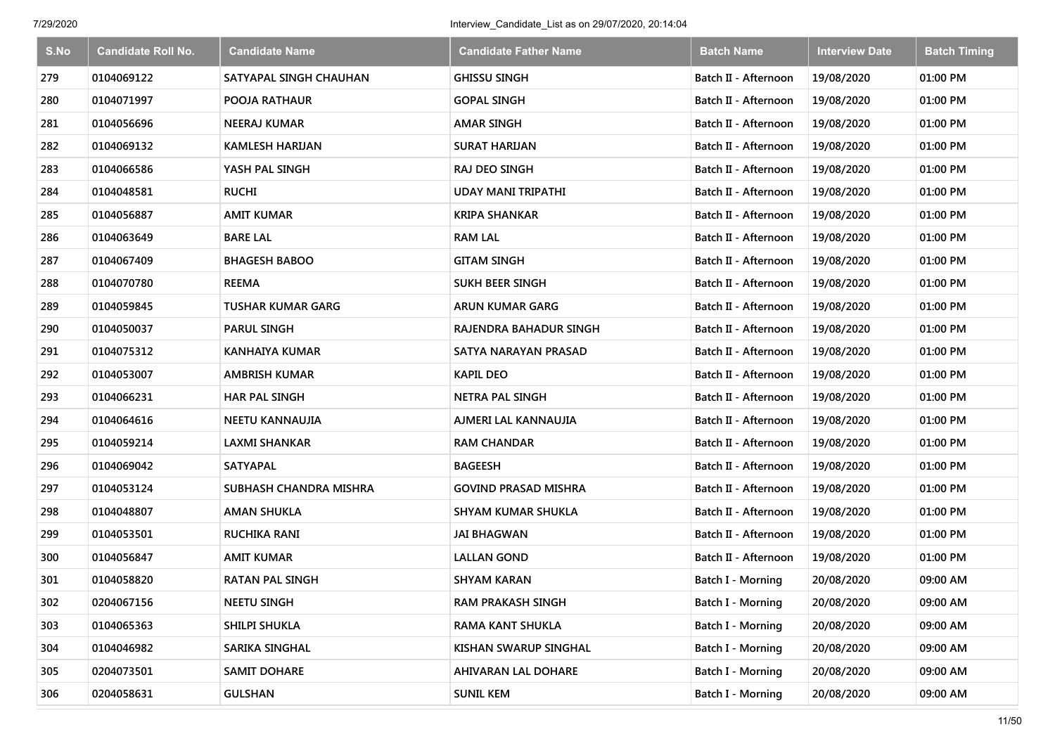| S.No | Candidate Roll No. | Candidate Name | Candidate Father Name | Batch Name | Interview Date | Batch Timing |
|---|---|---|---|---|---|---|
| 279 | 0104069122 | SATYAPAL SINGH CHAUHAN | GHISSU SINGH | Batch II - Afternoon | 19/08/2020 | 01:00 PM |
| 280 | 0104071997 | POOJA RATHAUR | GOPAL SINGH | Batch II - Afternoon | 19/08/2020 | 01:00 PM |
| 281 | 0104056696 | NEERAJ KUMAR | AMAR SINGH | Batch II - Afternoon | 19/08/2020 | 01:00 PM |
| 282 | 0104069132 | KAMLESH HARIJAN | SURAT HARIJAN | Batch II - Afternoon | 19/08/2020 | 01:00 PM |
| 283 | 0104066586 | YASH PAL SINGH | RAJ DEO SINGH | Batch II - Afternoon | 19/08/2020 | 01:00 PM |
| 284 | 0104048581 | RUCHI | UDAY MANI TRIPATHI | Batch II - Afternoon | 19/08/2020 | 01:00 PM |
| 285 | 0104056887 | AMIT KUMAR | KRIPA SHANKAR | Batch II - Afternoon | 19/08/2020 | 01:00 PM |
| 286 | 0104063649 | BARE LAL | RAM LAL | Batch II - Afternoon | 19/08/2020 | 01:00 PM |
| 287 | 0104067409 | BHAGESH BABOO | GITAM SINGH | Batch II - Afternoon | 19/08/2020 | 01:00 PM |
| 288 | 0104070780 | REEMA | SUKH BEER SINGH | Batch II - Afternoon | 19/08/2020 | 01:00 PM |
| 289 | 0104059845 | TUSHAR KUMAR GARG | ARUN KUMAR GARG | Batch II - Afternoon | 19/08/2020 | 01:00 PM |
| 290 | 0104050037 | PARUL SINGH | RAJENDRA BAHADUR SINGH | Batch II - Afternoon | 19/08/2020 | 01:00 PM |
| 291 | 0104075312 | KANHAIYA KUMAR | SATYA NARAYAN PRASAD | Batch II - Afternoon | 19/08/2020 | 01:00 PM |
| 292 | 0104053007 | AMBRISH KUMAR | KAPIL DEO | Batch II - Afternoon | 19/08/2020 | 01:00 PM |
| 293 | 0104066231 | HAR PAL SINGH | NETRA PAL SINGH | Batch II - Afternoon | 19/08/2020 | 01:00 PM |
| 294 | 0104064616 | NEETU KANNAUJIA | AJMERI LAL KANNAUJIA | Batch II - Afternoon | 19/08/2020 | 01:00 PM |
| 295 | 0104059214 | LAXMI SHANKAR | RAM CHANDAR | Batch II - Afternoon | 19/08/2020 | 01:00 PM |
| 296 | 0104069042 | SATYAPAL | BAGEESH | Batch II - Afternoon | 19/08/2020 | 01:00 PM |
| 297 | 0104053124 | SUBHASH CHANDRA MISHRA | GOVIND PRASAD MISHRA | Batch II - Afternoon | 19/08/2020 | 01:00 PM |
| 298 | 0104048807 | AMAN SHUKLA | SHYAM KUMAR SHUKLA | Batch II - Afternoon | 19/08/2020 | 01:00 PM |
| 299 | 0104053501 | RUCHIKA RANI | JAI BHAGWAN | Batch II - Afternoon | 19/08/2020 | 01:00 PM |
| 300 | 0104056847 | AMIT KUMAR | LALLAN GOND | Batch II - Afternoon | 19/08/2020 | 01:00 PM |
| 301 | 0104058820 | RATAN PAL SINGH | SHYAM KARAN | Batch I - Morning | 20/08/2020 | 09:00 AM |
| 302 | 0204067156 | NEETU SINGH | RAM PRAKASH SINGH | Batch I - Morning | 20/08/2020 | 09:00 AM |
| 303 | 0104065363 | SHILPI SHUKLA | RAMA KANT SHUKLA | Batch I - Morning | 20/08/2020 | 09:00 AM |
| 304 | 0104046982 | SARIKA SINGHAL | KISHAN SWARUP SINGHAL | Batch I - Morning | 20/08/2020 | 09:00 AM |
| 305 | 0204073501 | SAMIT DOHARE | AHIVARAN LAL DOHARE | Batch I - Morning | 20/08/2020 | 09:00 AM |
| 306 | 0204058631 | GULSHAN | SUNIL KEM | Batch I - Morning | 20/08/2020 | 09:00 AM |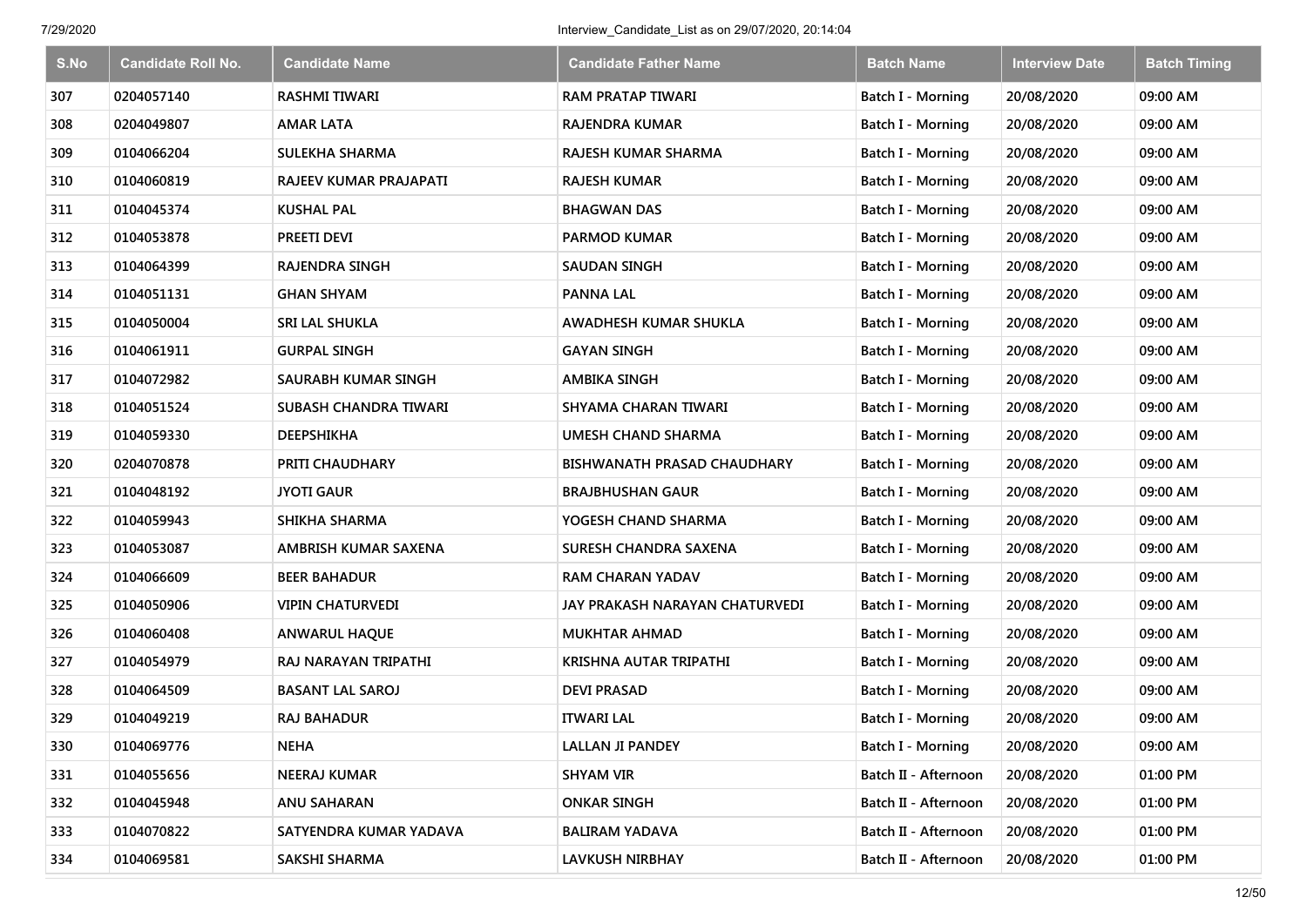| S.No | Candidate Roll No. | Candidate Name | Candidate Father Name | Batch Name | Interview Date | Batch Timing |
|---|---|---|---|---|---|---|
| 307 | 0204057140 | RASHMI TIWARI | RAM PRATAP TIWARI | Batch I - Morning | 20/08/2020 | 09:00 AM |
| 308 | 0204049807 | AMAR LATA | RAJENDRA KUMAR | Batch I - Morning | 20/08/2020 | 09:00 AM |
| 309 | 0104066204 | SULEKHA SHARMA | RAJESH KUMAR SHARMA | Batch I - Morning | 20/08/2020 | 09:00 AM |
| 310 | 0104060819 | RAJEEV KUMAR PRAJAPATI | RAJESH KUMAR | Batch I - Morning | 20/08/2020 | 09:00 AM |
| 311 | 0104045374 | KUSHAL PAL | BHAGWAN DAS | Batch I - Morning | 20/08/2020 | 09:00 AM |
| 312 | 0104053878 | PREETI DEVI | PARMOD KUMAR | Batch I - Morning | 20/08/2020 | 09:00 AM |
| 313 | 0104064399 | RAJENDRA SINGH | SAUDAN SINGH | Batch I - Morning | 20/08/2020 | 09:00 AM |
| 314 | 0104051131 | GHAN SHYAM | PANNA LAL | Batch I - Morning | 20/08/2020 | 09:00 AM |
| 315 | 0104050004 | SRI LAL SHUKLA | AWADHESH KUMAR SHUKLA | Batch I - Morning | 20/08/2020 | 09:00 AM |
| 316 | 0104061911 | GURPAL SINGH | GAYAN SINGH | Batch I - Morning | 20/08/2020 | 09:00 AM |
| 317 | 0104072982 | SAURABH KUMAR SINGH | AMBIKA SINGH | Batch I - Morning | 20/08/2020 | 09:00 AM |
| 318 | 0104051524 | SUBASH CHANDRA TIWARI | SHYAMA CHARAN TIWARI | Batch I - Morning | 20/08/2020 | 09:00 AM |
| 319 | 0104059330 | DEEPSHIKHA | UMESH CHAND SHARMA | Batch I - Morning | 20/08/2020 | 09:00 AM |
| 320 | 0204070878 | PRITI CHAUDHARY | BISHWANATH PRASAD CHAUDHARY | Batch I - Morning | 20/08/2020 | 09:00 AM |
| 321 | 0104048192 | JYOTI GAUR | BRAJBHUSHAN GAUR | Batch I - Morning | 20/08/2020 | 09:00 AM |
| 322 | 0104059943 | SHIKHA SHARMA | YOGESH CHAND SHARMA | Batch I - Morning | 20/08/2020 | 09:00 AM |
| 323 | 0104053087 | AMBRISH KUMAR SAXENA | SURESH CHANDRA SAXENA | Batch I - Morning | 20/08/2020 | 09:00 AM |
| 324 | 0104066609 | BEER BAHADUR | RAM CHARAN YADAV | Batch I - Morning | 20/08/2020 | 09:00 AM |
| 325 | 0104050906 | VIPIN CHATURVEDI | JAY PRAKASH NARAYAN CHATURVEDI | Batch I - Morning | 20/08/2020 | 09:00 AM |
| 326 | 0104060408 | ANWARUL HAQUE | MUKHTAR AHMAD | Batch I - Morning | 20/08/2020 | 09:00 AM |
| 327 | 0104054979 | RAJ NARAYAN TRIPATHI | KRISHNA AUTAR TRIPATHI | Batch I - Morning | 20/08/2020 | 09:00 AM |
| 328 | 0104064509 | BASANT LAL SAROJ | DEVI PRASAD | Batch I - Morning | 20/08/2020 | 09:00 AM |
| 329 | 0104049219 | RAJ BAHADUR | ITWARI LAL | Batch I - Morning | 20/08/2020 | 09:00 AM |
| 330 | 0104069776 | NEHA | LALLAN JI PANDEY | Batch I - Morning | 20/08/2020 | 09:00 AM |
| 331 | 0104055656 | NEERAJ KUMAR | SHYAM VIR | Batch II - Afternoon | 20/08/2020 | 01:00 PM |
| 332 | 0104045948 | ANU SAHARAN | ONKAR SINGH | Batch II - Afternoon | 20/08/2020 | 01:00 PM |
| 333 | 0104070822 | SATYENDRA KUMAR YADAVA | BALIRAM YADAVA | Batch II - Afternoon | 20/08/2020 | 01:00 PM |
| 334 | 0104069581 | SAKSHI SHARMA | LAVKUSH NIRBHAY | Batch II - Afternoon | 20/08/2020 | 01:00 PM |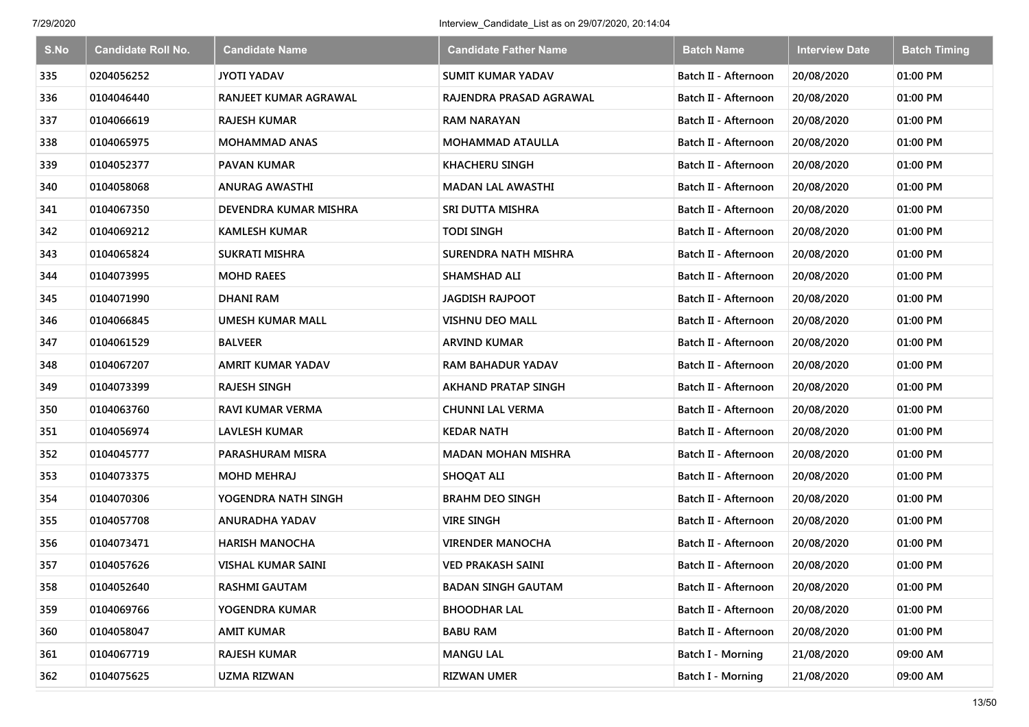| S.No | Candidate Roll No. | Candidate Name | Candidate Father Name | Batch Name | Interview Date | Batch Timing |
|---|---|---|---|---|---|---|
| 335 | 0204056252 | JYOTI YADAV | SUMIT KUMAR YADAV | Batch II - Afternoon | 20/08/2020 | 01:00 PM |
| 336 | 0104046440 | RANJEET KUMAR AGRAWAL | RAJENDRA PRASAD AGRAWAL | Batch II - Afternoon | 20/08/2020 | 01:00 PM |
| 337 | 0104066619 | RAJESH KUMAR | RAM NARAYAN | Batch II - Afternoon | 20/08/2020 | 01:00 PM |
| 338 | 0104065975 | MOHAMMAD ANAS | MOHAMMAD ATAULLA | Batch II - Afternoon | 20/08/2020 | 01:00 PM |
| 339 | 0104052377 | PAVAN KUMAR | KHACHERU SINGH | Batch II - Afternoon | 20/08/2020 | 01:00 PM |
| 340 | 0104058068 | ANURAG AWASTHI | MADAN LAL AWASTHI | Batch II - Afternoon | 20/08/2020 | 01:00 PM |
| 341 | 0104067350 | DEVENDRA KUMAR MISHRA | SRI DUTTA MISHRA | Batch II - Afternoon | 20/08/2020 | 01:00 PM |
| 342 | 0104069212 | KAMLESH KUMAR | TODI SINGH | Batch II - Afternoon | 20/08/2020 | 01:00 PM |
| 343 | 0104065824 | SUKRATI MISHRA | SURENDRA NATH MISHRA | Batch II - Afternoon | 20/08/2020 | 01:00 PM |
| 344 | 0104073995 | MOHD RAEES | SHAMSHAD ALI | Batch II - Afternoon | 20/08/2020 | 01:00 PM |
| 345 | 0104071990 | DHANI RAM | JAGDISH RAJPOOT | Batch II - Afternoon | 20/08/2020 | 01:00 PM |
| 346 | 0104066845 | UMESH KUMAR MALL | VISHNU DEO MALL | Batch II - Afternoon | 20/08/2020 | 01:00 PM |
| 347 | 0104061529 | BALVEER | ARVIND KUMAR | Batch II - Afternoon | 20/08/2020 | 01:00 PM |
| 348 | 0104067207 | AMRIT KUMAR YADAV | RAM BAHADUR YADAV | Batch II - Afternoon | 20/08/2020 | 01:00 PM |
| 349 | 0104073399 | RAJESH SINGH | AKHAND PRATAP SINGH | Batch II - Afternoon | 20/08/2020 | 01:00 PM |
| 350 | 0104063760 | RAVI KUMAR VERMA | CHUNNI LAL VERMA | Batch II - Afternoon | 20/08/2020 | 01:00 PM |
| 351 | 0104056974 | LAVLESH KUMAR | KEDAR NATH | Batch II - Afternoon | 20/08/2020 | 01:00 PM |
| 352 | 0104045777 | PARASHURAM MISRA | MADAN MOHAN MISHRA | Batch II - Afternoon | 20/08/2020 | 01:00 PM |
| 353 | 0104073375 | MOHD MEHRAJ | SHOQAT ALI | Batch II - Afternoon | 20/08/2020 | 01:00 PM |
| 354 | 0104070306 | YOGENDRA NATH SINGH | BRAHM DEO SINGH | Batch II - Afternoon | 20/08/2020 | 01:00 PM |
| 355 | 0104057708 | ANURADHA YADAV | VIRE SINGH | Batch II - Afternoon | 20/08/2020 | 01:00 PM |
| 356 | 0104073471 | HARISH MANOCHA | VIRENDER MANOCHA | Batch II - Afternoon | 20/08/2020 | 01:00 PM |
| 357 | 0104057626 | VISHAL KUMAR SAINI | VED PRAKASH SAINI | Batch II - Afternoon | 20/08/2020 | 01:00 PM |
| 358 | 0104052640 | RASHMI GAUTAM | BADAN SINGH GAUTAM | Batch II - Afternoon | 20/08/2020 | 01:00 PM |
| 359 | 0104069766 | YOGENDRA KUMAR | BHOODHAR LAL | Batch II - Afternoon | 20/08/2020 | 01:00 PM |
| 360 | 0104058047 | AMIT KUMAR | BABU RAM | Batch II - Afternoon | 20/08/2020 | 01:00 PM |
| 361 | 0104067719 | RAJESH KUMAR | MANGU LAL | Batch I - Morning | 21/08/2020 | 09:00 AM |
| 362 | 0104075625 | UZMA RIZWAN | RIZWAN UMER | Batch I - Morning | 21/08/2020 | 09:00 AM |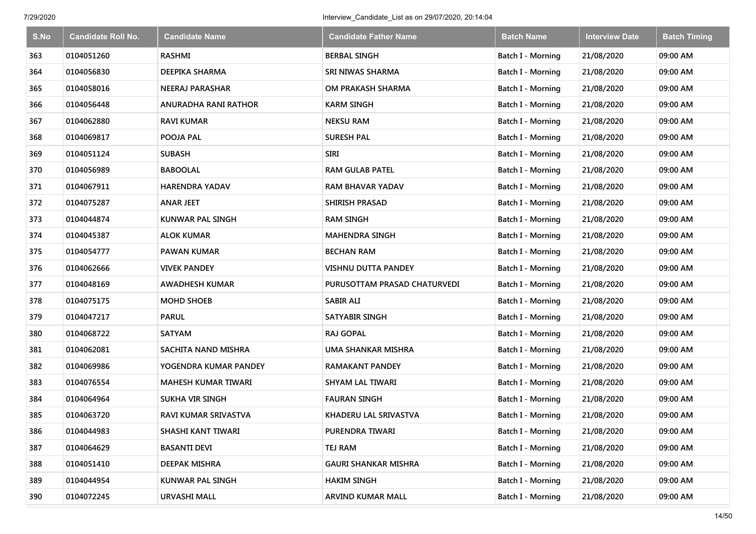| S.No | Candidate Roll No. | Candidate Name | Candidate Father Name | Batch Name | Interview Date | Batch Timing |
|---|---|---|---|---|---|---|
| 363 | 0104051260 | RASHMI | BERBAL SINGH | Batch I - Morning | 21/08/2020 | 09:00 AM |
| 364 | 0104056830 | DEEPIKA SHARMA | SRI NIWAS SHARMA | Batch I - Morning | 21/08/2020 | 09:00 AM |
| 365 | 0104058016 | NEERAJ PARASHAR | OM PRAKASH SHARMA | Batch I - Morning | 21/08/2020 | 09:00 AM |
| 366 | 0104056448 | ANURADHA RANI RATHOR | KARM SINGH | Batch I - Morning | 21/08/2020 | 09:00 AM |
| 367 | 0104062880 | RAVI KUMAR | NEKSU RAM | Batch I - Morning | 21/08/2020 | 09:00 AM |
| 368 | 0104069817 | POOJA PAL | SURESH PAL | Batch I - Morning | 21/08/2020 | 09:00 AM |
| 369 | 0104051124 | SUBASH | SIRI | Batch I - Morning | 21/08/2020 | 09:00 AM |
| 370 | 0104056989 | BABOOLAL | RAM GULAB PATEL | Batch I - Morning | 21/08/2020 | 09:00 AM |
| 371 | 0104067911 | HARENDRA YADAV | RAM BHAVAR YADAV | Batch I - Morning | 21/08/2020 | 09:00 AM |
| 372 | 0104075287 | ANAR JEET | SHIRISH PRASAD | Batch I - Morning | 21/08/2020 | 09:00 AM |
| 373 | 0104044874 | KUNWAR PAL SINGH | RAM SINGH | Batch I - Morning | 21/08/2020 | 09:00 AM |
| 374 | 0104045387 | ALOK KUMAR | MAHENDRA SINGH | Batch I - Morning | 21/08/2020 | 09:00 AM |
| 375 | 0104054777 | PAWAN KUMAR | BECHAN RAM | Batch I - Morning | 21/08/2020 | 09:00 AM |
| 376 | 0104062666 | VIVEK PANDEY | VISHNU DUTTA PANDEY | Batch I - Morning | 21/08/2020 | 09:00 AM |
| 377 | 0104048169 | AWADHESH KUMAR | PURUSOTTAM PRASAD CHATURVEDI | Batch I - Morning | 21/08/2020 | 09:00 AM |
| 378 | 0104075175 | MOHD SHOEB | SABIR ALI | Batch I - Morning | 21/08/2020 | 09:00 AM |
| 379 | 0104047217 | PARUL | SATYABIR SINGH | Batch I - Morning | 21/08/2020 | 09:00 AM |
| 380 | 0104068722 | SATYAM | RAJ GOPAL | Batch I - Morning | 21/08/2020 | 09:00 AM |
| 381 | 0104062081 | SACHITA NAND MISHRA | UMA SHANKAR MISHRA | Batch I - Morning | 21/08/2020 | 09:00 AM |
| 382 | 0104069986 | YOGENDRA KUMAR PANDEY | RAMAKANT PANDEY | Batch I - Morning | 21/08/2020 | 09:00 AM |
| 383 | 0104076554 | MAHESH KUMAR TIWARI | SHYAM LAL TIWARI | Batch I - Morning | 21/08/2020 | 09:00 AM |
| 384 | 0104064964 | SUKHA VIR SINGH | FAURAN SINGH | Batch I - Morning | 21/08/2020 | 09:00 AM |
| 385 | 0104063720 | RAVI KUMAR SRIVASTVA | KHADERU LAL SRIVASTVA | Batch I - Morning | 21/08/2020 | 09:00 AM |
| 386 | 0104044983 | SHASHI KANT TIWARI | PURENDRA TIWARI | Batch I - Morning | 21/08/2020 | 09:00 AM |
| 387 | 0104064629 | BASANTI DEVI | TEJ RAM | Batch I - Morning | 21/08/2020 | 09:00 AM |
| 388 | 0104051410 | DEEPAK MISHRA | GAURI SHANKAR MISHRA | Batch I - Morning | 21/08/2020 | 09:00 AM |
| 389 | 0104044954 | KUNWAR PAL SINGH | HAKIM SINGH | Batch I - Morning | 21/08/2020 | 09:00 AM |
| 390 | 0104072245 | URVASHI MALL | ARVIND KUMAR MALL | Batch I - Morning | 21/08/2020 | 09:00 AM |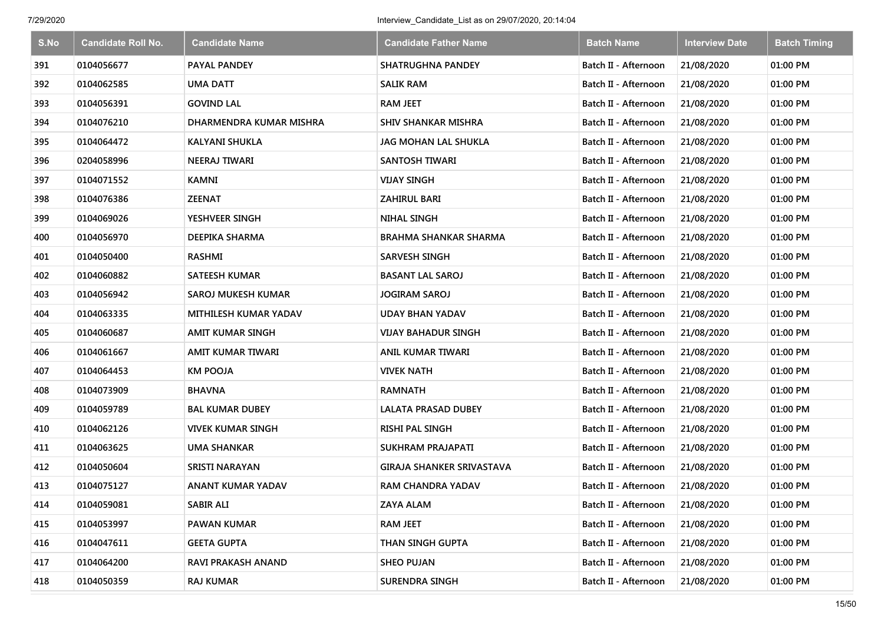| S.No | Candidate Roll No. | Candidate Name | Candidate Father Name | Batch Name | Interview Date | Batch Timing |
|---|---|---|---|---|---|---|
| 391 | 0104056677 | PAYAL PANDEY | SHATRUGHNA PANDEY | Batch II - Afternoon | 21/08/2020 | 01:00 PM |
| 392 | 0104062585 | UMA DATT | SALIK RAM | Batch II - Afternoon | 21/08/2020 | 01:00 PM |
| 393 | 0104056391 | GOVIND LAL | RAM JEET | Batch II - Afternoon | 21/08/2020 | 01:00 PM |
| 394 | 0104076210 | DHARMENDRA KUMAR MISHRA | SHIV SHANKAR MISHRA | Batch II - Afternoon | 21/08/2020 | 01:00 PM |
| 395 | 0104064472 | KALYANI SHUKLA | JAG MOHAN LAL SHUKLA | Batch II - Afternoon | 21/08/2020 | 01:00 PM |
| 396 | 0204058996 | NEERAJ TIWARI | SANTOSH TIWARI | Batch II - Afternoon | 21/08/2020 | 01:00 PM |
| 397 | 0104071552 | KAMNI | VIJAY SINGH | Batch II - Afternoon | 21/08/2020 | 01:00 PM |
| 398 | 0104076386 | ZEENAT | ZAHIRUL BARI | Batch II - Afternoon | 21/08/2020 | 01:00 PM |
| 399 | 0104069026 | YESHVEER SINGH | NIHAL SINGH | Batch II - Afternoon | 21/08/2020 | 01:00 PM |
| 400 | 0104056970 | DEEPIKA SHARMA | BRAHMA SHANKAR SHARMA | Batch II - Afternoon | 21/08/2020 | 01:00 PM |
| 401 | 0104050400 | RASHMI | SARVESH SINGH | Batch II - Afternoon | 21/08/2020 | 01:00 PM |
| 402 | 0104060882 | SATEESH KUMAR | BASANT LAL SAROJ | Batch II - Afternoon | 21/08/2020 | 01:00 PM |
| 403 | 0104056942 | SAROJ MUKESH KUMAR | JOGIRAM SAROJ | Batch II - Afternoon | 21/08/2020 | 01:00 PM |
| 404 | 0104063335 | MITHILESH KUMAR YADAV | UDAY BHAN YADAV | Batch II - Afternoon | 21/08/2020 | 01:00 PM |
| 405 | 0104060687 | AMIT KUMAR SINGH | VIJAY BAHADUR SINGH | Batch II - Afternoon | 21/08/2020 | 01:00 PM |
| 406 | 0104061667 | AMIT KUMAR TIWARI | ANIL KUMAR TIWARI | Batch II - Afternoon | 21/08/2020 | 01:00 PM |
| 407 | 0104064453 | KM POOJA | VIVEK NATH | Batch II - Afternoon | 21/08/2020 | 01:00 PM |
| 408 | 0104073909 | BHAVNA | RAMNATH | Batch II - Afternoon | 21/08/2020 | 01:00 PM |
| 409 | 0104059789 | BAL KUMAR DUBEY | LALATA PRASAD DUBEY | Batch II - Afternoon | 21/08/2020 | 01:00 PM |
| 410 | 0104062126 | VIVEK KUMAR SINGH | RISHI PAL SINGH | Batch II - Afternoon | 21/08/2020 | 01:00 PM |
| 411 | 0104063625 | UMA SHANKAR | SUKHRAM PRAJAPATI | Batch II - Afternoon | 21/08/2020 | 01:00 PM |
| 412 | 0104050604 | SRISTI NARAYAN | GIRAJA SHANKER SRIVASTAVA | Batch II - Afternoon | 21/08/2020 | 01:00 PM |
| 413 | 0104075127 | ANANT KUMAR YADAV | RAM CHANDRA YADAV | Batch II - Afternoon | 21/08/2020 | 01:00 PM |
| 414 | 0104059081 | SABIR ALI | ZAYA ALAM | Batch II - Afternoon | 21/08/2020 | 01:00 PM |
| 415 | 0104053997 | PAWAN KUMAR | RAM JEET | Batch II - Afternoon | 21/08/2020 | 01:00 PM |
| 416 | 0104047611 | GEETA GUPTA | THAN SINGH GUPTA | Batch II - Afternoon | 21/08/2020 | 01:00 PM |
| 417 | 0104064200 | RAVI PRAKASH ANAND | SHEO PUJAN | Batch II - Afternoon | 21/08/2020 | 01:00 PM |
| 418 | 0104050359 | RAJ KUMAR | SURENDRA SINGH | Batch II - Afternoon | 21/08/2020 | 01:00 PM |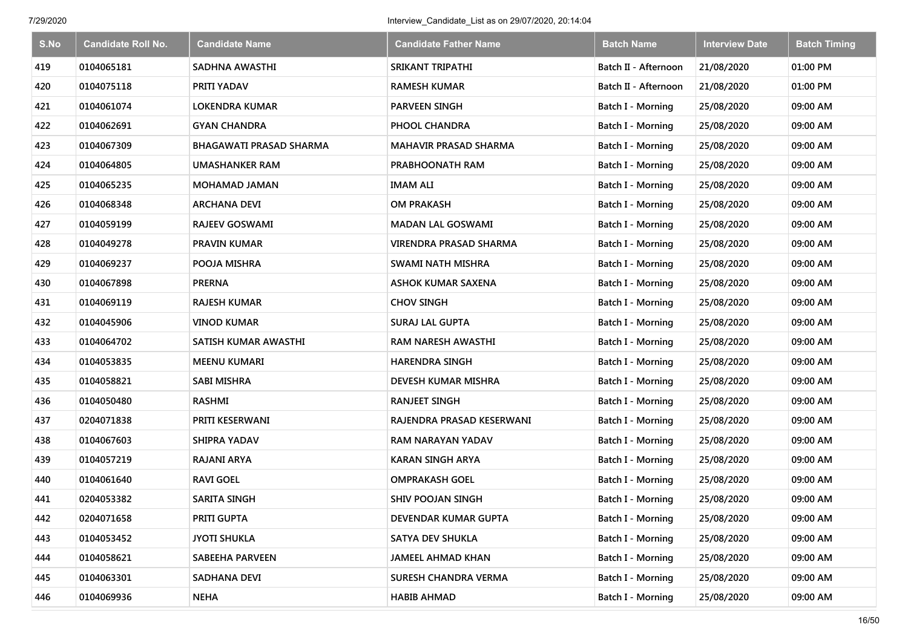| S.No | Candidate Roll No. | Candidate Name | Candidate Father Name | Batch Name | Interview Date | Batch Timing |
|---|---|---|---|---|---|---|
| 419 | 0104065181 | SADHNA AWASTHI | SRIKANT TRIPATHI | Batch II - Afternoon | 21/08/2020 | 01:00 PM |
| 420 | 0104075118 | PRITI YADAV | RAMESH KUMAR | Batch II - Afternoon | 21/08/2020 | 01:00 PM |
| 421 | 0104061074 | LOKENDRA KUMAR | PARVEEN SINGH | Batch I - Morning | 25/08/2020 | 09:00 AM |
| 422 | 0104062691 | GYAN CHANDRA | PHOOL CHANDRA | Batch I - Morning | 25/08/2020 | 09:00 AM |
| 423 | 0104067309 | BHAGAWATI PRASAD SHARMA | MAHAVIR PRASAD SHARMA | Batch I - Morning | 25/08/2020 | 09:00 AM |
| 424 | 0104064805 | UMASHANKER RAM | PRABHOONATH RAM | Batch I - Morning | 25/08/2020 | 09:00 AM |
| 425 | 0104065235 | MOHAMAD JAMAN | IMAM ALI | Batch I - Morning | 25/08/2020 | 09:00 AM |
| 426 | 0104068348 | ARCHANA DEVI | OM PRAKASH | Batch I - Morning | 25/08/2020 | 09:00 AM |
| 427 | 0104059199 | RAJEEV GOSWAMI | MADAN LAL GOSWAMI | Batch I - Morning | 25/08/2020 | 09:00 AM |
| 428 | 0104049278 | PRAVIN KUMAR | VIRENDRA PRASAD SHARMA | Batch I - Morning | 25/08/2020 | 09:00 AM |
| 429 | 0104069237 | POOJA MISHRA | SWAMI NATH MISHRA | Batch I - Morning | 25/08/2020 | 09:00 AM |
| 430 | 0104067898 | PRERNA | ASHOK KUMAR SAXENA | Batch I - Morning | 25/08/2020 | 09:00 AM |
| 431 | 0104069119 | RAJESH KUMAR | CHOV SINGH | Batch I - Morning | 25/08/2020 | 09:00 AM |
| 432 | 0104045906 | VINOD KUMAR | SURAJ LAL GUPTA | Batch I - Morning | 25/08/2020 | 09:00 AM |
| 433 | 0104064702 | SATISH KUMAR AWASTHI | RAM NARESH AWASTHI | Batch I - Morning | 25/08/2020 | 09:00 AM |
| 434 | 0104053835 | MEENU KUMARI | HARENDRA SINGH | Batch I - Morning | 25/08/2020 | 09:00 AM |
| 435 | 0104058821 | SABI MISHRA | DEVESH KUMAR MISHRA | Batch I - Morning | 25/08/2020 | 09:00 AM |
| 436 | 0104050480 | RASHMI | RANJEET SINGH | Batch I - Morning | 25/08/2020 | 09:00 AM |
| 437 | 0204071838 | PRITI KESERWANI | RAJENDRA PRASAD KESERWANI | Batch I - Morning | 25/08/2020 | 09:00 AM |
| 438 | 0104067603 | SHIPRA YADAV | RAM NARAYAN YADAV | Batch I - Morning | 25/08/2020 | 09:00 AM |
| 439 | 0104057219 | RAJANI ARYA | KARAN SINGH ARYA | Batch I - Morning | 25/08/2020 | 09:00 AM |
| 440 | 0104061640 | RAVI GOEL | OMPRAKASH GOEL | Batch I - Morning | 25/08/2020 | 09:00 AM |
| 441 | 0204053382 | SARITA SINGH | SHIV POOJAN SINGH | Batch I - Morning | 25/08/2020 | 09:00 AM |
| 442 | 0204071658 | PRITI GUPTA | DEVENDAR KUMAR GUPTA | Batch I - Morning | 25/08/2020 | 09:00 AM |
| 443 | 0104053452 | JYOTI SHUKLA | SATYA DEV SHUKLA | Batch I - Morning | 25/08/2020 | 09:00 AM |
| 444 | 0104058621 | SABEEHA PARVEEN | JAMEEL AHMAD KHAN | Batch I - Morning | 25/08/2020 | 09:00 AM |
| 445 | 0104063301 | SADHANA DEVI | SURESH CHANDRA VERMA | Batch I - Morning | 25/08/2020 | 09:00 AM |
| 446 | 0104069936 | NEHA | HABIB AHMAD | Batch I - Morning | 25/08/2020 | 09:00 AM |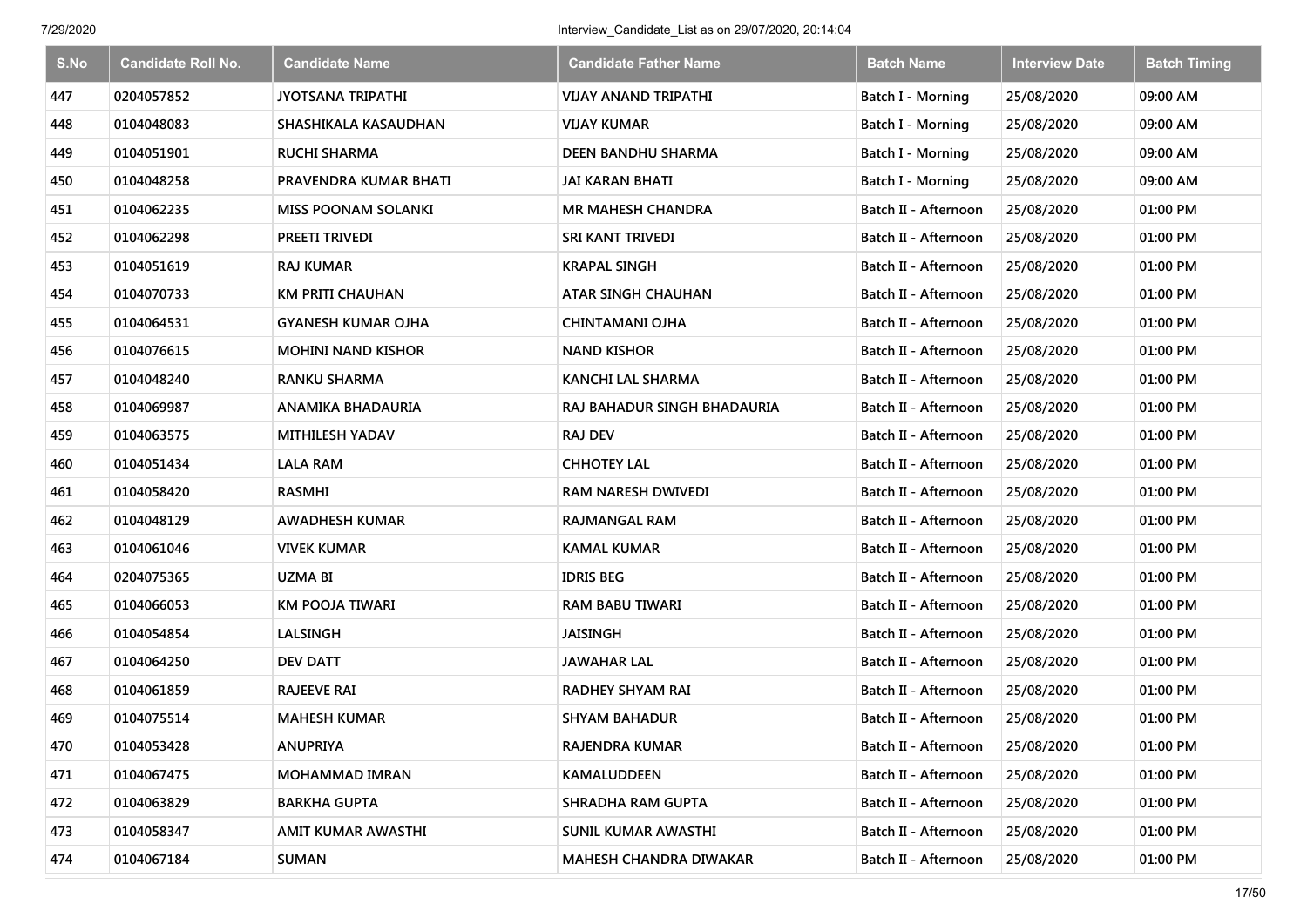| S.No | Candidate Roll No. | Candidate Name | Candidate Father Name | Batch Name | Interview Date | Batch Timing |
|---|---|---|---|---|---|---|
| 447 | 0204057852 | JYOTSANA TRIPATHI | VIJAY ANAND TRIPATHI | Batch I - Morning | 25/08/2020 | 09:00 AM |
| 448 | 0104048083 | SHASHIKALA KASAUDHAN | VIJAY KUMAR | Batch I - Morning | 25/08/2020 | 09:00 AM |
| 449 | 0104051901 | RUCHI SHARMA | DEEN BANDHU SHARMA | Batch I - Morning | 25/08/2020 | 09:00 AM |
| 450 | 0104048258 | PRAVENDRA KUMAR BHATI | JAI KARAN BHATI | Batch I - Morning | 25/08/2020 | 09:00 AM |
| 451 | 0104062235 | MISS POONAM SOLANKI | MR MAHESH CHANDRA | Batch II - Afternoon | 25/08/2020 | 01:00 PM |
| 452 | 0104062298 | PREETI TRIVEDI | SRI KANT TRIVEDI | Batch II - Afternoon | 25/08/2020 | 01:00 PM |
| 453 | 0104051619 | RAJ KUMAR | KRAPAL SINGH | Batch II - Afternoon | 25/08/2020 | 01:00 PM |
| 454 | 0104070733 | KM PRITI CHAUHAN | ATAR SINGH CHAUHAN | Batch II - Afternoon | 25/08/2020 | 01:00 PM |
| 455 | 0104064531 | GYANESH KUMAR OJHA | CHINTAMANI OJHA | Batch II - Afternoon | 25/08/2020 | 01:00 PM |
| 456 | 0104076615 | MOHINI NAND KISHOR | NAND KISHOR | Batch II - Afternoon | 25/08/2020 | 01:00 PM |
| 457 | 0104048240 | RANKU SHARMA | KANCHI LAL SHARMA | Batch II - Afternoon | 25/08/2020 | 01:00 PM |
| 458 | 0104069987 | ANAMIKA BHADAURIA | RAJ BAHADUR SINGH BHADAURIA | Batch II - Afternoon | 25/08/2020 | 01:00 PM |
| 459 | 0104063575 | MITHILESH YADAV | RAJ DEV | Batch II - Afternoon | 25/08/2020 | 01:00 PM |
| 460 | 0104051434 | LALA RAM | CHHOTEY LAL | Batch II - Afternoon | 25/08/2020 | 01:00 PM |
| 461 | 0104058420 | RASMHI | RAM NARESH DWIVEDI | Batch II - Afternoon | 25/08/2020 | 01:00 PM |
| 462 | 0104048129 | AWADHESH KUMAR | RAJMANGAL RAM | Batch II - Afternoon | 25/08/2020 | 01:00 PM |
| 463 | 0104061046 | VIVEK KUMAR | KAMAL KUMAR | Batch II - Afternoon | 25/08/2020 | 01:00 PM |
| 464 | 0204075365 | UZMA BI | IDRIS BEG | Batch II - Afternoon | 25/08/2020 | 01:00 PM |
| 465 | 0104066053 | KM POOJA TIWARI | RAM BABU TIWARI | Batch II - Afternoon | 25/08/2020 | 01:00 PM |
| 466 | 0104054854 | LALSINGH | JAISINGH | Batch II - Afternoon | 25/08/2020 | 01:00 PM |
| 467 | 0104064250 | DEV DATT | JAWAHAR LAL | Batch II - Afternoon | 25/08/2020 | 01:00 PM |
| 468 | 0104061859 | RAJEEVE RAI | RADHEY SHYAM RAI | Batch II - Afternoon | 25/08/2020 | 01:00 PM |
| 469 | 0104075514 | MAHESH KUMAR | SHYAM BAHADUR | Batch II - Afternoon | 25/08/2020 | 01:00 PM |
| 470 | 0104053428 | ANUPRIYA | RAJENDRA KUMAR | Batch II - Afternoon | 25/08/2020 | 01:00 PM |
| 471 | 0104067475 | MOHAMMAD IMRAN | KAMALUDDEEN | Batch II - Afternoon | 25/08/2020 | 01:00 PM |
| 472 | 0104063829 | BARKHA GUPTA | SHRADHA RAM GUPTA | Batch II - Afternoon | 25/08/2020 | 01:00 PM |
| 473 | 0104058347 | AMIT KUMAR AWASTHI | SUNIL KUMAR AWASTHI | Batch II - Afternoon | 25/08/2020 | 01:00 PM |
| 474 | 0104067184 | SUMAN | MAHESH CHANDRA DIWAKAR | Batch II - Afternoon | 25/08/2020 | 01:00 PM |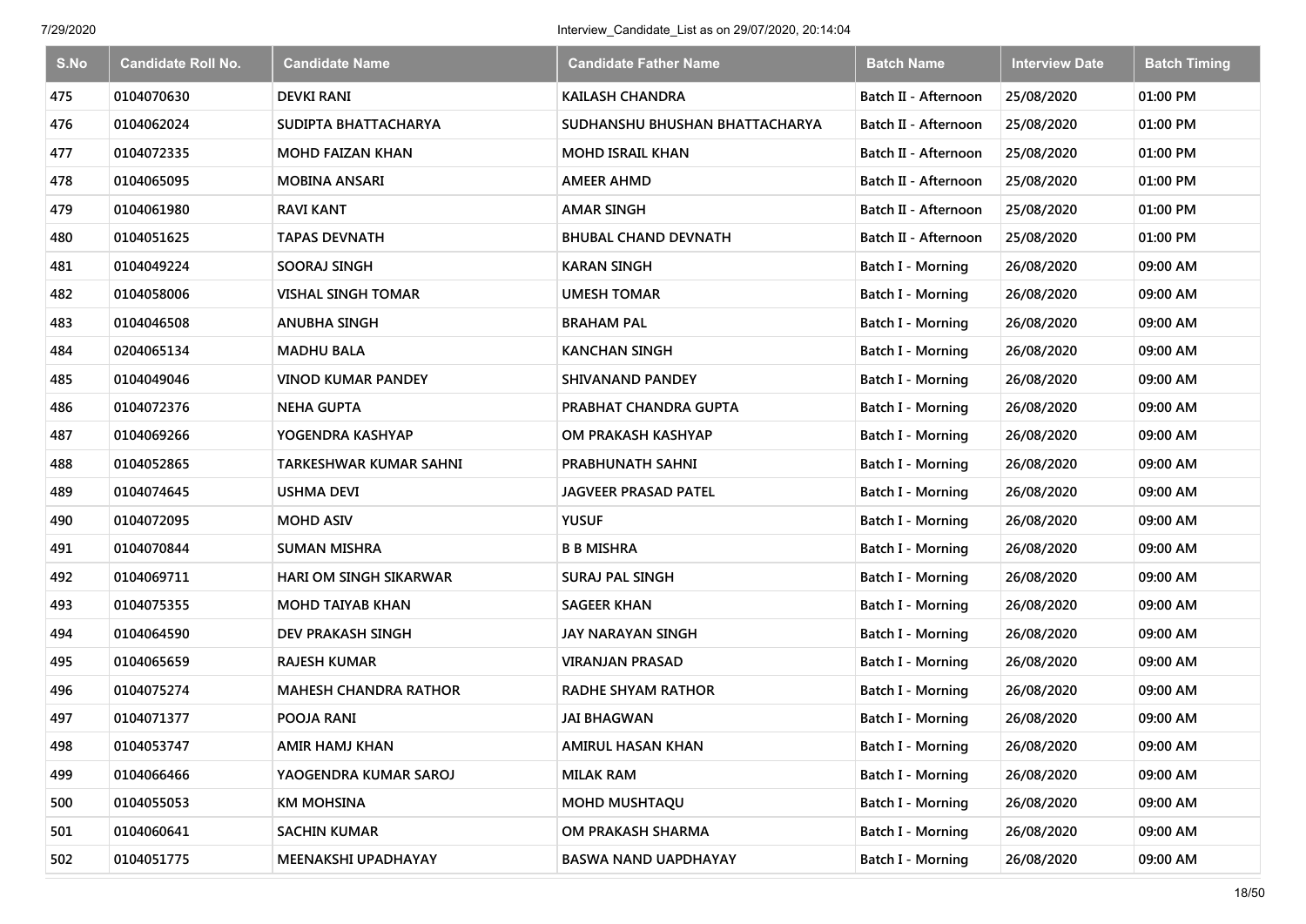| S.No | Candidate Roll No. | Candidate Name | Candidate Father Name | Batch Name | Interview Date | Batch Timing |
|---|---|---|---|---|---|---|
| 475 | 0104070630 | DEVKI RANI | KAILASH CHANDRA | Batch II - Afternoon | 25/08/2020 | 01:00 PM |
| 476 | 0104062024 | SUDIPTA BHATTACHARYA | SUDHANSHU BHUSHAN BHATTACHARYA | Batch II - Afternoon | 25/08/2020 | 01:00 PM |
| 477 | 0104072335 | MOHD FAIZAN KHAN | MOHD ISRAIL KHAN | Batch II - Afternoon | 25/08/2020 | 01:00 PM |
| 478 | 0104065095 | MOBINA ANSARI | AMEER AHMD | Batch II - Afternoon | 25/08/2020 | 01:00 PM |
| 479 | 0104061980 | RAVI KANT | AMAR SINGH | Batch II - Afternoon | 25/08/2020 | 01:00 PM |
| 480 | 0104051625 | TAPAS DEVNATH | BHUBAL CHAND DEVNATH | Batch II - Afternoon | 25/08/2020 | 01:00 PM |
| 481 | 0104049224 | SOORAJ SINGH | KARAN SINGH | Batch I - Morning | 26/08/2020 | 09:00 AM |
| 482 | 0104058006 | VISHAL SINGH TOMAR | UMESH TOMAR | Batch I - Morning | 26/08/2020 | 09:00 AM |
| 483 | 0104046508 | ANUBHA SINGH | BRAHAM PAL | Batch I - Morning | 26/08/2020 | 09:00 AM |
| 484 | 0204065134 | MADHU BALA | KANCHAN SINGH | Batch I - Morning | 26/08/2020 | 09:00 AM |
| 485 | 0104049046 | VINOD KUMAR PANDEY | SHIVANAND PANDEY | Batch I - Morning | 26/08/2020 | 09:00 AM |
| 486 | 0104072376 | NEHA GUPTA | PRABHAT CHANDRA GUPTA | Batch I - Morning | 26/08/2020 | 09:00 AM |
| 487 | 0104069266 | YOGENDRA KASHYAP | OM PRAKASH KASHYAP | Batch I - Morning | 26/08/2020 | 09:00 AM |
| 488 | 0104052865 | TARKESHWAR KUMAR SAHNI | PRABHUNATH SAHNI | Batch I - Morning | 26/08/2020 | 09:00 AM |
| 489 | 0104074645 | USHMA DEVI | JAGVEER PRASAD PATEL | Batch I - Morning | 26/08/2020 | 09:00 AM |
| 490 | 0104072095 | MOHD ASIV | YUSUF | Batch I - Morning | 26/08/2020 | 09:00 AM |
| 491 | 0104070844 | SUMAN MISHRA | B B MISHRA | Batch I - Morning | 26/08/2020 | 09:00 AM |
| 492 | 0104069711 | HARI OM SINGH SIKARWAR | SURAJ PAL SINGH | Batch I - Morning | 26/08/2020 | 09:00 AM |
| 493 | 0104075355 | MOHD TAIYAB KHAN | SAGEER KHAN | Batch I - Morning | 26/08/2020 | 09:00 AM |
| 494 | 0104064590 | DEV PRAKASH SINGH | JAY NARAYAN SINGH | Batch I - Morning | 26/08/2020 | 09:00 AM |
| 495 | 0104065659 | RAJESH KUMAR | VIRANJAN PRASAD | Batch I - Morning | 26/08/2020 | 09:00 AM |
| 496 | 0104075274 | MAHESH CHANDRA RATHOR | RADHE SHYAM RATHOR | Batch I - Morning | 26/08/2020 | 09:00 AM |
| 497 | 0104071377 | POOJA RANI | JAI BHAGWAN | Batch I - Morning | 26/08/2020 | 09:00 AM |
| 498 | 0104053747 | AMIR HAMJ KHAN | AMIRUL HASAN KHAN | Batch I - Morning | 26/08/2020 | 09:00 AM |
| 499 | 0104066466 | YAOGENDRA KUMAR SAROJ | MILAK RAM | Batch I - Morning | 26/08/2020 | 09:00 AM |
| 500 | 0104055053 | KM MOHSINA | MOHD MUSHTAQU | Batch I - Morning | 26/08/2020 | 09:00 AM |
| 501 | 0104060641 | SACHIN KUMAR | OM PRAKASH SHARMA | Batch I - Morning | 26/08/2020 | 09:00 AM |
| 502 | 0104051775 | MEENAKSHI UPADHAYAY | BASWA NAND UAPDHAYAY | Batch I - Morning | 26/08/2020 | 09:00 AM |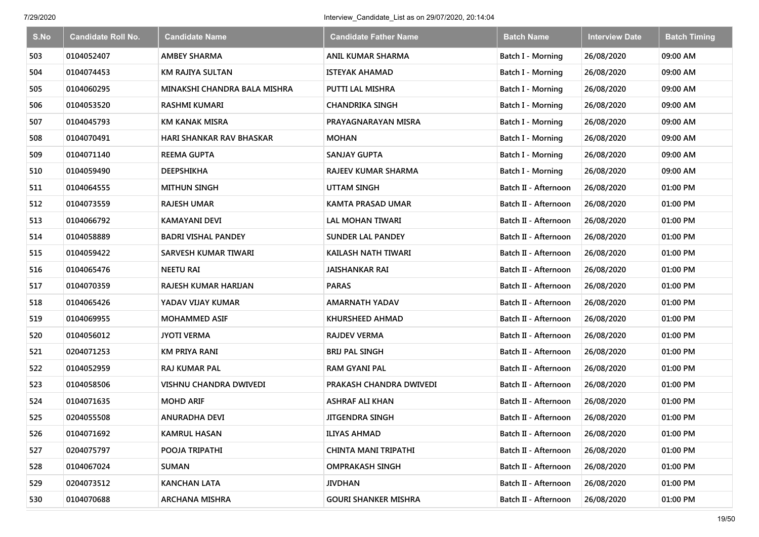| S.No | Candidate Roll No. | Candidate Name | Candidate Father Name | Batch Name | Interview Date | Batch Timing |
|---|---|---|---|---|---|---|
| 503 | 0104052407 | AMBEY SHARMA | ANIL KUMAR SHARMA | Batch I - Morning | 26/08/2020 | 09:00 AM |
| 504 | 0104074453 | KM RAJIYA SULTAN | ISTEYAK AHAMAD | Batch I - Morning | 26/08/2020 | 09:00 AM |
| 505 | 0104060295 | MINAKSHI CHANDRA BALA MISHRA | PUTTI LAL MISHRA | Batch I - Morning | 26/08/2020 | 09:00 AM |
| 506 | 0104053520 | RASHMI KUMARI | CHANDRIKA SINGH | Batch I - Morning | 26/08/2020 | 09:00 AM |
| 507 | 0104045793 | KM KANAK MISRA | PRAYAGNARAYAN MISRA | Batch I - Morning | 26/08/2020 | 09:00 AM |
| 508 | 0104070491 | HARI SHANKAR RAV BHASKAR | MOHAN | Batch I - Morning | 26/08/2020 | 09:00 AM |
| 509 | 0104071140 | REEMA GUPTA | SANJAY GUPTA | Batch I - Morning | 26/08/2020 | 09:00 AM |
| 510 | 0104059490 | DEEPSHIKHA | RAJEEV KUMAR SHARMA | Batch I - Morning | 26/08/2020 | 09:00 AM |
| 511 | 0104064555 | MITHUN SINGH | UTTAM SINGH | Batch II - Afternoon | 26/08/2020 | 01:00 PM |
| 512 | 0104073559 | RAJESH UMAR | KAMTA PRASAD UMAR | Batch II - Afternoon | 26/08/2020 | 01:00 PM |
| 513 | 0104066792 | KAMAYANI DEVI | LAL MOHAN TIWARI | Batch II - Afternoon | 26/08/2020 | 01:00 PM |
| 514 | 0104058889 | BADRI VISHAL PANDEY | SUNDER LAL PANDEY | Batch II - Afternoon | 26/08/2020 | 01:00 PM |
| 515 | 0104059422 | SARVESH KUMAR TIWARI | KAILASH NATH TIWARI | Batch II - Afternoon | 26/08/2020 | 01:00 PM |
| 516 | 0104065476 | NEETU RAI | JAISHANKAR RAI | Batch II - Afternoon | 26/08/2020 | 01:00 PM |
| 517 | 0104070359 | RAJESH KUMAR HARIJAN | PARAS | Batch II - Afternoon | 26/08/2020 | 01:00 PM |
| 518 | 0104065426 | YADAV VIJAY KUMAR | AMARNATH YADAV | Batch II - Afternoon | 26/08/2020 | 01:00 PM |
| 519 | 0104069955 | MOHAMMED ASIF | KHURSHEED AHMAD | Batch II - Afternoon | 26/08/2020 | 01:00 PM |
| 520 | 0104056012 | JYOTI VERMA | RAJDEV VERMA | Batch II - Afternoon | 26/08/2020 | 01:00 PM |
| 521 | 0204071253 | KM PRIYA RANI | BRIJ PAL SINGH | Batch II - Afternoon | 26/08/2020 | 01:00 PM |
| 522 | 0104052959 | RAJ KUMAR PAL | RAM GYANI PAL | Batch II - Afternoon | 26/08/2020 | 01:00 PM |
| 523 | 0104058506 | VISHNU CHANDRA DWIVEDI | PRAKASH CHANDRA DWIVEDI | Batch II - Afternoon | 26/08/2020 | 01:00 PM |
| 524 | 0104071635 | MOHD ARIF | ASHRAF ALI KHAN | Batch II - Afternoon | 26/08/2020 | 01:00 PM |
| 525 | 0204055508 | ANURADHA DEVI | JITGENDRA SINGH | Batch II - Afternoon | 26/08/2020 | 01:00 PM |
| 526 | 0104071692 | KAMRUL HASAN | ILIYAS AHMAD | Batch II - Afternoon | 26/08/2020 | 01:00 PM |
| 527 | 0204075797 | POOJA TRIPATHI | CHINTA MANI TRIPATHI | Batch II - Afternoon | 26/08/2020 | 01:00 PM |
| 528 | 0104067024 | SUMAN | OMPRAKASH SINGH | Batch II - Afternoon | 26/08/2020 | 01:00 PM |
| 529 | 0204073512 | KANCHAN LATA | JIVDHAN | Batch II - Afternoon | 26/08/2020 | 01:00 PM |
| 530 | 0104070688 | ARCHANA MISHRA | GOURI SHANKER MISHRA | Batch II - Afternoon | 26/08/2020 | 01:00 PM |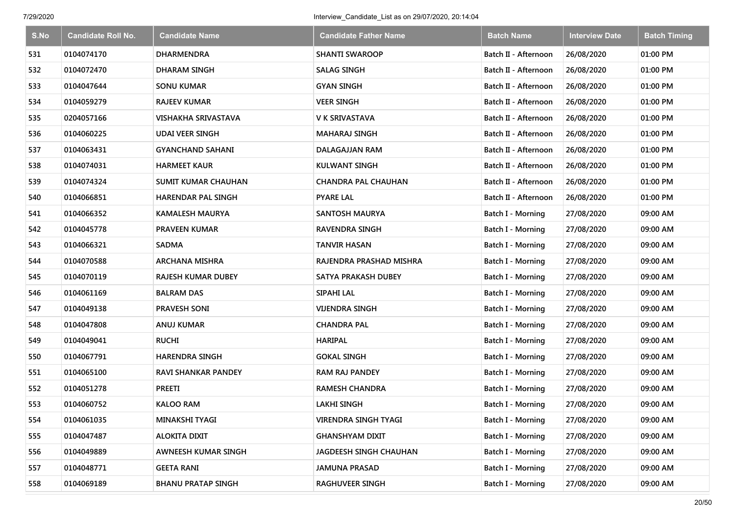| S.No | Candidate Roll No. | Candidate Name | Candidate Father Name | Batch Name | Interview Date | Batch Timing |
|---|---|---|---|---|---|---|
| 531 | 0104074170 | DHARMENDRA | SHANTI SWAROOP | Batch II - Afternoon | 26/08/2020 | 01:00 PM |
| 532 | 0104072470 | DHARAM SINGH | SALAG SINGH | Batch II - Afternoon | 26/08/2020 | 01:00 PM |
| 533 | 0104047644 | SONU KUMAR | GYAN SINGH | Batch II - Afternoon | 26/08/2020 | 01:00 PM |
| 534 | 0104059279 | RAJEEV KUMAR | VEER SINGH | Batch II - Afternoon | 26/08/2020 | 01:00 PM |
| 535 | 0204057166 | VISHAKHA SRIVASTAVA | V K SRIVASTAVA | Batch II - Afternoon | 26/08/2020 | 01:00 PM |
| 536 | 0104060225 | UDAI VEER SINGH | MAHARAJ SINGH | Batch II - Afternoon | 26/08/2020 | 01:00 PM |
| 537 | 0104063431 | GYANCHAND SAHANI | DALAGAJJAN RAM | Batch II - Afternoon | 26/08/2020 | 01:00 PM |
| 538 | 0104074031 | HARMEET KAUR | KULWANT SINGH | Batch II - Afternoon | 26/08/2020 | 01:00 PM |
| 539 | 0104074324 | SUMIT KUMAR CHAUHAN | CHANDRA PAL CHAUHAN | Batch II - Afternoon | 26/08/2020 | 01:00 PM |
| 540 | 0104066851 | HARENDAR PAL SINGH | PYARE LAL | Batch II - Afternoon | 26/08/2020 | 01:00 PM |
| 541 | 0104066352 | KAMALESH MAURYA | SANTOSH MAURYA | Batch I - Morning | 27/08/2020 | 09:00 AM |
| 542 | 0104045778 | PRAVEEN KUMAR | RAVENDRA SINGH | Batch I - Morning | 27/08/2020 | 09:00 AM |
| 543 | 0104066321 | SADMA | TANVIR HASAN | Batch I - Morning | 27/08/2020 | 09:00 AM |
| 544 | 0104070588 | ARCHANA MISHRA | RAJENDRA PRASHAD MISHRA | Batch I - Morning | 27/08/2020 | 09:00 AM |
| 545 | 0104070119 | RAJESH KUMAR DUBEY | SATYA PRAKASH DUBEY | Batch I - Morning | 27/08/2020 | 09:00 AM |
| 546 | 0104061169 | BALRAM DAS | SIPAHI LAL | Batch I - Morning | 27/08/2020 | 09:00 AM |
| 547 | 0104049138 | PRAVESH SONI | VIJENDRA SINGH | Batch I - Morning | 27/08/2020 | 09:00 AM |
| 548 | 0104047808 | ANUJ KUMAR | CHANDRA PAL | Batch I - Morning | 27/08/2020 | 09:00 AM |
| 549 | 0104049041 | RUCHI | HARIPAL | Batch I - Morning | 27/08/2020 | 09:00 AM |
| 550 | 0104067791 | HARENDRA SINGH | GOKAL SINGH | Batch I - Morning | 27/08/2020 | 09:00 AM |
| 551 | 0104065100 | RAVI SHANKAR PANDEY | RAM RAJ PANDEY | Batch I - Morning | 27/08/2020 | 09:00 AM |
| 552 | 0104051278 | PREETI | RAMESH CHANDRA | Batch I - Morning | 27/08/2020 | 09:00 AM |
| 553 | 0104060752 | KALOO RAM | LAKHI SINGH | Batch I - Morning | 27/08/2020 | 09:00 AM |
| 554 | 0104061035 | MINAKSHI TYAGI | VIRENDRA SINGH TYAGI | Batch I - Morning | 27/08/2020 | 09:00 AM |
| 555 | 0104047487 | ALOKITA DIXIT | GHANSHYAM DIXIT | Batch I - Morning | 27/08/2020 | 09:00 AM |
| 556 | 0104049889 | AWNEESH KUMAR SINGH | JAGDEESH SINGH CHAUHAN | Batch I - Morning | 27/08/2020 | 09:00 AM |
| 557 | 0104048771 | GEETA RANI | JAMUNA PRASAD | Batch I - Morning | 27/08/2020 | 09:00 AM |
| 558 | 0104069189 | BHANU PRATAP SINGH | RAGHUVEER SINGH | Batch I - Morning | 27/08/2020 | 09:00 AM |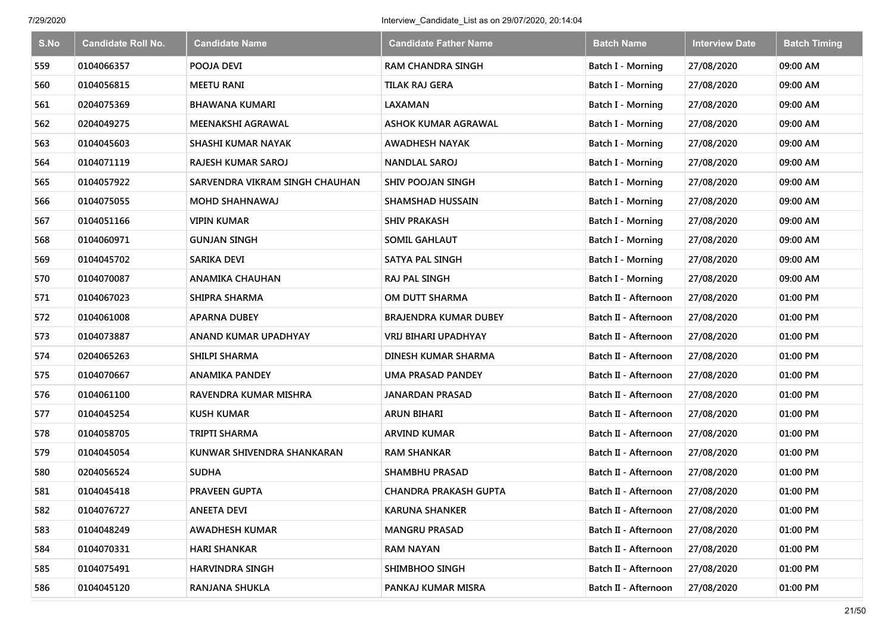| S.No | Candidate Roll No. | Candidate Name | Candidate Father Name | Batch Name | Interview Date | Batch Timing |
|---|---|---|---|---|---|---|
| 559 | 0104066357 | POOJA DEVI | RAM CHANDRA SINGH | Batch I - Morning | 27/08/2020 | 09:00 AM |
| 560 | 0104056815 | MEETU RANI | TILAK RAJ GERA | Batch I - Morning | 27/08/2020 | 09:00 AM |
| 561 | 0204075369 | BHAWANA KUMARI | LAXAMAN | Batch I - Morning | 27/08/2020 | 09:00 AM |
| 562 | 0204049275 | MEENAKSHI AGRAWAL | ASHOK KUMAR AGRAWAL | Batch I - Morning | 27/08/2020 | 09:00 AM |
| 563 | 0104045603 | SHASHI KUMAR NAYAK | AWADHESH NAYAK | Batch I - Morning | 27/08/2020 | 09:00 AM |
| 564 | 0104071119 | RAJESH KUMAR SAROJ | NANDLAL SAROJ | Batch I - Morning | 27/08/2020 | 09:00 AM |
| 565 | 0104057922 | SARVENDRA VIKRAM SINGH CHAUHAN | SHIV POOJAN SINGH | Batch I - Morning | 27/08/2020 | 09:00 AM |
| 566 | 0104075055 | MOHD SHAHNAWAJ | SHAMSHAD HUSSAIN | Batch I - Morning | 27/08/2020 | 09:00 AM |
| 567 | 0104051166 | VIPIN KUMAR | SHIV PRAKASH | Batch I - Morning | 27/08/2020 | 09:00 AM |
| 568 | 0104060971 | GUNJAN SINGH | SOMIL GAHLAUT | Batch I - Morning | 27/08/2020 | 09:00 AM |
| 569 | 0104045702 | SARIKA DEVI | SATYA PAL SINGH | Batch I - Morning | 27/08/2020 | 09:00 AM |
| 570 | 0104070087 | ANAMIKA CHAUHAN | RAJ PAL SINGH | Batch I - Morning | 27/08/2020 | 09:00 AM |
| 571 | 0104067023 | SHIPRA SHARMA | OM DUTT SHARMA | Batch II - Afternoon | 27/08/2020 | 01:00 PM |
| 572 | 0104061008 | APARNA DUBEY | BRAJENDRA KUMAR DUBEY | Batch II - Afternoon | 27/08/2020 | 01:00 PM |
| 573 | 0104073887 | ANAND KUMAR UPADHYAY | VRIJ BIHARI UPADHYAY | Batch II - Afternoon | 27/08/2020 | 01:00 PM |
| 574 | 0204065263 | SHILPI SHARMA | DINESH KUMAR SHARMA | Batch II - Afternoon | 27/08/2020 | 01:00 PM |
| 575 | 0104070667 | ANAMIKA PANDEY | UMA PRASAD PANDEY | Batch II - Afternoon | 27/08/2020 | 01:00 PM |
| 576 | 0104061100 | RAVENDRA KUMAR MISHRA | JANARDAN PRASAD | Batch II - Afternoon | 27/08/2020 | 01:00 PM |
| 577 | 0104045254 | KUSH KUMAR | ARUN BIHARI | Batch II - Afternoon | 27/08/2020 | 01:00 PM |
| 578 | 0104058705 | TRIPTI SHARMA | ARVIND KUMAR | Batch II - Afternoon | 27/08/2020 | 01:00 PM |
| 579 | 0104045054 | KUNWAR SHIVENDRA SHANKARAN | RAM SHANKAR | Batch II - Afternoon | 27/08/2020 | 01:00 PM |
| 580 | 0204056524 | SUDHA | SHAMBHU PRASAD | Batch II - Afternoon | 27/08/2020 | 01:00 PM |
| 581 | 0104045418 | PRAVEEN GUPTA | CHANDRA PRAKASH GUPTA | Batch II - Afternoon | 27/08/2020 | 01:00 PM |
| 582 | 0104076727 | ANEETA DEVI | KARUNA SHANKER | Batch II - Afternoon | 27/08/2020 | 01:00 PM |
| 583 | 0104048249 | AWADHESH KUMAR | MANGRU PRASAD | Batch II - Afternoon | 27/08/2020 | 01:00 PM |
| 584 | 0104070331 | HARI SHANKAR | RAM NAYAN | Batch II - Afternoon | 27/08/2020 | 01:00 PM |
| 585 | 0104075491 | HARVINDRA SINGH | SHIMBHOO SINGH | Batch II - Afternoon | 27/08/2020 | 01:00 PM |
| 586 | 0104045120 | RANJANA SHUKLA | PANKAJ KUMAR MISRA | Batch II - Afternoon | 27/08/2020 | 01:00 PM |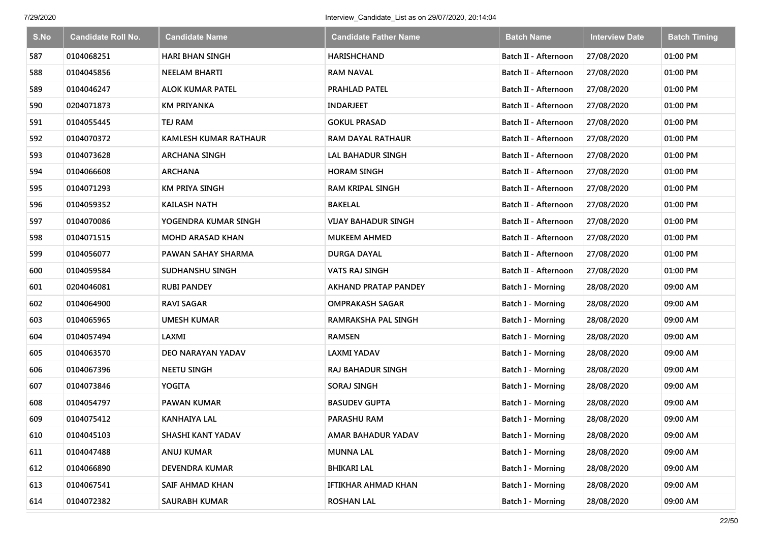| S.No | Candidate Roll No. | Candidate Name | Candidate Father Name | Batch Name | Interview Date | Batch Timing |
|---|---|---|---|---|---|---|
| 587 | 0104068251 | HARI BHAN SINGH | HARISHCHAND | Batch II - Afternoon | 27/08/2020 | 01:00 PM |
| 588 | 0104045856 | NEELAM BHARTI | RAM NAVAL | Batch II - Afternoon | 27/08/2020 | 01:00 PM |
| 589 | 0104046247 | ALOK KUMAR PATEL | PRAHLAD PATEL | Batch II - Afternoon | 27/08/2020 | 01:00 PM |
| 590 | 0204071873 | KM PRIYANKA | INDARJEET | Batch II - Afternoon | 27/08/2020 | 01:00 PM |
| 591 | 0104055445 | TEJ RAM | GOKUL PRASAD | Batch II - Afternoon | 27/08/2020 | 01:00 PM |
| 592 | 0104070372 | KAMLESH KUMAR RATHAUR | RAM DAYAL RATHAUR | Batch II - Afternoon | 27/08/2020 | 01:00 PM |
| 593 | 0104073628 | ARCHANA SINGH | LAL BAHADUR SINGH | Batch II - Afternoon | 27/08/2020 | 01:00 PM |
| 594 | 0104066608 | ARCHANA | HORAM SINGH | Batch II - Afternoon | 27/08/2020 | 01:00 PM |
| 595 | 0104071293 | KM PRIYA SINGH | RAM KRIPAL SINGH | Batch II - Afternoon | 27/08/2020 | 01:00 PM |
| 596 | 0104059352 | KAILASH NATH | BAKELAL | Batch II - Afternoon | 27/08/2020 | 01:00 PM |
| 597 | 0104070086 | YOGENDRA KUMAR SINGH | VIJAY BAHADUR SINGH | Batch II - Afternoon | 27/08/2020 | 01:00 PM |
| 598 | 0104071515 | MOHD ARASAD KHAN | MUKEEM AHMED | Batch II - Afternoon | 27/08/2020 | 01:00 PM |
| 599 | 0104056077 | PAWAN SAHAY SHARMA | DURGA DAYAL | Batch II - Afternoon | 27/08/2020 | 01:00 PM |
| 600 | 0104059584 | SUDHANSHU SINGH | VATS RAJ SINGH | Batch II - Afternoon | 27/08/2020 | 01:00 PM |
| 601 | 0204046081 | RUBI PANDEY | AKHAND PRATAP PANDEY | Batch I - Morning | 28/08/2020 | 09:00 AM |
| 602 | 0104064900 | RAVI SAGAR | OMPRAKASH SAGAR | Batch I - Morning | 28/08/2020 | 09:00 AM |
| 603 | 0104065965 | UMESH KUMAR | RAMRAKSHA PAL SINGH | Batch I - Morning | 28/08/2020 | 09:00 AM |
| 604 | 0104057494 | LAXMI | RAMSEN | Batch I - Morning | 28/08/2020 | 09:00 AM |
| 605 | 0104063570 | DEO NARAYAN YADAV | LAXMI YADAV | Batch I - Morning | 28/08/2020 | 09:00 AM |
| 606 | 0104067396 | NEETU SINGH | RAJ BAHADUR SINGH | Batch I - Morning | 28/08/2020 | 09:00 AM |
| 607 | 0104073846 | YOGITA | SORAJ SINGH | Batch I - Morning | 28/08/2020 | 09:00 AM |
| 608 | 0104054797 | PAWAN KUMAR | BASUDEV GUPTA | Batch I - Morning | 28/08/2020 | 09:00 AM |
| 609 | 0104075412 | KANHAIYA LAL | PARASHU RAM | Batch I - Morning | 28/08/2020 | 09:00 AM |
| 610 | 0104045103 | SHASHI KANT YADAV | AMAR BAHADUR YADAV | Batch I - Morning | 28/08/2020 | 09:00 AM |
| 611 | 0104047488 | ANUJ KUMAR | MUNNA LAL | Batch I - Morning | 28/08/2020 | 09:00 AM |
| 612 | 0104066890 | DEVENDRA KUMAR | BHIKARI LAL | Batch I - Morning | 28/08/2020 | 09:00 AM |
| 613 | 0104067541 | SAIF AHMAD KHAN | IFTIKHAR AHMAD KHAN | Batch I - Morning | 28/08/2020 | 09:00 AM |
| 614 | 0104072382 | SAURABH KUMAR | ROSHAN LAL | Batch I - Morning | 28/08/2020 | 09:00 AM |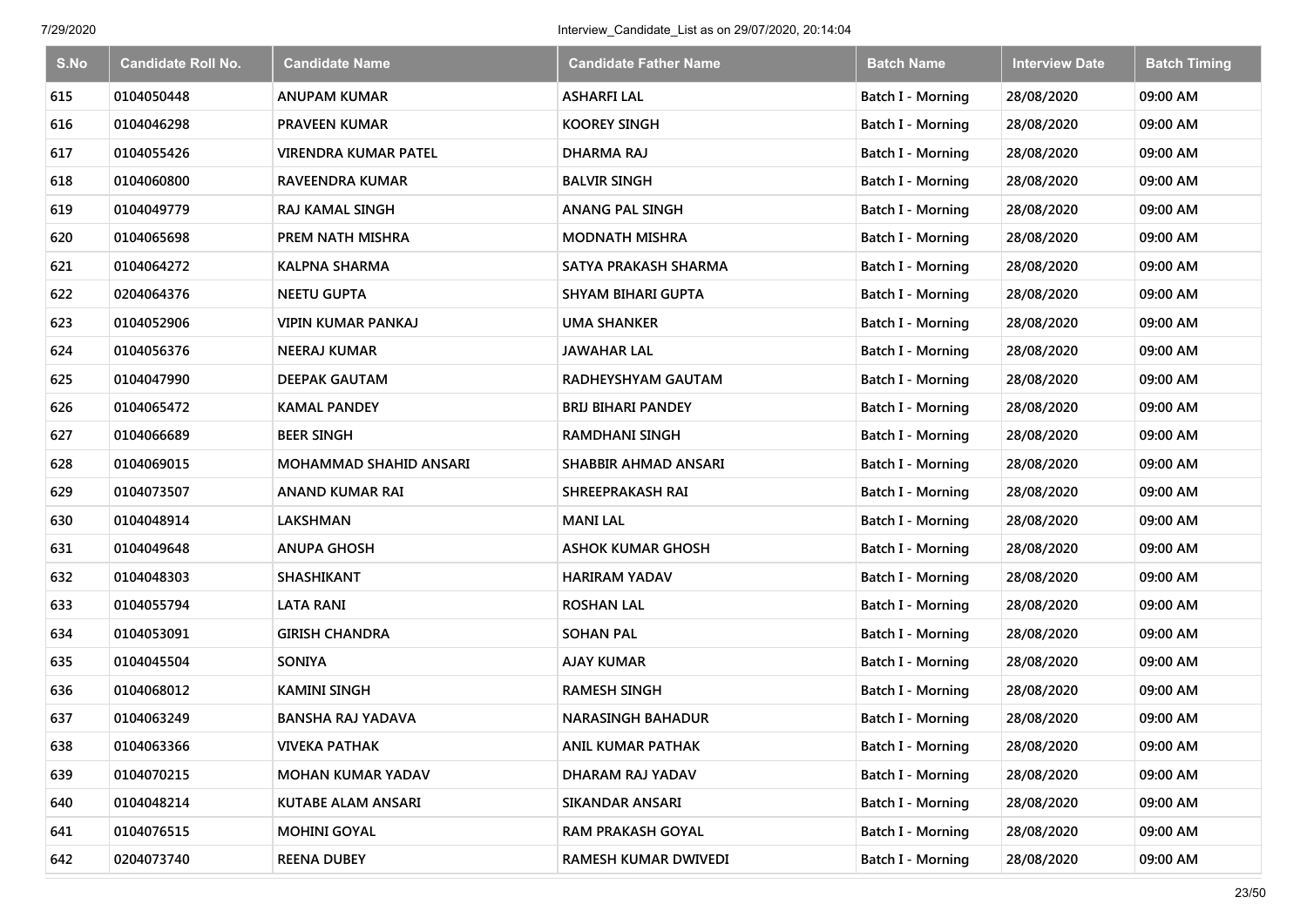| S.No | Candidate Roll No. | Candidate Name | Candidate Father Name | Batch Name | Interview Date | Batch Timing |
|---|---|---|---|---|---|---|
| 615 | 0104050448 | ANUPAM KUMAR | ASHARFI LAL | Batch I - Morning | 28/08/2020 | 09:00 AM |
| 616 | 0104046298 | PRAVEEN KUMAR | KOOREY SINGH | Batch I - Morning | 28/08/2020 | 09:00 AM |
| 617 | 0104055426 | VIRENDRA KUMAR PATEL | DHARMA RAJ | Batch I - Morning | 28/08/2020 | 09:00 AM |
| 618 | 0104060800 | RAVEENDRA KUMAR | BALVIR SINGH | Batch I - Morning | 28/08/2020 | 09:00 AM |
| 619 | 0104049779 | RAJ KAMAL SINGH | ANANG PAL SINGH | Batch I - Morning | 28/08/2020 | 09:00 AM |
| 620 | 0104065698 | PREM NATH MISHRA | MODNATH MISHRA | Batch I - Morning | 28/08/2020 | 09:00 AM |
| 621 | 0104064272 | KALPNA SHARMA | SATYA PRAKASH SHARMA | Batch I - Morning | 28/08/2020 | 09:00 AM |
| 622 | 0204064376 | NEETU GUPTA | SHYAM BIHARI GUPTA | Batch I - Morning | 28/08/2020 | 09:00 AM |
| 623 | 0104052906 | VIPIN KUMAR PANKAJ | UMA SHANKER | Batch I - Morning | 28/08/2020 | 09:00 AM |
| 624 | 0104056376 | NEERAJ KUMAR | JAWAHAR LAL | Batch I - Morning | 28/08/2020 | 09:00 AM |
| 625 | 0104047990 | DEEPAK GAUTAM | RADHEYSHYAM GAUTAM | Batch I - Morning | 28/08/2020 | 09:00 AM |
| 626 | 0104065472 | KAMAL PANDEY | BRIJ BIHARI PANDEY | Batch I - Morning | 28/08/2020 | 09:00 AM |
| 627 | 0104066689 | BEER SINGH | RAMDHANI SINGH | Batch I - Morning | 28/08/2020 | 09:00 AM |
| 628 | 0104069015 | MOHAMMAD SHAHID ANSARI | SHABBIR AHMAD ANSARI | Batch I - Morning | 28/08/2020 | 09:00 AM |
| 629 | 0104073507 | ANAND KUMAR RAI | SHREEPRAKASH RAI | Batch I - Morning | 28/08/2020 | 09:00 AM |
| 630 | 0104048914 | LAKSHMAN | MANI LAL | Batch I - Morning | 28/08/2020 | 09:00 AM |
| 631 | 0104049648 | ANUPA GHOSH | ASHOK KUMAR GHOSH | Batch I - Morning | 28/08/2020 | 09:00 AM |
| 632 | 0104048303 | SHASHIKANT | HARIRAM YADAV | Batch I - Morning | 28/08/2020 | 09:00 AM |
| 633 | 0104055794 | LATA RANI | ROSHAN LAL | Batch I - Morning | 28/08/2020 | 09:00 AM |
| 634 | 0104053091 | GIRISH CHANDRA | SOHAN PAL | Batch I - Morning | 28/08/2020 | 09:00 AM |
| 635 | 0104045504 | SONIYA | AJAY KUMAR | Batch I - Morning | 28/08/2020 | 09:00 AM |
| 636 | 0104068012 | KAMINI SINGH | RAMESH SINGH | Batch I - Morning | 28/08/2020 | 09:00 AM |
| 637 | 0104063249 | BANSHA RAJ YADAVA | NARASINGH BAHADUR | Batch I - Morning | 28/08/2020 | 09:00 AM |
| 638 | 0104063366 | VIVEKA PATHAK | ANIL KUMAR PATHAK | Batch I - Morning | 28/08/2020 | 09:00 AM |
| 639 | 0104070215 | MOHAN KUMAR YADAV | DHARAM RAJ YADAV | Batch I - Morning | 28/08/2020 | 09:00 AM |
| 640 | 0104048214 | KUTABE ALAM ANSARI | SIKANDAR ANSARI | Batch I - Morning | 28/08/2020 | 09:00 AM |
| 641 | 0104076515 | MOHINI GOYAL | RAM PRAKASH GOYAL | Batch I - Morning | 28/08/2020 | 09:00 AM |
| 642 | 0204073740 | REENA DUBEY | RAMESH KUMAR DWIVEDI | Batch I - Morning | 28/08/2020 | 09:00 AM |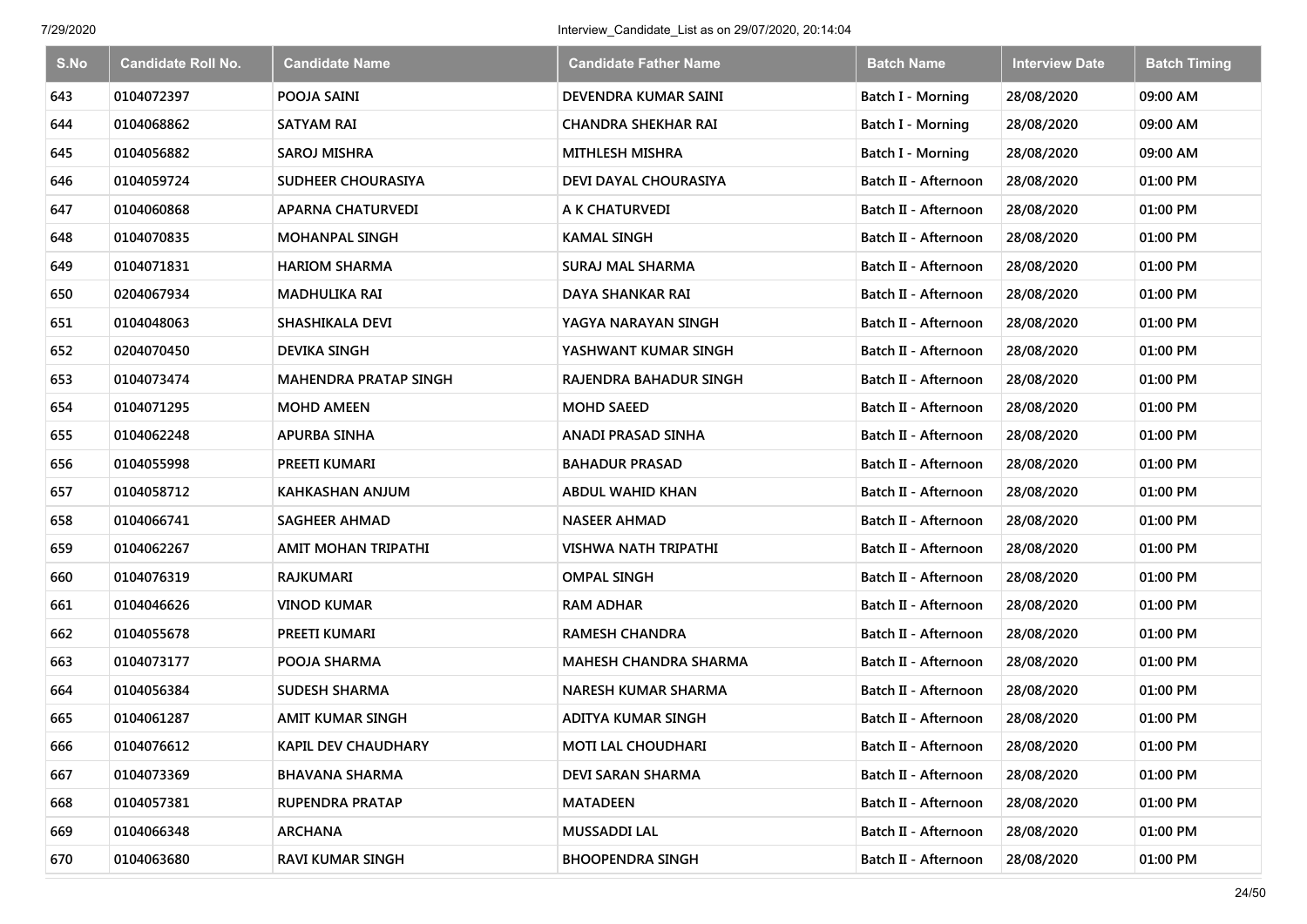| S.No | Candidate Roll No. | Candidate Name | Candidate Father Name | Batch Name | Interview Date | Batch Timing |
|---|---|---|---|---|---|---|
| 643 | 0104072397 | POOJA SAINI | DEVENDRA KUMAR SAINI | Batch I - Morning | 28/08/2020 | 09:00 AM |
| 644 | 0104068862 | SATYAM RAI | CHANDRA SHEKHAR RAI | Batch I - Morning | 28/08/2020 | 09:00 AM |
| 645 | 0104056882 | SAROJ MISHRA | MITHLESH MISHRA | Batch I - Morning | 28/08/2020 | 09:00 AM |
| 646 | 0104059724 | SUDHEER CHOURASIYA | DEVI DAYAL CHOURASIYA | Batch II - Afternoon | 28/08/2020 | 01:00 PM |
| 647 | 0104060868 | APARNA CHATURVEDI | A K CHATURVEDI | Batch II - Afternoon | 28/08/2020 | 01:00 PM |
| 648 | 0104070835 | MOHANPAL SINGH | KAMAL SINGH | Batch II - Afternoon | 28/08/2020 | 01:00 PM |
| 649 | 0104071831 | HARIOM SHARMA | SURAJ MAL SHARMA | Batch II - Afternoon | 28/08/2020 | 01:00 PM |
| 650 | 0204067934 | MADHULIKA RAI | DAYA SHANKAR RAI | Batch II - Afternoon | 28/08/2020 | 01:00 PM |
| 651 | 0104048063 | SHASHIKALA DEVI | YAGYA NARAYAN SINGH | Batch II - Afternoon | 28/08/2020 | 01:00 PM |
| 652 | 0204070450 | DEVIKA SINGH | YASHWANT KUMAR SINGH | Batch II - Afternoon | 28/08/2020 | 01:00 PM |
| 653 | 0104073474 | MAHENDRA PRATAP SINGH | RAJENDRA BAHADUR SINGH | Batch II - Afternoon | 28/08/2020 | 01:00 PM |
| 654 | 0104071295 | MOHD AMEEN | MOHD SAEED | Batch II - Afternoon | 28/08/2020 | 01:00 PM |
| 655 | 0104062248 | APURBA SINHA | ANADI PRASAD SINHA | Batch II - Afternoon | 28/08/2020 | 01:00 PM |
| 656 | 0104055998 | PREETI KUMARI | BAHADUR PRASAD | Batch II - Afternoon | 28/08/2020 | 01:00 PM |
| 657 | 0104058712 | KAHKASHAN ANJUM | ABDUL WAHID KHAN | Batch II - Afternoon | 28/08/2020 | 01:00 PM |
| 658 | 0104066741 | SAGHEER AHMAD | NASEER AHMAD | Batch II - Afternoon | 28/08/2020 | 01:00 PM |
| 659 | 0104062267 | AMIT MOHAN TRIPATHI | VISHWA NATH TRIPATHI | Batch II - Afternoon | 28/08/2020 | 01:00 PM |
| 660 | 0104076319 | RAJKUMARI | OMPAL SINGH | Batch II - Afternoon | 28/08/2020 | 01:00 PM |
| 661 | 0104046626 | VINOD KUMAR | RAM ADHAR | Batch II - Afternoon | 28/08/2020 | 01:00 PM |
| 662 | 0104055678 | PREETI KUMARI | RAMESH CHANDRA | Batch II - Afternoon | 28/08/2020 | 01:00 PM |
| 663 | 0104073177 | POOJA SHARMA | MAHESH CHANDRA SHARMA | Batch II - Afternoon | 28/08/2020 | 01:00 PM |
| 664 | 0104056384 | SUDESH SHARMA | NARESH KUMAR SHARMA | Batch II - Afternoon | 28/08/2020 | 01:00 PM |
| 665 | 0104061287 | AMIT KUMAR SINGH | ADITYA KUMAR SINGH | Batch II - Afternoon | 28/08/2020 | 01:00 PM |
| 666 | 0104076612 | KAPIL DEV CHAUDHARY | MOTI LAL CHOUDHARI | Batch II - Afternoon | 28/08/2020 | 01:00 PM |
| 667 | 0104073369 | BHAVANA SHARMA | DEVI SARAN SHARMA | Batch II - Afternoon | 28/08/2020 | 01:00 PM |
| 668 | 0104057381 | RUPENDRA PRATAP | MATADEEN | Batch II - Afternoon | 28/08/2020 | 01:00 PM |
| 669 | 0104066348 | ARCHANA | MUSSADDI LAL | Batch II - Afternoon | 28/08/2020 | 01:00 PM |
| 670 | 0104063680 | RAVI KUMAR SINGH | BHOOPENDRA SINGH | Batch II - Afternoon | 28/08/2020 | 01:00 PM |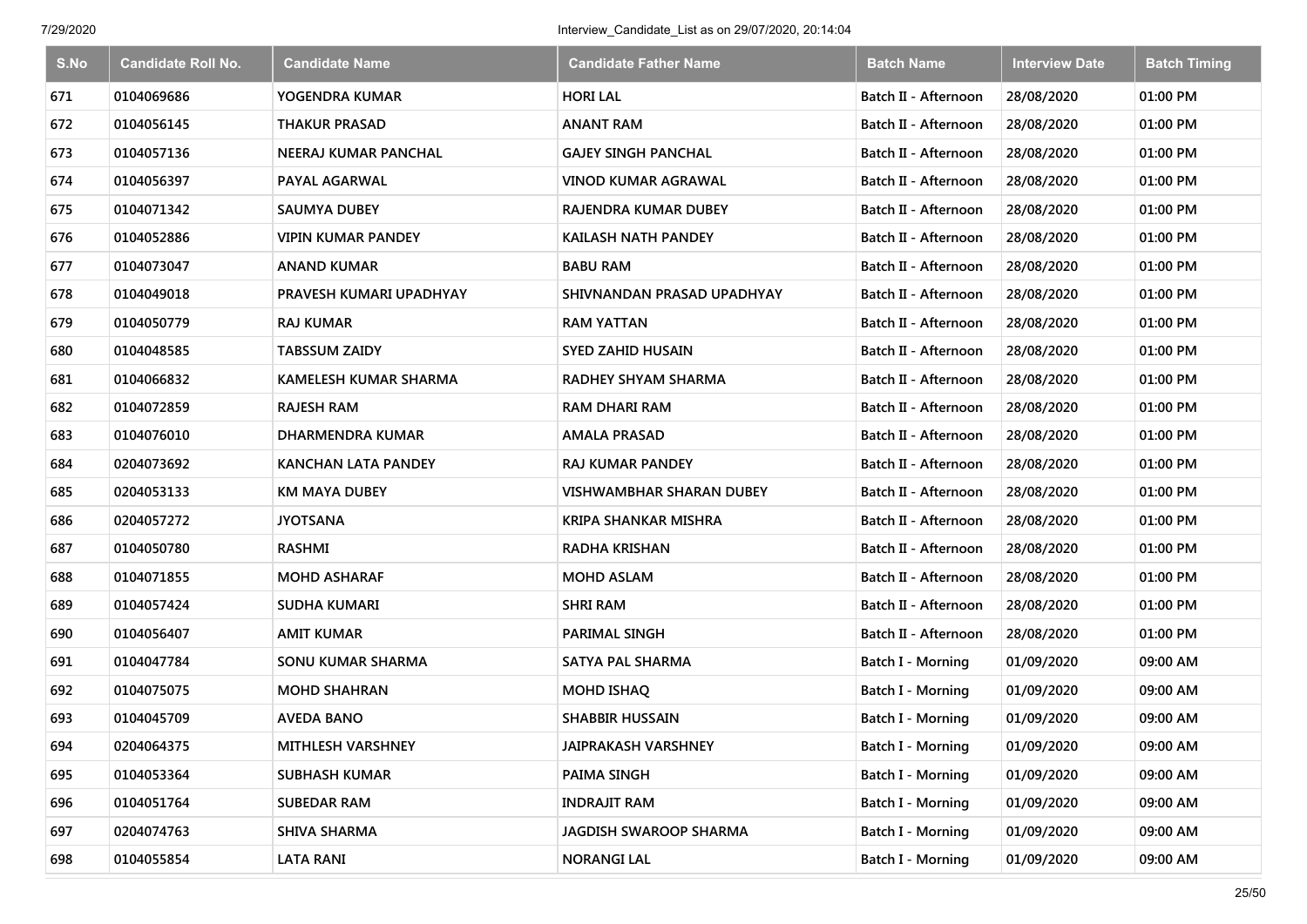| S.No | Candidate Roll No. | Candidate Name | Candidate Father Name | Batch Name | Interview Date | Batch Timing |
|---|---|---|---|---|---|---|
| 671 | 0104069686 | YOGENDRA KUMAR | HORI LAL | Batch II - Afternoon | 28/08/2020 | 01:00 PM |
| 672 | 0104056145 | THAKUR PRASAD | ANANT RAM | Batch II - Afternoon | 28/08/2020 | 01:00 PM |
| 673 | 0104057136 | NEERAJ KUMAR PANCHAL | GAJEY SINGH PANCHAL | Batch II - Afternoon | 28/08/2020 | 01:00 PM |
| 674 | 0104056397 | PAYAL AGARWAL | VINOD KUMAR AGRAWAL | Batch II - Afternoon | 28/08/2020 | 01:00 PM |
| 675 | 0104071342 | SAUMYA DUBEY | RAJENDRA KUMAR DUBEY | Batch II - Afternoon | 28/08/2020 | 01:00 PM |
| 676 | 0104052886 | VIPIN KUMAR PANDEY | KAILASH NATH PANDEY | Batch II - Afternoon | 28/08/2020 | 01:00 PM |
| 677 | 0104073047 | ANAND KUMAR | BABU RAM | Batch II - Afternoon | 28/08/2020 | 01:00 PM |
| 678 | 0104049018 | PRAVESH KUMARI UPADHYAY | SHIVNANDAN PRASAD UPADHYAY | Batch II - Afternoon | 28/08/2020 | 01:00 PM |
| 679 | 0104050779 | RAJ KUMAR | RAM YATTAN | Batch II - Afternoon | 28/08/2020 | 01:00 PM |
| 680 | 0104048585 | TABSSUM ZAIDY | SYED ZAHID HUSAIN | Batch II - Afternoon | 28/08/2020 | 01:00 PM |
| 681 | 0104066832 | KAMELESH KUMAR SHARMA | RADHEY SHYAM SHARMA | Batch II - Afternoon | 28/08/2020 | 01:00 PM |
| 682 | 0104072859 | RAJESH RAM | RAM DHARI RAM | Batch II - Afternoon | 28/08/2020 | 01:00 PM |
| 683 | 0104076010 | DHARMENDRA KUMAR | AMALA PRASAD | Batch II - Afternoon | 28/08/2020 | 01:00 PM |
| 684 | 0204073692 | KANCHAN LATA PANDEY | RAJ KUMAR PANDEY | Batch II - Afternoon | 28/08/2020 | 01:00 PM |
| 685 | 0204053133 | KM MAYA DUBEY | VISHWAMBHAR SHARAN DUBEY | Batch II - Afternoon | 28/08/2020 | 01:00 PM |
| 686 | 0204057272 | JYOTSANA | KRIPA SHANKAR MISHRA | Batch II - Afternoon | 28/08/2020 | 01:00 PM |
| 687 | 0104050780 | RASHMI | RADHA KRISHAN | Batch II - Afternoon | 28/08/2020 | 01:00 PM |
| 688 | 0104071855 | MOHD ASHARAF | MOHD ASLAM | Batch II - Afternoon | 28/08/2020 | 01:00 PM |
| 689 | 0104057424 | SUDHA KUMARI | SHRI RAM | Batch II - Afternoon | 28/08/2020 | 01:00 PM |
| 690 | 0104056407 | AMIT KUMAR | PARIMAL SINGH | Batch II - Afternoon | 28/08/2020 | 01:00 PM |
| 691 | 0104047784 | SONU KUMAR SHARMA | SATYA PAL SHARMA | Batch I - Morning | 01/09/2020 | 09:00 AM |
| 692 | 0104075075 | MOHD SHAHRAN | MOHD ISHAQ | Batch I - Morning | 01/09/2020 | 09:00 AM |
| 693 | 0104045709 | AVEDA BANO | SHABBIR HUSSAIN | Batch I - Morning | 01/09/2020 | 09:00 AM |
| 694 | 0204064375 | MITHLESH VARSHNEY | JAIPRAKASH VARSHNEY | Batch I - Morning | 01/09/2020 | 09:00 AM |
| 695 | 0104053364 | SUBHASH KUMAR | PAIMA SINGH | Batch I - Morning | 01/09/2020 | 09:00 AM |
| 696 | 0104051764 | SUBEDAR RAM | INDRAJIT RAM | Batch I - Morning | 01/09/2020 | 09:00 AM |
| 697 | 0204074763 | SHIVA SHARMA | JAGDISH SWAROOP SHARMA | Batch I - Morning | 01/09/2020 | 09:00 AM |
| 698 | 0104055854 | LATA RANI | NORANGI LAL | Batch I - Morning | 01/09/2020 | 09:00 AM |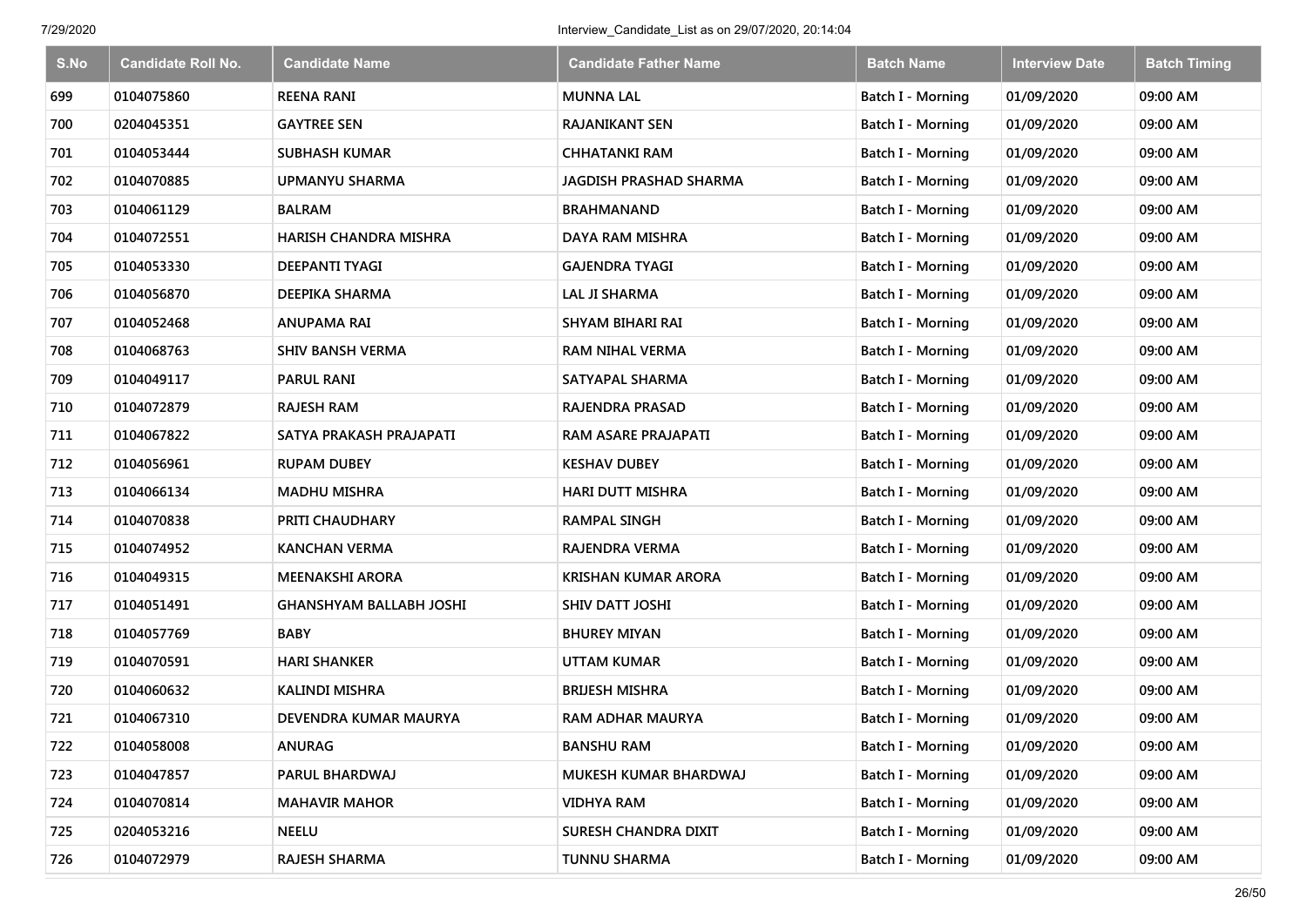| S.No | Candidate Roll No. | Candidate Name | Candidate Father Name | Batch Name | Interview Date | Batch Timing |
|---|---|---|---|---|---|---|
| 699 | 0104075860 | REENA RANI | MUNNA LAL | Batch I - Morning | 01/09/2020 | 09:00 AM |
| 700 | 0204045351 | GAYTREE SEN | RAJANIKANT SEN | Batch I - Morning | 01/09/2020 | 09:00 AM |
| 701 | 0104053444 | SUBHASH KUMAR | CHHATANKI RAM | Batch I - Morning | 01/09/2020 | 09:00 AM |
| 702 | 0104070885 | UPMANYU SHARMA | JAGDISH PRASHAD SHARMA | Batch I - Morning | 01/09/2020 | 09:00 AM |
| 703 | 0104061129 | BALRAM | BRAHMANAND | Batch I - Morning | 01/09/2020 | 09:00 AM |
| 704 | 0104072551 | HARISH CHANDRA MISHRA | DAYA RAM MISHRA | Batch I - Morning | 01/09/2020 | 09:00 AM |
| 705 | 0104053330 | DEEPANTI TYAGI | GAJENDRA TYAGI | Batch I - Morning | 01/09/2020 | 09:00 AM |
| 706 | 0104056870 | DEEPIKA SHARMA | LAL JI SHARMA | Batch I - Morning | 01/09/2020 | 09:00 AM |
| 707 | 0104052468 | ANUPAMA RAI | SHYAM BIHARI RAI | Batch I - Morning | 01/09/2020 | 09:00 AM |
| 708 | 0104068763 | SHIV BANSH VERMA | RAM NIHAL VERMA | Batch I - Morning | 01/09/2020 | 09:00 AM |
| 709 | 0104049117 | PARUL RANI | SATYAPAL SHARMA | Batch I - Morning | 01/09/2020 | 09:00 AM |
| 710 | 0104072879 | RAJESH RAM | RAJENDRA PRASAD | Batch I - Morning | 01/09/2020 | 09:00 AM |
| 711 | 0104067822 | SATYA PRAKASH PRAJAPATI | RAM ASARE PRAJAPATI | Batch I - Morning | 01/09/2020 | 09:00 AM |
| 712 | 0104056961 | RUPAM DUBEY | KESHAV DUBEY | Batch I - Morning | 01/09/2020 | 09:00 AM |
| 713 | 0104066134 | MADHU MISHRA | HARI DUTT MISHRA | Batch I - Morning | 01/09/2020 | 09:00 AM |
| 714 | 0104070838 | PRITI CHAUDHARY | RAMPAL SINGH | Batch I - Morning | 01/09/2020 | 09:00 AM |
| 715 | 0104074952 | KANCHAN VERMA | RAJENDRA VERMA | Batch I - Morning | 01/09/2020 | 09:00 AM |
| 716 | 0104049315 | MEENAKSHI ARORA | KRISHAN KUMAR ARORA | Batch I - Morning | 01/09/2020 | 09:00 AM |
| 717 | 0104051491 | GHANSHYAM BALLABH JOSHI | SHIV DATT JOSHI | Batch I - Morning | 01/09/2020 | 09:00 AM |
| 718 | 0104057769 | BABY | BHUREY MIYAN | Batch I - Morning | 01/09/2020 | 09:00 AM |
| 719 | 0104070591 | HARI SHANKER | UTTAM KUMAR | Batch I - Morning | 01/09/2020 | 09:00 AM |
| 720 | 0104060632 | KALINDI MISHRA | BRIJESH MISHRA | Batch I - Morning | 01/09/2020 | 09:00 AM |
| 721 | 0104067310 | DEVENDRA KUMAR MAURYA | RAM ADHAR MAURYA | Batch I - Morning | 01/09/2020 | 09:00 AM |
| 722 | 0104058008 | ANURAG | BANSHU RAM | Batch I - Morning | 01/09/2020 | 09:00 AM |
| 723 | 0104047857 | PARUL BHARDWAJ | MUKESH KUMAR BHARDWAJ | Batch I - Morning | 01/09/2020 | 09:00 AM |
| 724 | 0104070814 | MAHAVIR MAHOR | VIDHYA RAM | Batch I - Morning | 01/09/2020 | 09:00 AM |
| 725 | 0204053216 | NEELU | SURESH CHANDRA DIXIT | Batch I - Morning | 01/09/2020 | 09:00 AM |
| 726 | 0104072979 | RAJESH SHARMA | TUNNU SHARMA | Batch I - Morning | 01/09/2020 | 09:00 AM |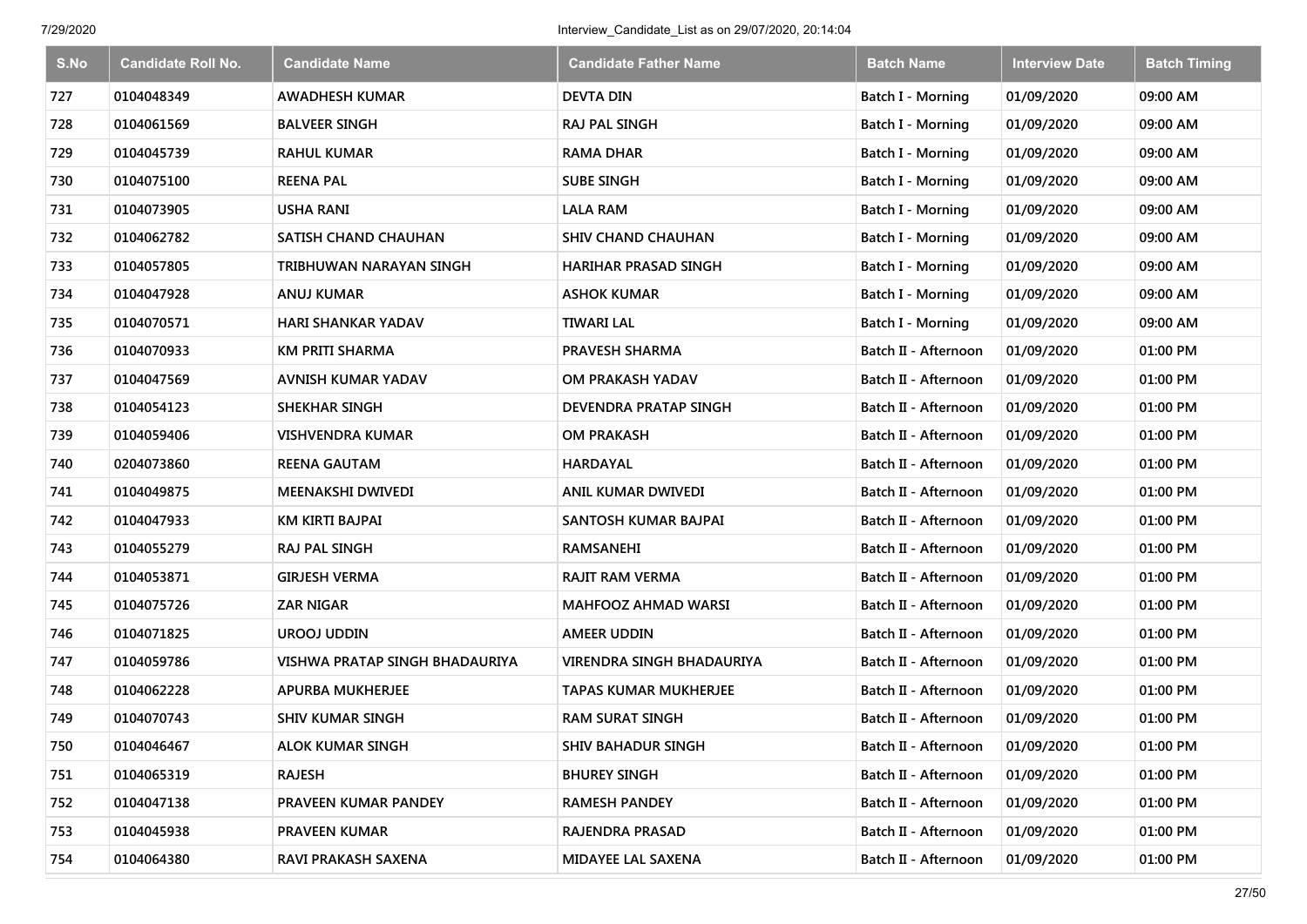| S.No | Candidate Roll No. | Candidate Name | Candidate Father Name | Batch Name | Interview Date | Batch Timing |
|---|---|---|---|---|---|---|
| 727 | 0104048349 | AWADHESH KUMAR | DEVTA DIN | Batch I - Morning | 01/09/2020 | 09:00 AM |
| 728 | 0104061569 | BALVEER SINGH | RAJ PAL SINGH | Batch I - Morning | 01/09/2020 | 09:00 AM |
| 729 | 0104045739 | RAHUL KUMAR | RAMA DHAR | Batch I - Morning | 01/09/2020 | 09:00 AM |
| 730 | 0104075100 | REENA PAL | SUBE SINGH | Batch I - Morning | 01/09/2020 | 09:00 AM |
| 731 | 0104073905 | USHA RANI | LALA RAM | Batch I - Morning | 01/09/2020 | 09:00 AM |
| 732 | 0104062782 | SATISH CHAND CHAUHAN | SHIV CHAND CHAUHAN | Batch I - Morning | 01/09/2020 | 09:00 AM |
| 733 | 0104057805 | TRIBHUWAN NARAYAN SINGH | HARIHAR PRASAD SINGH | Batch I - Morning | 01/09/2020 | 09:00 AM |
| 734 | 0104047928 | ANUJ KUMAR | ASHOK KUMAR | Batch I - Morning | 01/09/2020 | 09:00 AM |
| 735 | 0104070571 | HARI SHANKAR YADAV | TIWARI LAL | Batch I - Morning | 01/09/2020 | 09:00 AM |
| 736 | 0104070933 | KM PRITI SHARMA | PRAVESH SHARMA | Batch II - Afternoon | 01/09/2020 | 01:00 PM |
| 737 | 0104047569 | AVNISH KUMAR YADAV | OM PRAKASH YADAV | Batch II - Afternoon | 01/09/2020 | 01:00 PM |
| 738 | 0104054123 | SHEKHAR SINGH | DEVENDRA PRATAP SINGH | Batch II - Afternoon | 01/09/2020 | 01:00 PM |
| 739 | 0104059406 | VISHVENDRA KUMAR | OM PRAKASH | Batch II - Afternoon | 01/09/2020 | 01:00 PM |
| 740 | 0204073860 | REENA GAUTAM | HARDAYAL | Batch II - Afternoon | 01/09/2020 | 01:00 PM |
| 741 | 0104049875 | MEENAKSHI DWIVEDI | ANIL KUMAR DWIVEDI | Batch II - Afternoon | 01/09/2020 | 01:00 PM |
| 742 | 0104047933 | KM KIRTI BAJPAI | SANTOSH KUMAR BAJPAI | Batch II - Afternoon | 01/09/2020 | 01:00 PM |
| 743 | 0104055279 | RAJ PAL SINGH | RAMSANEHI | Batch II - Afternoon | 01/09/2020 | 01:00 PM |
| 744 | 0104053871 | GIRJESH VERMA | RAJIT RAM VERMA | Batch II - Afternoon | 01/09/2020 | 01:00 PM |
| 745 | 0104075726 | ZAR NIGAR | MAHFOOZ AHMAD WARSI | Batch II - Afternoon | 01/09/2020 | 01:00 PM |
| 746 | 0104071825 | UROOJ UDDIN | AMEER UDDIN | Batch II - Afternoon | 01/09/2020 | 01:00 PM |
| 747 | 0104059786 | VISHWA PRATAP SINGH BHADAURIYA | VIRENDRA SINGH BHADAURIYA | Batch II - Afternoon | 01/09/2020 | 01:00 PM |
| 748 | 0104062228 | APURBA MUKHERJEE | TAPAS KUMAR MUKHERJEE | Batch II - Afternoon | 01/09/2020 | 01:00 PM |
| 749 | 0104070743 | SHIV KUMAR SINGH | RAM SURAT SINGH | Batch II - Afternoon | 01/09/2020 | 01:00 PM |
| 750 | 0104046467 | ALOK KUMAR SINGH | SHIV BAHADUR SINGH | Batch II - Afternoon | 01/09/2020 | 01:00 PM |
| 751 | 0104065319 | RAJESH | BHUREY SINGH | Batch II - Afternoon | 01/09/2020 | 01:00 PM |
| 752 | 0104047138 | PRAVEEN KUMAR PANDEY | RAMESH PANDEY | Batch II - Afternoon | 01/09/2020 | 01:00 PM |
| 753 | 0104045938 | PRAVEEN KUMAR | RAJENDRA PRASAD | Batch II - Afternoon | 01/09/2020 | 01:00 PM |
| 754 | 0104064380 | RAVI PRAKASH SAXENA | MIDAYEE LAL SAXENA | Batch II - Afternoon | 01/09/2020 | 01:00 PM |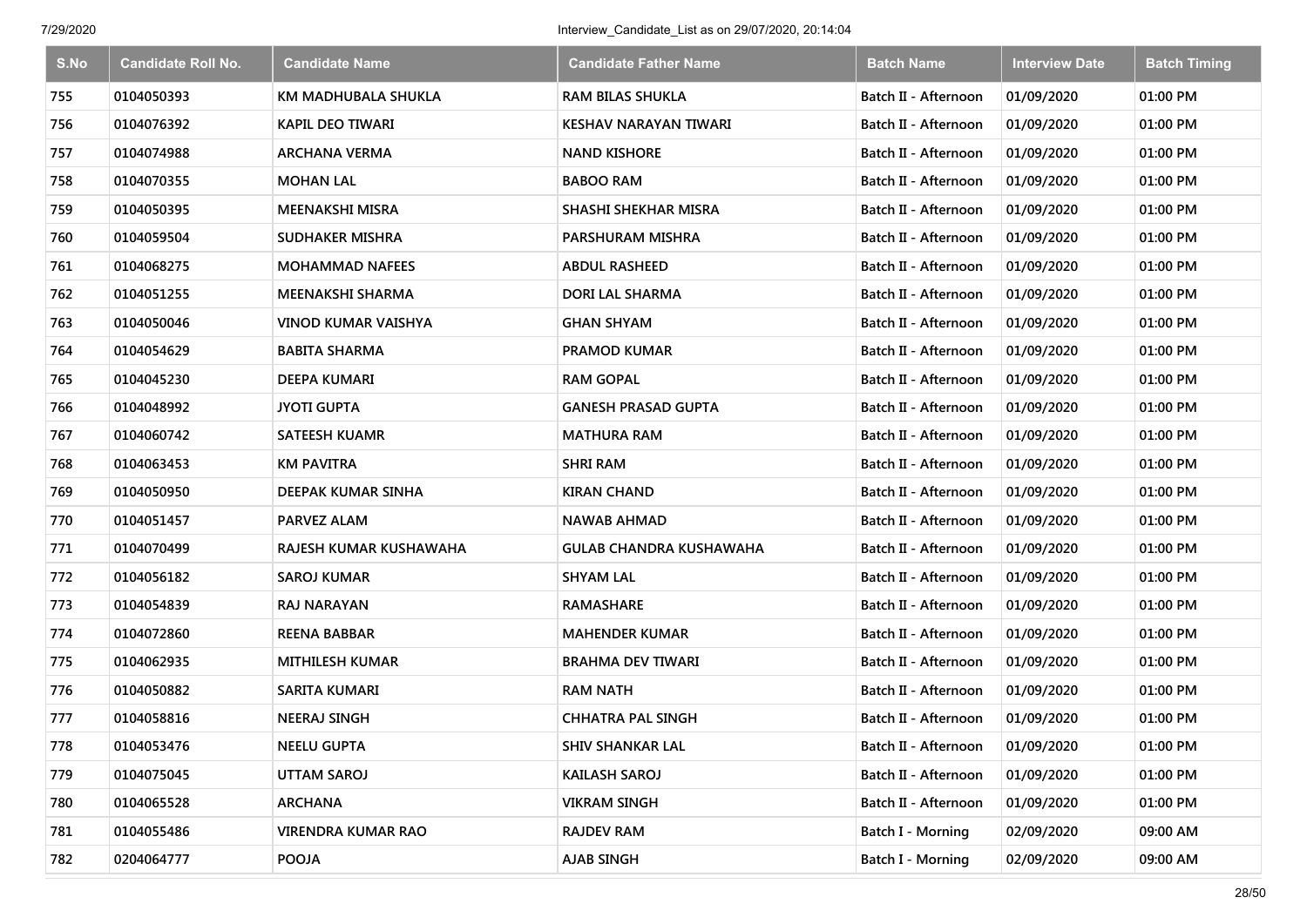| S.No | Candidate Roll No. | Candidate Name | Candidate Father Name | Batch Name | Interview Date | Batch Timing |
|---|---|---|---|---|---|---|
| 755 | 0104050393 | KM MADHUBALA SHUKLA | RAM BILAS SHUKLA | Batch II - Afternoon | 01/09/2020 | 01:00 PM |
| 756 | 0104076392 | KAPIL DEO TIWARI | KESHAV NARAYAN TIWARI | Batch II - Afternoon | 01/09/2020 | 01:00 PM |
| 757 | 0104074988 | ARCHANA VERMA | NAND KISHORE | Batch II - Afternoon | 01/09/2020 | 01:00 PM |
| 758 | 0104070355 | MOHAN LAL | BABOO RAM | Batch II - Afternoon | 01/09/2020 | 01:00 PM |
| 759 | 0104050395 | MEENAKSHI MISRA | SHASHI SHEKHAR MISRA | Batch II - Afternoon | 01/09/2020 | 01:00 PM |
| 760 | 0104059504 | SUDHAKER MISHRA | PARSHURAM MISHRA | Batch II - Afternoon | 01/09/2020 | 01:00 PM |
| 761 | 0104068275 | MOHAMMAD NAFEES | ABDUL RASHEED | Batch II - Afternoon | 01/09/2020 | 01:00 PM |
| 762 | 0104051255 | MEENAKSHI SHARMA | DORI LAL SHARMA | Batch II - Afternoon | 01/09/2020 | 01:00 PM |
| 763 | 0104050046 | VINOD KUMAR VAISHYA | GHAN SHYAM | Batch II - Afternoon | 01/09/2020 | 01:00 PM |
| 764 | 0104054629 | BABITA SHARMA | PRAMOD KUMAR | Batch II - Afternoon | 01/09/2020 | 01:00 PM |
| 765 | 0104045230 | DEEPA KUMARI | RAM GOPAL | Batch II - Afternoon | 01/09/2020 | 01:00 PM |
| 766 | 0104048992 | JYOTI GUPTA | GANESH PRASAD GUPTA | Batch II - Afternoon | 01/09/2020 | 01:00 PM |
| 767 | 0104060742 | SATEESH KUAMR | MATHURA RAM | Batch II - Afternoon | 01/09/2020 | 01:00 PM |
| 768 | 0104063453 | KM PAVITRA | SHRI RAM | Batch II - Afternoon | 01/09/2020 | 01:00 PM |
| 769 | 0104050950 | DEEPAK KUMAR SINHA | KIRAN CHAND | Batch II - Afternoon | 01/09/2020 | 01:00 PM |
| 770 | 0104051457 | PARVEZ ALAM | NAWAB AHMAD | Batch II - Afternoon | 01/09/2020 | 01:00 PM |
| 771 | 0104070499 | RAJESH KUMAR KUSHAWAHA | GULAB CHANDRA KUSHAWAHA | Batch II - Afternoon | 01/09/2020 | 01:00 PM |
| 772 | 0104056182 | SAROJ KUMAR | SHYAM LAL | Batch II - Afternoon | 01/09/2020 | 01:00 PM |
| 773 | 0104054839 | RAJ NARAYAN | RAMASHARE | Batch II - Afternoon | 01/09/2020 | 01:00 PM |
| 774 | 0104072860 | REENA BABBAR | MAHENDER KUMAR | Batch II - Afternoon | 01/09/2020 | 01:00 PM |
| 775 | 0104062935 | MITHILESH KUMAR | BRAHMA DEV TIWARI | Batch II - Afternoon | 01/09/2020 | 01:00 PM |
| 776 | 0104050882 | SARITA KUMARI | RAM NATH | Batch II - Afternoon | 01/09/2020 | 01:00 PM |
| 777 | 0104058816 | NEERAJ SINGH | CHHATRA PAL SINGH | Batch II - Afternoon | 01/09/2020 | 01:00 PM |
| 778 | 0104053476 | NEELU GUPTA | SHIV SHANKAR LAL | Batch II - Afternoon | 01/09/2020 | 01:00 PM |
| 779 | 0104075045 | UTTAM SAROJ | KAILASH SAROJ | Batch II - Afternoon | 01/09/2020 | 01:00 PM |
| 780 | 0104065528 | ARCHANA | VIKRAM SINGH | Batch II - Afternoon | 01/09/2020 | 01:00 PM |
| 781 | 0104055486 | VIRENDRA KUMAR RAO | RAJDEV RAM | Batch I - Morning | 02/09/2020 | 09:00 AM |
| 782 | 0204064777 | POOJA | AJAB SINGH | Batch I - Morning | 02/09/2020 | 09:00 AM |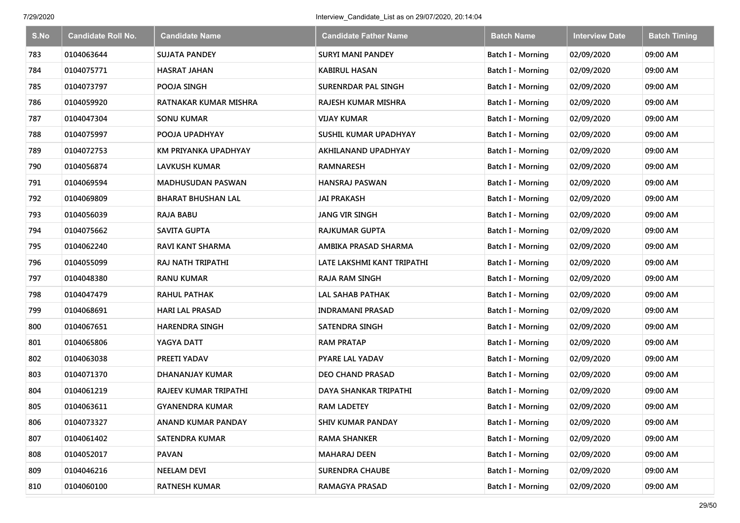| S.No | Candidate Roll No. | Candidate Name | Candidate Father Name | Batch Name | Interview Date | Batch Timing |
|---|---|---|---|---|---|---|
| 783 | 0104063644 | SUJATA PANDEY | SURYI MANI PANDEY | Batch I - Morning | 02/09/2020 | 09:00 AM |
| 784 | 0104075771 | HASRAT JAHAN | KABIRUL HASAN | Batch I - Morning | 02/09/2020 | 09:00 AM |
| 785 | 0104073797 | POOJA SINGH | SURENRDAR PAL SINGH | Batch I - Morning | 02/09/2020 | 09:00 AM |
| 786 | 0104059920 | RATNAKAR KUMAR MISHRA | RAJESH KUMAR MISHRA | Batch I - Morning | 02/09/2020 | 09:00 AM |
| 787 | 0104047304 | SONU KUMAR | VIJAY KUMAR | Batch I - Morning | 02/09/2020 | 09:00 AM |
| 788 | 0104075997 | POOJA UPADHYAY | SUSHIL KUMAR UPADHYAY | Batch I - Morning | 02/09/2020 | 09:00 AM |
| 789 | 0104072753 | KM PRIYANKA UPADHYAY | AKHILANAND UPADHYAY | Batch I - Morning | 02/09/2020 | 09:00 AM |
| 790 | 0104056874 | LAVKUSH KUMAR | RAMNARESH | Batch I - Morning | 02/09/2020 | 09:00 AM |
| 791 | 0104069594 | MADHUSUDAN PASWAN | HANSRAJ PASWAN | Batch I - Morning | 02/09/2020 | 09:00 AM |
| 792 | 0104069809 | BHARAT BHUSHAN LAL | JAI PRAKASH | Batch I - Morning | 02/09/2020 | 09:00 AM |
| 793 | 0104056039 | RAJA BABU | JANG VIR SINGH | Batch I - Morning | 02/09/2020 | 09:00 AM |
| 794 | 0104075662 | SAVITA GUPTA | RAJKUMAR GUPTA | Batch I - Morning | 02/09/2020 | 09:00 AM |
| 795 | 0104062240 | RAVI KANT SHARMA | AMBIKA PRASAD SHARMA | Batch I - Morning | 02/09/2020 | 09:00 AM |
| 796 | 0104055099 | RAJ NATH TRIPATHI | LATE LAKSHMI KANT TRIPATHI | Batch I - Morning | 02/09/2020 | 09:00 AM |
| 797 | 0104048380 | RANU KUMAR | RAJA RAM SINGH | Batch I - Morning | 02/09/2020 | 09:00 AM |
| 798 | 0104047479 | RAHUL PATHAK | LAL SAHAB PATHAK | Batch I - Morning | 02/09/2020 | 09:00 AM |
| 799 | 0104068691 | HARI LAL PRASAD | INDRAMANI PRASAD | Batch I - Morning | 02/09/2020 | 09:00 AM |
| 800 | 0104067651 | HARENDRA SINGH | SATENDRA SINGH | Batch I - Morning | 02/09/2020 | 09:00 AM |
| 801 | 0104065806 | YAGYA DATT | RAM PRATAP | Batch I - Morning | 02/09/2020 | 09:00 AM |
| 802 | 0104063038 | PREETI YADAV | PYARE LAL YADAV | Batch I - Morning | 02/09/2020 | 09:00 AM |
| 803 | 0104071370 | DHANANJAY KUMAR | DEO CHAND PRASAD | Batch I - Morning | 02/09/2020 | 09:00 AM |
| 804 | 0104061219 | RAJEEV KUMAR TRIPATHI | DAYA SHANKAR TRIPATHI | Batch I - Morning | 02/09/2020 | 09:00 AM |
| 805 | 0104063611 | GYANENDRA KUMAR | RAM LADETEY | Batch I - Morning | 02/09/2020 | 09:00 AM |
| 806 | 0104073327 | ANAND KUMAR PANDAY | SHIV KUMAR PANDAY | Batch I - Morning | 02/09/2020 | 09:00 AM |
| 807 | 0104061402 | SATENDRA KUMAR | RAMA SHANKER | Batch I - Morning | 02/09/2020 | 09:00 AM |
| 808 | 0104052017 | PAVAN | MAHARAJ DEEN | Batch I - Morning | 02/09/2020 | 09:00 AM |
| 809 | 0104046216 | NEELAM DEVI | SURENDRA CHAUBE | Batch I - Morning | 02/09/2020 | 09:00 AM |
| 810 | 0104060100 | RATNESH KUMAR | RAMAGYA PRASAD | Batch I - Morning | 02/09/2020 | 09:00 AM |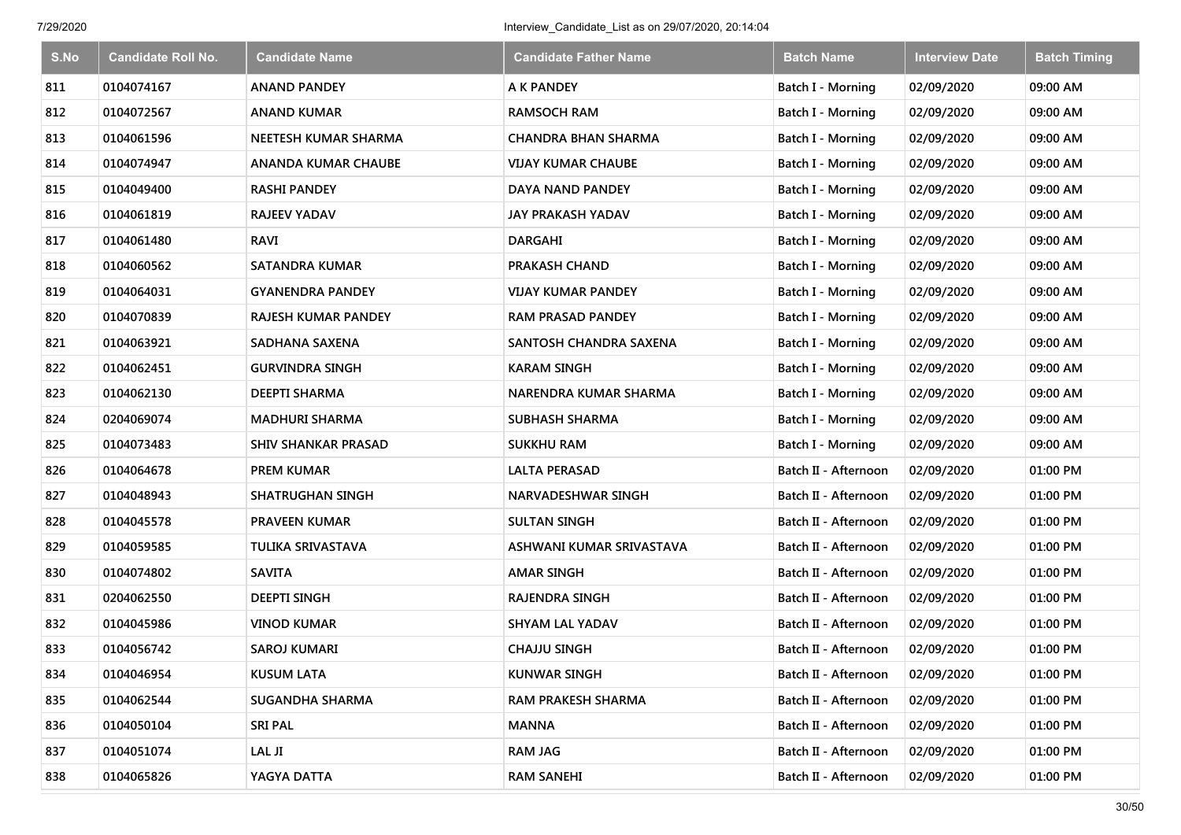| S.No | Candidate Roll No. | Candidate Name | Candidate Father Name | Batch Name | Interview Date | Batch Timing |
|---|---|---|---|---|---|---|
| 811 | 0104074167 | ANAND PANDEY | A K PANDEY | Batch I - Morning | 02/09/2020 | 09:00 AM |
| 812 | 0104072567 | ANAND KUMAR | RAMSOCH RAM | Batch I - Morning | 02/09/2020 | 09:00 AM |
| 813 | 0104061596 | NEETESH KUMAR SHARMA | CHANDRA BHAN SHARMA | Batch I - Morning | 02/09/2020 | 09:00 AM |
| 814 | 0104074947 | ANANDA KUMAR CHAUBE | VIJAY KUMAR CHAUBE | Batch I - Morning | 02/09/2020 | 09:00 AM |
| 815 | 0104049400 | RASHI PANDEY | DAYA NAND PANDEY | Batch I - Morning | 02/09/2020 | 09:00 AM |
| 816 | 0104061819 | RAJEEV YADAV | JAY PRAKASH YADAV | Batch I - Morning | 02/09/2020 | 09:00 AM |
| 817 | 0104061480 | RAVI | DARGAHI | Batch I - Morning | 02/09/2020 | 09:00 AM |
| 818 | 0104060562 | SATANDRA KUMAR | PRAKASH CHAND | Batch I - Morning | 02/09/2020 | 09:00 AM |
| 819 | 0104064031 | GYANENDRA PANDEY | VIJAY KUMAR PANDEY | Batch I - Morning | 02/09/2020 | 09:00 AM |
| 820 | 0104070839 | RAJESH KUMAR PANDEY | RAM PRASAD PANDEY | Batch I - Morning | 02/09/2020 | 09:00 AM |
| 821 | 0104063921 | SADHANA SAXENA | SANTOSH CHANDRA SAXENA | Batch I - Morning | 02/09/2020 | 09:00 AM |
| 822 | 0104062451 | GURVINDRA SINGH | KARAM SINGH | Batch I - Morning | 02/09/2020 | 09:00 AM |
| 823 | 0104062130 | DEEPTI SHARMA | NARENDRA KUMAR SHARMA | Batch I - Morning | 02/09/2020 | 09:00 AM |
| 824 | 0204069074 | MADHURI SHARMA | SUBHASH SHARMA | Batch I - Morning | 02/09/2020 | 09:00 AM |
| 825 | 0104073483 | SHIV SHANKAR PRASAD | SUKKHU RAM | Batch I - Morning | 02/09/2020 | 09:00 AM |
| 826 | 0104064678 | PREM KUMAR | LALTA PERASAD | Batch II - Afternoon | 02/09/2020 | 01:00 PM |
| 827 | 0104048943 | SHATRUGHAN SINGH | NARVADESHWAR SINGH | Batch II - Afternoon | 02/09/2020 | 01:00 PM |
| 828 | 0104045578 | PRAVEEN KUMAR | SULTAN SINGH | Batch II - Afternoon | 02/09/2020 | 01:00 PM |
| 829 | 0104059585 | TULIKA SRIVASTAVA | ASHWANI KUMAR SRIVASTAVA | Batch II - Afternoon | 02/09/2020 | 01:00 PM |
| 830 | 0104074802 | SAVITA | AMAR SINGH | Batch II - Afternoon | 02/09/2020 | 01:00 PM |
| 831 | 0204062550 | DEEPTI SINGH | RAJENDRA SINGH | Batch II - Afternoon | 02/09/2020 | 01:00 PM |
| 832 | 0104045986 | VINOD KUMAR | SHYAM LAL YADAV | Batch II - Afternoon | 02/09/2020 | 01:00 PM |
| 833 | 0104056742 | SAROJ KUMARI | CHAJJU SINGH | Batch II - Afternoon | 02/09/2020 | 01:00 PM |
| 834 | 0104046954 | KUSUM LATA | KUNWAR SINGH | Batch II - Afternoon | 02/09/2020 | 01:00 PM |
| 835 | 0104062544 | SUGANDHA SHARMA | RAM PRAKESH SHARMA | Batch II - Afternoon | 02/09/2020 | 01:00 PM |
| 836 | 0104050104 | SRI PAL | MANNA | Batch II - Afternoon | 02/09/2020 | 01:00 PM |
| 837 | 0104051074 | LAL JI | RAM JAG | Batch II - Afternoon | 02/09/2020 | 01:00 PM |
| 838 | 0104065826 | YAGYA DATTA | RAM SANEHI | Batch II - Afternoon | 02/09/2020 | 01:00 PM |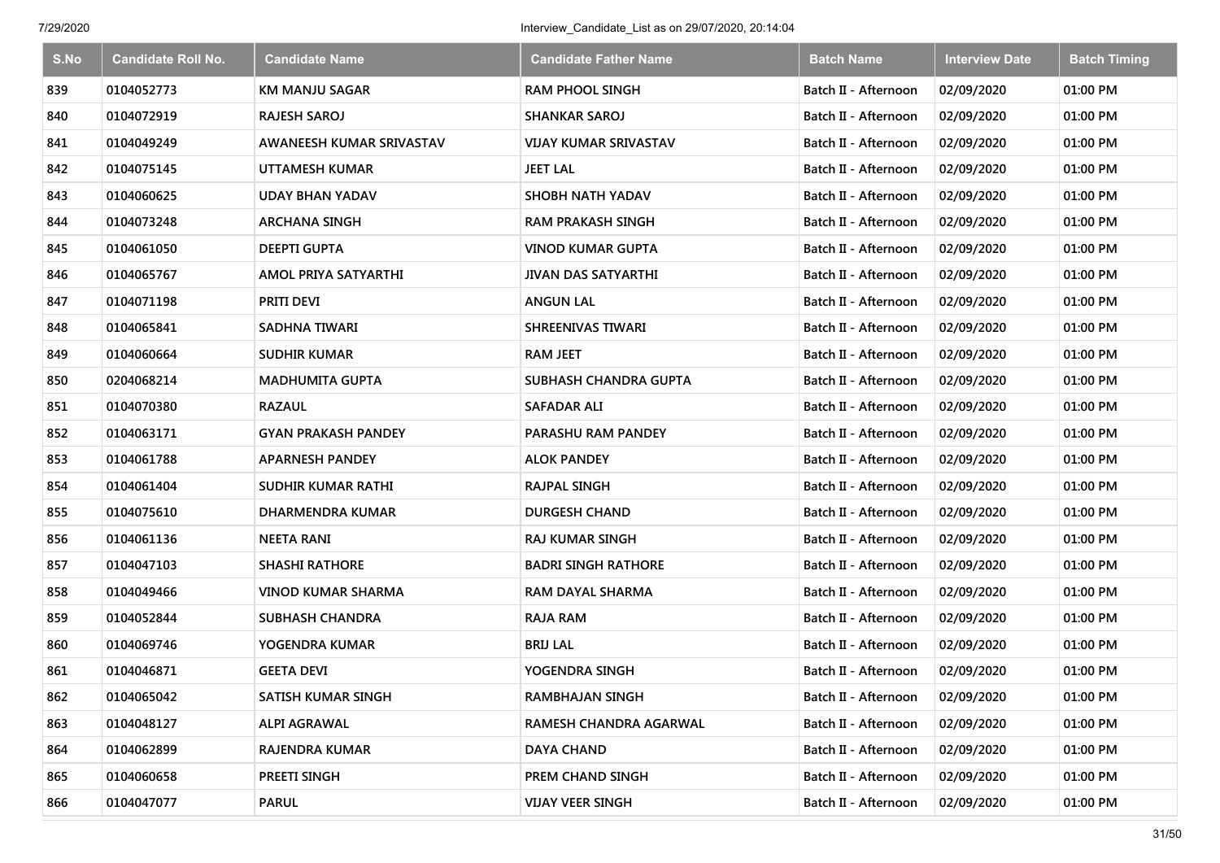| S.No | Candidate Roll No. | Candidate Name | Candidate Father Name | Batch Name | Interview Date | Batch Timing |
|---|---|---|---|---|---|---|
| 839 | 0104052773 | KM MANJU SAGAR | RAM PHOOL SINGH | Batch II - Afternoon | 02/09/2020 | 01:00 PM |
| 840 | 0104072919 | RAJESH SAROJ | SHANKAR SAROJ | Batch II - Afternoon | 02/09/2020 | 01:00 PM |
| 841 | 0104049249 | AWANEESH KUMAR SRIVASTAV | VIJAY KUMAR SRIVASTAV | Batch II - Afternoon | 02/09/2020 | 01:00 PM |
| 842 | 0104075145 | UTTAMESH KUMAR | JEET LAL | Batch II - Afternoon | 02/09/2020 | 01:00 PM |
| 843 | 0104060625 | UDAY BHAN YADAV | SHOBH NATH YADAV | Batch II - Afternoon | 02/09/2020 | 01:00 PM |
| 844 | 0104073248 | ARCHANA SINGH | RAM PRAKASH SINGH | Batch II - Afternoon | 02/09/2020 | 01:00 PM |
| 845 | 0104061050 | DEEPTI GUPTA | VINOD KUMAR GUPTA | Batch II - Afternoon | 02/09/2020 | 01:00 PM |
| 846 | 0104065767 | AMOL PRIYA SATYARTHI | JIVAN DAS SATYARTHI | Batch II - Afternoon | 02/09/2020 | 01:00 PM |
| 847 | 0104071198 | PRITI DEVI | ANGUN LAL | Batch II - Afternoon | 02/09/2020 | 01:00 PM |
| 848 | 0104065841 | SADHNA TIWARI | SHREENIVAS TIWARI | Batch II - Afternoon | 02/09/2020 | 01:00 PM |
| 849 | 0104060664 | SUDHIR KUMAR | RAM JEET | Batch II - Afternoon | 02/09/2020 | 01:00 PM |
| 850 | 0204068214 | MADHUMITA GUPTA | SUBHASH CHANDRA GUPTA | Batch II - Afternoon | 02/09/2020 | 01:00 PM |
| 851 | 0104070380 | RAZAUL | SAFADAR ALI | Batch II - Afternoon | 02/09/2020 | 01:00 PM |
| 852 | 0104063171 | GYAN PRAKASH PANDEY | PARASHU RAM PANDEY | Batch II - Afternoon | 02/09/2020 | 01:00 PM |
| 853 | 0104061788 | APARNESH PANDEY | ALOK PANDEY | Batch II - Afternoon | 02/09/2020 | 01:00 PM |
| 854 | 0104061404 | SUDHIR KUMAR RATHI | RAJPAL SINGH | Batch II - Afternoon | 02/09/2020 | 01:00 PM |
| 855 | 0104075610 | DHARMENDRA KUMAR | DURGESH CHAND | Batch II - Afternoon | 02/09/2020 | 01:00 PM |
| 856 | 0104061136 | NEETA RANI | RAJ KUMAR SINGH | Batch II - Afternoon | 02/09/2020 | 01:00 PM |
| 857 | 0104047103 | SHASHI RATHORE | BADRI SINGH RATHORE | Batch II - Afternoon | 02/09/2020 | 01:00 PM |
| 858 | 0104049466 | VINOD KUMAR SHARMA | RAM DAYAL SHARMA | Batch II - Afternoon | 02/09/2020 | 01:00 PM |
| 859 | 0104052844 | SUBHASH CHANDRA | RAJA RAM | Batch II - Afternoon | 02/09/2020 | 01:00 PM |
| 860 | 0104069746 | YOGENDRA KUMAR | BRIJ LAL | Batch II - Afternoon | 02/09/2020 | 01:00 PM |
| 861 | 0104046871 | GEETA DEVI | YOGENDRA SINGH | Batch II - Afternoon | 02/09/2020 | 01:00 PM |
| 862 | 0104065042 | SATISH KUMAR SINGH | RAMBHAJAN SINGH | Batch II - Afternoon | 02/09/2020 | 01:00 PM |
| 863 | 0104048127 | ALPI AGRAWAL | RAMESH CHANDRA AGARWAL | Batch II - Afternoon | 02/09/2020 | 01:00 PM |
| 864 | 0104062899 | RAJENDRA KUMAR | DAYA CHAND | Batch II - Afternoon | 02/09/2020 | 01:00 PM |
| 865 | 0104060658 | PREETI SINGH | PREM CHAND SINGH | Batch II - Afternoon | 02/09/2020 | 01:00 PM |
| 866 | 0104047077 | PARUL | VIJAY VEER SINGH | Batch II - Afternoon | 02/09/2020 | 01:00 PM |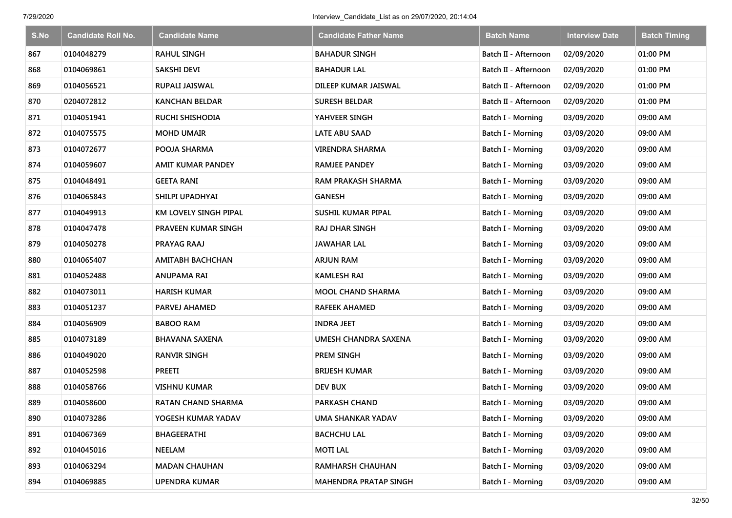| S.No | Candidate Roll No. | Candidate Name | Candidate Father Name | Batch Name | Interview Date | Batch Timing |
|---|---|---|---|---|---|---|
| 867 | 0104048279 | RAHUL SINGH | BAHADUR SINGH | Batch II - Afternoon | 02/09/2020 | 01:00 PM |
| 868 | 0104069861 | SAKSHI DEVI | BAHADUR LAL | Batch II - Afternoon | 02/09/2020 | 01:00 PM |
| 869 | 0104056521 | RUPALI JAISWAL | DILEEP KUMAR JAISWAL | Batch II - Afternoon | 02/09/2020 | 01:00 PM |
| 870 | 0204072812 | KANCHAN BELDAR | SURESH BELDAR | Batch II - Afternoon | 02/09/2020 | 01:00 PM |
| 871 | 0104051941 | RUCHI SHISHODIA | YAHVEER SINGH | Batch I - Morning | 03/09/2020 | 09:00 AM |
| 872 | 0104075575 | MOHD UMAIR | LATE ABU SAAD | Batch I - Morning | 03/09/2020 | 09:00 AM |
| 873 | 0104072677 | POOJA SHARMA | VIRENDRA SHARMA | Batch I - Morning | 03/09/2020 | 09:00 AM |
| 874 | 0104059607 | AMIT KUMAR PANDEY | RAMJEE PANDEY | Batch I - Morning | 03/09/2020 | 09:00 AM |
| 875 | 0104048491 | GEETA RANI | RAM PRAKASH SHARMA | Batch I - Morning | 03/09/2020 | 09:00 AM |
| 876 | 0104065843 | SHILPI UPADHYAI | GANESH | Batch I - Morning | 03/09/2020 | 09:00 AM |
| 877 | 0104049913 | KM LOVELY SINGH PIPAL | SUSHIL KUMAR PIPAL | Batch I - Morning | 03/09/2020 | 09:00 AM |
| 878 | 0104047478 | PRAVEEN KUMAR SINGH | RAJ DHAR SINGH | Batch I - Morning | 03/09/2020 | 09:00 AM |
| 879 | 0104050278 | PRAYAG RAAJ | JAWAHAR LAL | Batch I - Morning | 03/09/2020 | 09:00 AM |
| 880 | 0104065407 | AMITABH BACHCHAN | ARJUN RAM | Batch I - Morning | 03/09/2020 | 09:00 AM |
| 881 | 0104052488 | ANUPAMA RAI | KAMLESH RAI | Batch I - Morning | 03/09/2020 | 09:00 AM |
| 882 | 0104073011 | HARISH KUMAR | MOOL CHAND SHARMA | Batch I - Morning | 03/09/2020 | 09:00 AM |
| 883 | 0104051237 | PARVEJ AHAMED | RAFEEK AHAMED | Batch I - Morning | 03/09/2020 | 09:00 AM |
| 884 | 0104056909 | BABOO RAM | INDRA JEET | Batch I - Morning | 03/09/2020 | 09:00 AM |
| 885 | 0104073189 | BHAVANA SAXENA | UMESH CHANDRA SAXENA | Batch I - Morning | 03/09/2020 | 09:00 AM |
| 886 | 0104049020 | RANVIR SINGH | PREM SINGH | Batch I - Morning | 03/09/2020 | 09:00 AM |
| 887 | 0104052598 | PREETI | BRIJESH KUMAR | Batch I - Morning | 03/09/2020 | 09:00 AM |
| 888 | 0104058766 | VISHNU KUMAR | DEV BUX | Batch I - Morning | 03/09/2020 | 09:00 AM |
| 889 | 0104058600 | RATAN CHAND SHARMA | PARKASH CHAND | Batch I - Morning | 03/09/2020 | 09:00 AM |
| 890 | 0104073286 | YOGESH KUMAR YADAV | UMA SHANKAR YADAV | Batch I - Morning | 03/09/2020 | 09:00 AM |
| 891 | 0104067369 | BHAGEERATHI | BACHCHU LAL | Batch I - Morning | 03/09/2020 | 09:00 AM |
| 892 | 0104045016 | NEELAM | MOTI LAL | Batch I - Morning | 03/09/2020 | 09:00 AM |
| 893 | 0104063294 | MADAN CHAUHAN | RAMHARSH CHAUHAN | Batch I - Morning | 03/09/2020 | 09:00 AM |
| 894 | 0104069885 | UPENDRA KUMAR | MAHENDRA PRATAP SINGH | Batch I - Morning | 03/09/2020 | 09:00 AM |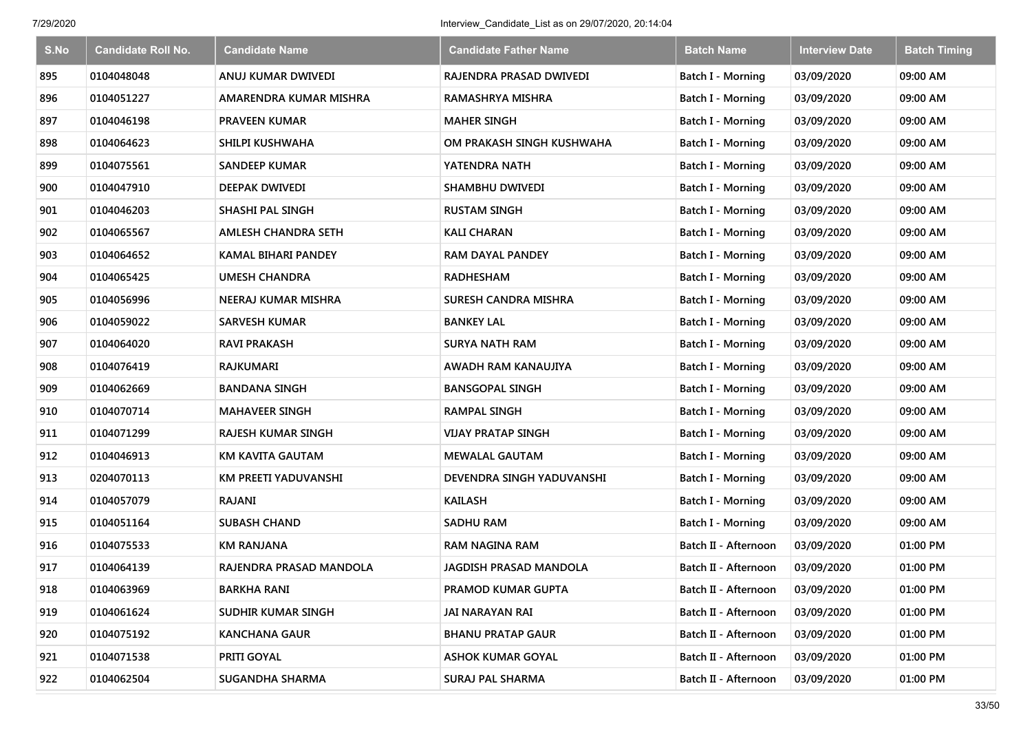| S.No | Candidate Roll No. | Candidate Name | Candidate Father Name | Batch Name | Interview Date | Batch Timing |
|---|---|---|---|---|---|---|
| 895 | 0104048048 | ANUJ KUMAR DWIVEDI | RAJENDRA PRASAD DWIVEDI | Batch I - Morning | 03/09/2020 | 09:00 AM |
| 896 | 0104051227 | AMARENDRA KUMAR MISHRA | RAMASHRYA MISHRA | Batch I - Morning | 03/09/2020 | 09:00 AM |
| 897 | 0104046198 | PRAVEEN KUMAR | MAHER SINGH | Batch I - Morning | 03/09/2020 | 09:00 AM |
| 898 | 0104064623 | SHILPI KUSHWAHA | OM PRAKASH SINGH KUSHWAHA | Batch I - Morning | 03/09/2020 | 09:00 AM |
| 899 | 0104075561 | SANDEEP KUMAR | YATENDRA NATH | Batch I - Morning | 03/09/2020 | 09:00 AM |
| 900 | 0104047910 | DEEPAK DWIVEDI | SHAMBHU DWIVEDI | Batch I - Morning | 03/09/2020 | 09:00 AM |
| 901 | 0104046203 | SHASHI PAL SINGH | RUSTAM SINGH | Batch I - Morning | 03/09/2020 | 09:00 AM |
| 902 | 0104065567 | AMLESH CHANDRA SETH | KALI CHARAN | Batch I - Morning | 03/09/2020 | 09:00 AM |
| 903 | 0104064652 | KAMAL BIHARI PANDEY | RAM DAYAL PANDEY | Batch I - Morning | 03/09/2020 | 09:00 AM |
| 904 | 0104065425 | UMESH CHANDRA | RADHESHAM | Batch I - Morning | 03/09/2020 | 09:00 AM |
| 905 | 0104056996 | NEERAJ KUMAR MISHRA | SURESH CANDRA MISHRA | Batch I - Morning | 03/09/2020 | 09:00 AM |
| 906 | 0104059022 | SARVESH KUMAR | BANKEY LAL | Batch I - Morning | 03/09/2020 | 09:00 AM |
| 907 | 0104064020 | RAVI PRAKASH | SURYA NATH RAM | Batch I - Morning | 03/09/2020 | 09:00 AM |
| 908 | 0104076419 | RAJKUMARI | AWADH RAM KANAUJIYA | Batch I - Morning | 03/09/2020 | 09:00 AM |
| 909 | 0104062669 | BANDANA SINGH | BANSGOPAL SINGH | Batch I - Morning | 03/09/2020 | 09:00 AM |
| 910 | 0104070714 | MAHAVEER SINGH | RAMPAL SINGH | Batch I - Morning | 03/09/2020 | 09:00 AM |
| 911 | 0104071299 | RAJESH KUMAR SINGH | VIJAY PRATAP SINGH | Batch I - Morning | 03/09/2020 | 09:00 AM |
| 912 | 0104046913 | KM KAVITA GAUTAM | MEWALAL GAUTAM | Batch I - Morning | 03/09/2020 | 09:00 AM |
| 913 | 0204070113 | KM PREETI YADUVANSHI | DEVENDRA SINGH YADUVANSHI | Batch I - Morning | 03/09/2020 | 09:00 AM |
| 914 | 0104057079 | RAJANI | KAILASH | Batch I - Morning | 03/09/2020 | 09:00 AM |
| 915 | 0104051164 | SUBASH CHAND | SADHU RAM | Batch I - Morning | 03/09/2020 | 09:00 AM |
| 916 | 0104075533 | KM RANJANA | RAM NAGINA RAM | Batch II - Afternoon | 03/09/2020 | 01:00 PM |
| 917 | 0104064139 | RAJENDRA PRASAD MANDOLA | JAGDISH PRASAD MANDOLA | Batch II - Afternoon | 03/09/2020 | 01:00 PM |
| 918 | 0104063969 | BARKHA RANI | PRAMOD KUMAR GUPTA | Batch II - Afternoon | 03/09/2020 | 01:00 PM |
| 919 | 0104061624 | SUDHIR KUMAR SINGH | JAI NARAYAN RAI | Batch II - Afternoon | 03/09/2020 | 01:00 PM |
| 920 | 0104075192 | KANCHANA GAUR | BHANU PRATAP GAUR | Batch II - Afternoon | 03/09/2020 | 01:00 PM |
| 921 | 0104071538 | PRITI GOYAL | ASHOK KUMAR GOYAL | Batch II - Afternoon | 03/09/2020 | 01:00 PM |
| 922 | 0104062504 | SUGANDHA SHARMA | SURAJ PAL SHARMA | Batch II - Afternoon | 03/09/2020 | 01:00 PM |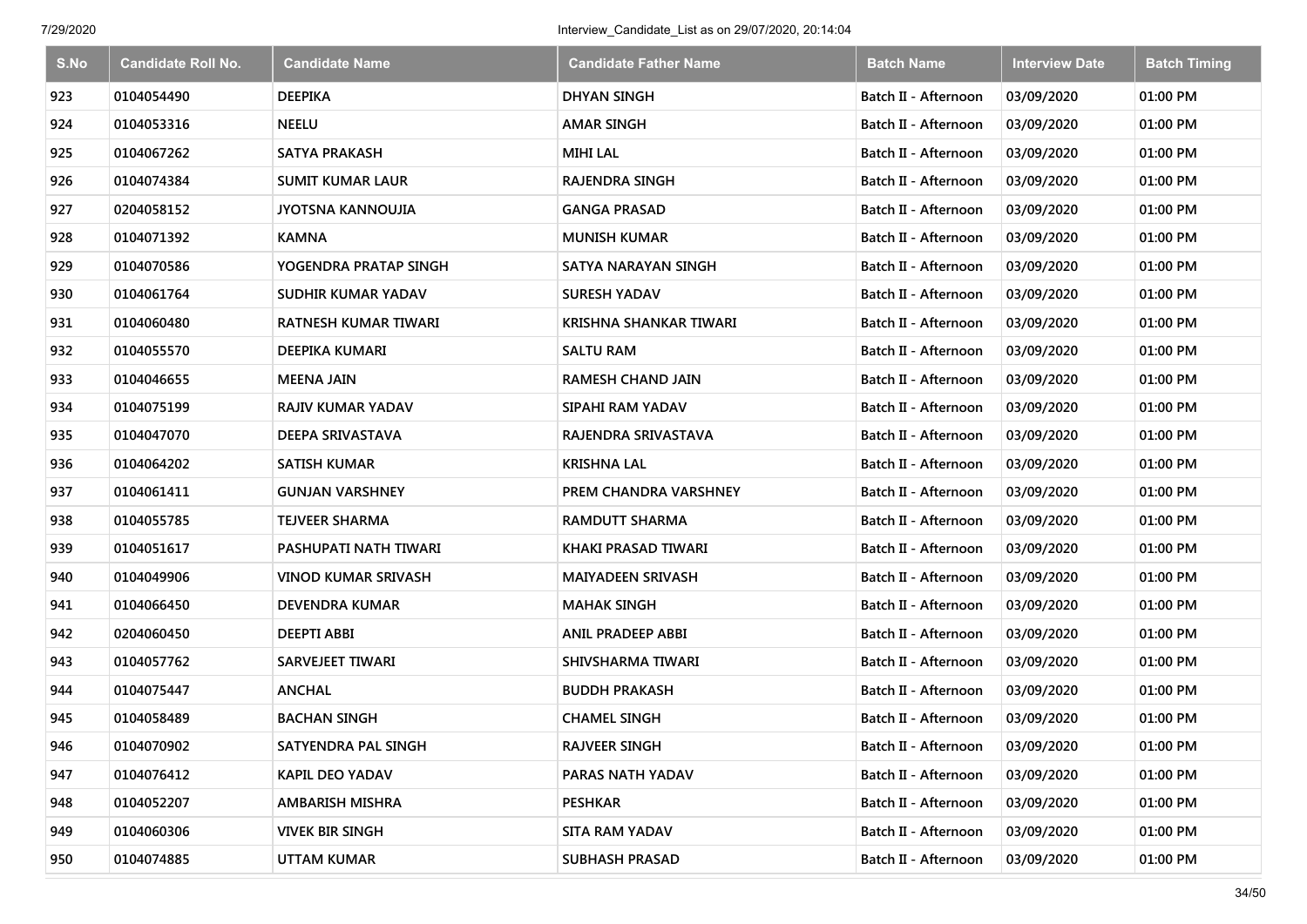| S.No | Candidate Roll No. | Candidate Name | Candidate Father Name | Batch Name | Interview Date | Batch Timing |
|---|---|---|---|---|---|---|
| 923 | 0104054490 | DEEPIKA | DHYAN SINGH | Batch II - Afternoon | 03/09/2020 | 01:00 PM |
| 924 | 0104053316 | NEELU | AMAR SINGH | Batch II - Afternoon | 03/09/2020 | 01:00 PM |
| 925 | 0104067262 | SATYA PRAKASH | MIHI LAL | Batch II - Afternoon | 03/09/2020 | 01:00 PM |
| 926 | 0104074384 | SUMIT KUMAR LAUR | RAJENDRA SINGH | Batch II - Afternoon | 03/09/2020 | 01:00 PM |
| 927 | 0204058152 | JYOTSNA KANNOUJIA | GANGA PRASAD | Batch II - Afternoon | 03/09/2020 | 01:00 PM |
| 928 | 0104071392 | KAMNA | MUNISH KUMAR | Batch II - Afternoon | 03/09/2020 | 01:00 PM |
| 929 | 0104070586 | YOGENDRA PRATAP SINGH | SATYA NARAYAN SINGH | Batch II - Afternoon | 03/09/2020 | 01:00 PM |
| 930 | 0104061764 | SUDHIR KUMAR YADAV | SURESH YADAV | Batch II - Afternoon | 03/09/2020 | 01:00 PM |
| 931 | 0104060480 | RATNESH KUMAR TIWARI | KRISHNA SHANKAR TIWARI | Batch II - Afternoon | 03/09/2020 | 01:00 PM |
| 932 | 0104055570 | DEEPIKA KUMARI | SALTU RAM | Batch II - Afternoon | 03/09/2020 | 01:00 PM |
| 933 | 0104046655 | MEENA JAIN | RAMESH CHAND JAIN | Batch II - Afternoon | 03/09/2020 | 01:00 PM |
| 934 | 0104075199 | RAJIV KUMAR YADAV | SIPAHI RAM YADAV | Batch II - Afternoon | 03/09/2020 | 01:00 PM |
| 935 | 0104047070 | DEEPA SRIVASTAVA | RAJENDRA SRIVASTAVA | Batch II - Afternoon | 03/09/2020 | 01:00 PM |
| 936 | 0104064202 | SATISH KUMAR | KRISHNA LAL | Batch II - Afternoon | 03/09/2020 | 01:00 PM |
| 937 | 0104061411 | GUNJAN VARSHNEY | PREM CHANDRA VARSHNEY | Batch II - Afternoon | 03/09/2020 | 01:00 PM |
| 938 | 0104055785 | TEJVEER SHARMA | RAMDUTT SHARMA | Batch II - Afternoon | 03/09/2020 | 01:00 PM |
| 939 | 0104051617 | PASHUPATI NATH TIWARI | KHAKI PRASAD TIWARI | Batch II - Afternoon | 03/09/2020 | 01:00 PM |
| 940 | 0104049906 | VINOD KUMAR SRIVASH | MAIYADEEN SRIVASH | Batch II - Afternoon | 03/09/2020 | 01:00 PM |
| 941 | 0104066450 | DEVENDRA KUMAR | MAHAK SINGH | Batch II - Afternoon | 03/09/2020 | 01:00 PM |
| 942 | 0204060450 | DEEPTI ABBI | ANIL PRADEEP ABBI | Batch II - Afternoon | 03/09/2020 | 01:00 PM |
| 943 | 0104057762 | SARVEJEET TIWARI | SHIVSHARMA TIWARI | Batch II - Afternoon | 03/09/2020 | 01:00 PM |
| 944 | 0104075447 | ANCHAL | BUDDH PRAKASH | Batch II - Afternoon | 03/09/2020 | 01:00 PM |
| 945 | 0104058489 | BACHAN SINGH | CHAMEL SINGH | Batch II - Afternoon | 03/09/2020 | 01:00 PM |
| 946 | 0104070902 | SATYENDRA PAL SINGH | RAJVEER SINGH | Batch II - Afternoon | 03/09/2020 | 01:00 PM |
| 947 | 0104076412 | KAPIL DEO YADAV | PARAS NATH YADAV | Batch II - Afternoon | 03/09/2020 | 01:00 PM |
| 948 | 0104052207 | AMBARISH MISHRA | PESHKAR | Batch II - Afternoon | 03/09/2020 | 01:00 PM |
| 949 | 0104060306 | VIVEK BIR SINGH | SITA RAM YADAV | Batch II - Afternoon | 03/09/2020 | 01:00 PM |
| 950 | 0104074885 | UTTAM KUMAR | SUBHASH PRASAD | Batch II - Afternoon | 03/09/2020 | 01:00 PM |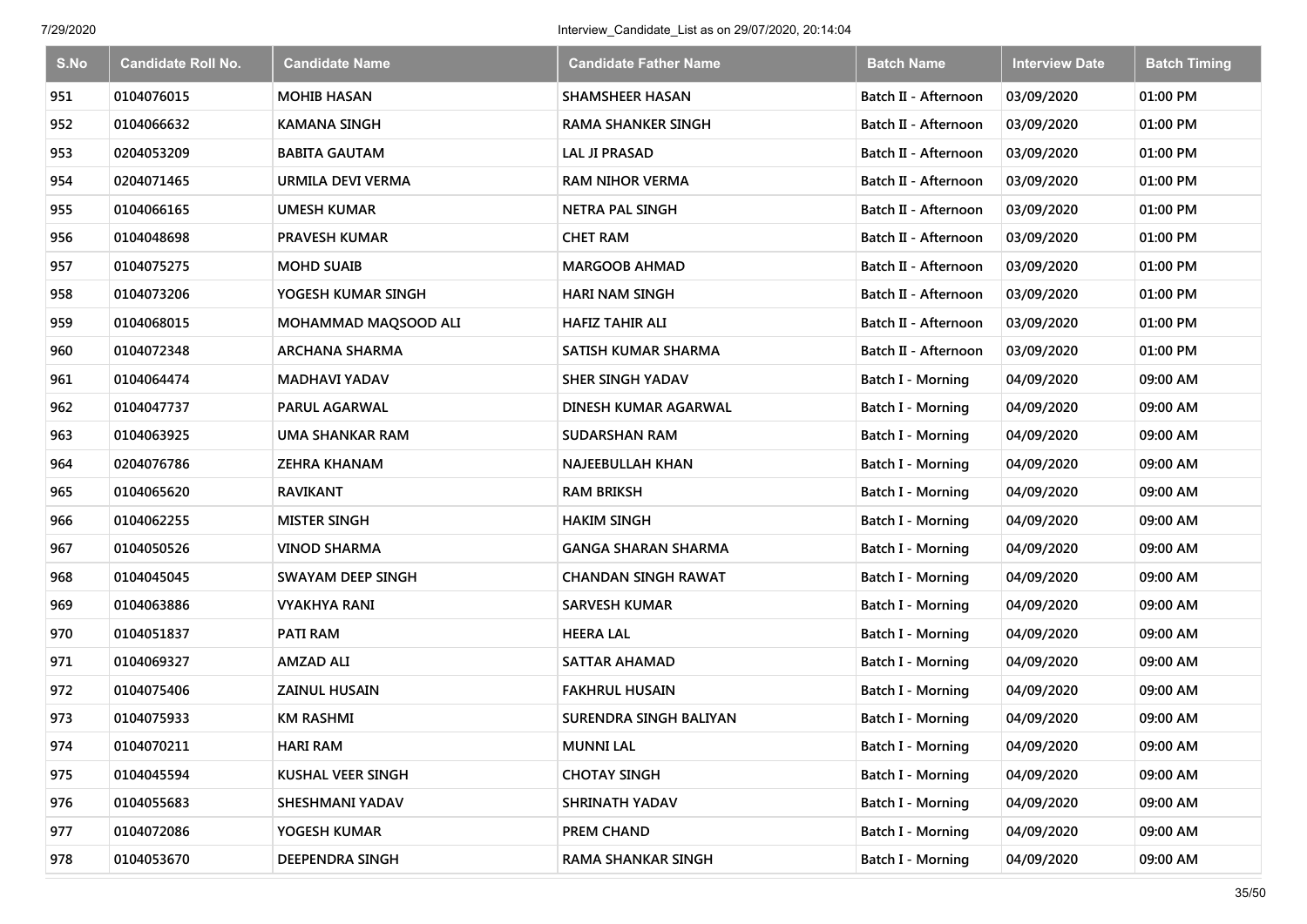| S.No | Candidate Roll No. | Candidate Name | Candidate Father Name | Batch Name | Interview Date | Batch Timing |
|---|---|---|---|---|---|---|
| 951 | 0104076015 | MOHIB HASAN | SHAMSHEER HASAN | Batch II - Afternoon | 03/09/2020 | 01:00 PM |
| 952 | 0104066632 | KAMANA SINGH | RAMA SHANKER SINGH | Batch II - Afternoon | 03/09/2020 | 01:00 PM |
| 953 | 0204053209 | BABITA GAUTAM | LAL JI PRASAD | Batch II - Afternoon | 03/09/2020 | 01:00 PM |
| 954 | 0204071465 | URMILA DEVI VERMA | RAM NIHOR VERMA | Batch II - Afternoon | 03/09/2020 | 01:00 PM |
| 955 | 0104066165 | UMESH KUMAR | NETRA PAL SINGH | Batch II - Afternoon | 03/09/2020 | 01:00 PM |
| 956 | 0104048698 | PRAVESH KUMAR | CHET RAM | Batch II - Afternoon | 03/09/2020 | 01:00 PM |
| 957 | 0104075275 | MOHD SUAIB | MARGOOB AHMAD | Batch II - Afternoon | 03/09/2020 | 01:00 PM |
| 958 | 0104073206 | YOGESH KUMAR SINGH | HARI NAM SINGH | Batch II - Afternoon | 03/09/2020 | 01:00 PM |
| 959 | 0104068015 | MOHAMMAD MAQSOOD ALI | HAFIZ TAHIR ALI | Batch II - Afternoon | 03/09/2020 | 01:00 PM |
| 960 | 0104072348 | ARCHANA SHARMA | SATISH KUMAR SHARMA | Batch II - Afternoon | 03/09/2020 | 01:00 PM |
| 961 | 0104064474 | MADHAVI YADAV | SHER SINGH YADAV | Batch I - Morning | 04/09/2020 | 09:00 AM |
| 962 | 0104047737 | PARUL AGARWAL | DINESH KUMAR AGARWAL | Batch I - Morning | 04/09/2020 | 09:00 AM |
| 963 | 0104063925 | UMA SHANKAR RAM | SUDARSHAN RAM | Batch I - Morning | 04/09/2020 | 09:00 AM |
| 964 | 0204076786 | ZEHRA KHANAM | NAJEEBULLAH KHAN | Batch I - Morning | 04/09/2020 | 09:00 AM |
| 965 | 0104065620 | RAVIKANT | RAM BRIKSH | Batch I - Morning | 04/09/2020 | 09:00 AM |
| 966 | 0104062255 | MISTER SINGH | HAKIM SINGH | Batch I - Morning | 04/09/2020 | 09:00 AM |
| 967 | 0104050526 | VINOD SHARMA | GANGA SHARAN SHARMA | Batch I - Morning | 04/09/2020 | 09:00 AM |
| 968 | 0104045045 | SWAYAM DEEP SINGH | CHANDAN SINGH RAWAT | Batch I - Morning | 04/09/2020 | 09:00 AM |
| 969 | 0104063886 | VYAKHYA RANI | SARVESH KUMAR | Batch I - Morning | 04/09/2020 | 09:00 AM |
| 970 | 0104051837 | PATI RAM | HEERA LAL | Batch I - Morning | 04/09/2020 | 09:00 AM |
| 971 | 0104069327 | AMZAD ALI | SATTAR AHAMAD | Batch I - Morning | 04/09/2020 | 09:00 AM |
| 972 | 0104075406 | ZAINUL HUSAIN | FAKHRUL HUSAIN | Batch I - Morning | 04/09/2020 | 09:00 AM |
| 973 | 0104075933 | KM RASHMI | SURENDRA SINGH BALIYAN | Batch I - Morning | 04/09/2020 | 09:00 AM |
| 974 | 0104070211 | HARI RAM | MUNNI LAL | Batch I - Morning | 04/09/2020 | 09:00 AM |
| 975 | 0104045594 | KUSHAL VEER SINGH | CHOTAY SINGH | Batch I - Morning | 04/09/2020 | 09:00 AM |
| 976 | 0104055683 | SHESHMANI YADAV | SHRINATH YADAV | Batch I - Morning | 04/09/2020 | 09:00 AM |
| 977 | 0104072086 | YOGESH KUMAR | PREM CHAND | Batch I - Morning | 04/09/2020 | 09:00 AM |
| 978 | 0104053670 | DEEPENDRA SINGH | RAMA SHANKAR SINGH | Batch I - Morning | 04/09/2020 | 09:00 AM |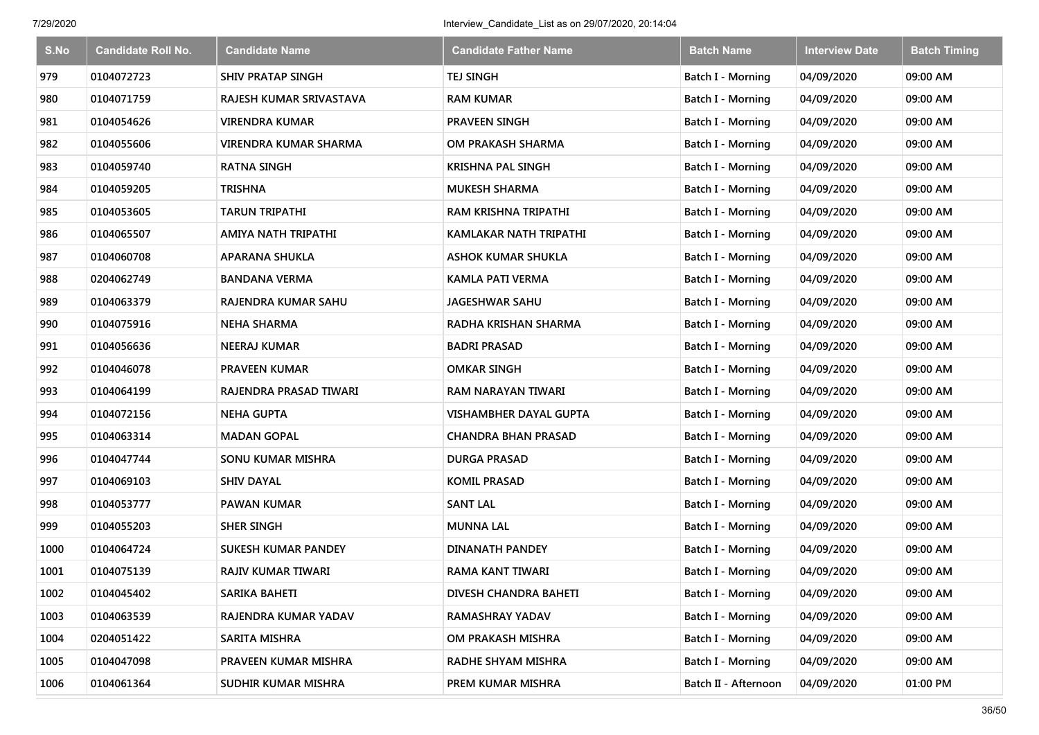| S.No | Candidate Roll No. | Candidate Name | Candidate Father Name | Batch Name | Interview Date | Batch Timing |
| --- | --- | --- | --- | --- | --- | --- |
| 979 | 0104072723 | SHIV PRATAP SINGH | TEJ SINGH | Batch I - Morning | 04/09/2020 | 09:00 AM |
| 980 | 0104071759 | RAJESH KUMAR SRIVASTAVA | RAM KUMAR | Batch I - Morning | 04/09/2020 | 09:00 AM |
| 981 | 0104054626 | VIRENDRA KUMAR | PRAVEEN SINGH | Batch I - Morning | 04/09/2020 | 09:00 AM |
| 982 | 0104055606 | VIRENDRA KUMAR SHARMA | OM PRAKASH SHARMA | Batch I - Morning | 04/09/2020 | 09:00 AM |
| 983 | 0104059740 | RATNA SINGH | KRISHNA PAL SINGH | Batch I - Morning | 04/09/2020 | 09:00 AM |
| 984 | 0104059205 | TRISHNA | MUKESH SHARMA | Batch I - Morning | 04/09/2020 | 09:00 AM |
| 985 | 0104053605 | TARUN TRIPATHI | RAM KRISHNA TRIPATHI | Batch I - Morning | 04/09/2020 | 09:00 AM |
| 986 | 0104065507 | AMIYA NATH TRIPATHI | KAMLAKAR NATH TRIPATHI | Batch I - Morning | 04/09/2020 | 09:00 AM |
| 987 | 0104060708 | APARANA SHUKLA | ASHOK KUMAR SHUKLA | Batch I - Morning | 04/09/2020 | 09:00 AM |
| 988 | 0204062749 | BANDANA VERMA | KAMLA PATI VERMA | Batch I - Morning | 04/09/2020 | 09:00 AM |
| 989 | 0104063379 | RAJENDRA KUMAR SAHU | JAGESHWAR SAHU | Batch I - Morning | 04/09/2020 | 09:00 AM |
| 990 | 0104075916 | NEHA SHARMA | RADHA KRISHAN SHARMA | Batch I - Morning | 04/09/2020 | 09:00 AM |
| 991 | 0104056636 | NEERAJ KUMAR | BADRI PRASAD | Batch I - Morning | 04/09/2020 | 09:00 AM |
| 992 | 0104046078 | PRAVEEN KUMAR | OMKAR SINGH | Batch I - Morning | 04/09/2020 | 09:00 AM |
| 993 | 0104064199 | RAJENDRA PRASAD TIWARI | RAM NARAYAN TIWARI | Batch I - Morning | 04/09/2020 | 09:00 AM |
| 994 | 0104072156 | NEHA GUPTA | VISHAMBHER DAYAL GUPTA | Batch I - Morning | 04/09/2020 | 09:00 AM |
| 995 | 0104063314 | MADAN GOPAL | CHANDRA BHAN PRASAD | Batch I - Morning | 04/09/2020 | 09:00 AM |
| 996 | 0104047744 | SONU KUMAR MISHRA | DURGA PRASAD | Batch I - Morning | 04/09/2020 | 09:00 AM |
| 997 | 0104069103 | SHIV DAYAL | KOMIL PRASAD | Batch I - Morning | 04/09/2020 | 09:00 AM |
| 998 | 0104053777 | PAWAN KUMAR | SANT LAL | Batch I - Morning | 04/09/2020 | 09:00 AM |
| 999 | 0104055203 | SHER SINGH | MUNNA LAL | Batch I - Morning | 04/09/2020 | 09:00 AM |
| 1000 | 0104064724 | SUKESH KUMAR PANDEY | DINANATH PANDEY | Batch I - Morning | 04/09/2020 | 09:00 AM |
| 1001 | 0104075139 | RAJIV KUMAR TIWARI | RAMA KANT TIWARI | Batch I - Morning | 04/09/2020 | 09:00 AM |
| 1002 | 0104045402 | SARIKA BAHETI | DIVESH CHANDRA BAHETI | Batch I - Morning | 04/09/2020 | 09:00 AM |
| 1003 | 0104063539 | RAJENDRA KUMAR YADAV | RAMASHRAY YADAV | Batch I - Morning | 04/09/2020 | 09:00 AM |
| 1004 | 0204051422 | SARITA MISHRA | OM PRAKASH MISHRA | Batch I - Morning | 04/09/2020 | 09:00 AM |
| 1005 | 0104047098 | PRAVEEN KUMAR MISHRA | RADHE SHYAM MISHRA | Batch I - Morning | 04/09/2020 | 09:00 AM |
| 1006 | 0104061364 | SUDHIR KUMAR MISHRA | PREM KUMAR MISHRA | Batch II - Afternoon | 04/09/2020 | 01:00 PM |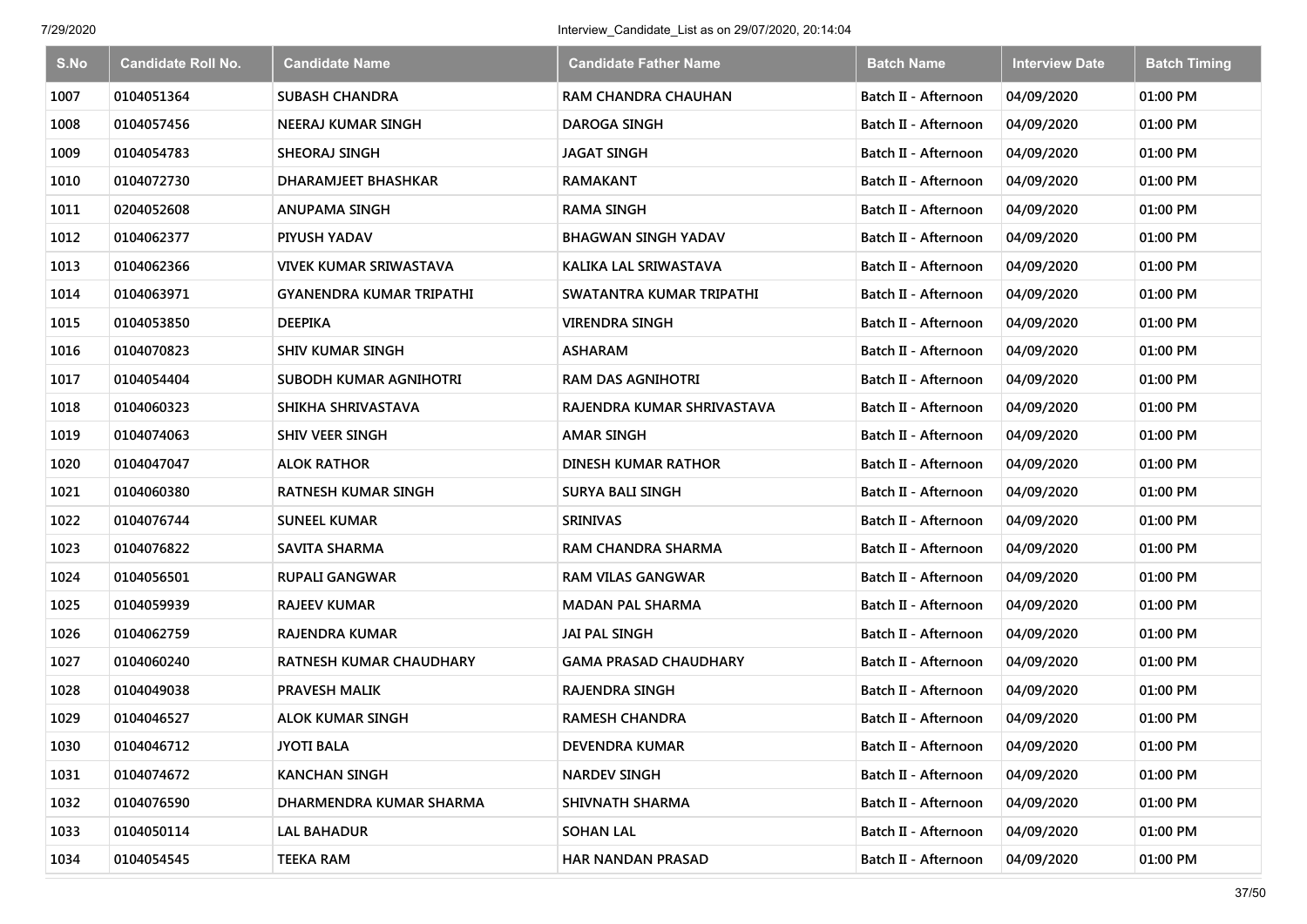| S.No | Candidate Roll No. | Candidate Name | Candidate Father Name | Batch Name | Interview Date | Batch Timing |
|---|---|---|---|---|---|---|
| 1007 | 0104051364 | SUBASH CHANDRA | RAM CHANDRA CHAUHAN | Batch II - Afternoon | 04/09/2020 | 01:00 PM |
| 1008 | 0104057456 | NEERAJ KUMAR SINGH | DAROGA SINGH | Batch II - Afternoon | 04/09/2020 | 01:00 PM |
| 1009 | 0104054783 | SHEORAJ SINGH | JAGAT SINGH | Batch II - Afternoon | 04/09/2020 | 01:00 PM |
| 1010 | 0104072730 | DHARAMJEET BHASHKAR | RAMAKANT | Batch II - Afternoon | 04/09/2020 | 01:00 PM |
| 1011 | 0204052608 | ANUPAMA SINGH | RAMA SINGH | Batch II - Afternoon | 04/09/2020 | 01:00 PM |
| 1012 | 0104062377 | PIYUSH YADAV | BHAGWAN SINGH YADAV | Batch II - Afternoon | 04/09/2020 | 01:00 PM |
| 1013 | 0104062366 | VIVEK KUMAR SRIWASTAVA | KALIKA LAL SRIWASTAVA | Batch II - Afternoon | 04/09/2020 | 01:00 PM |
| 1014 | 0104063971 | GYANENDRA KUMAR TRIPATHI | SWATANTRA KUMAR TRIPATHI | Batch II - Afternoon | 04/09/2020 | 01:00 PM |
| 1015 | 0104053850 | DEEPIKA | VIRENDRA SINGH | Batch II - Afternoon | 04/09/2020 | 01:00 PM |
| 1016 | 0104070823 | SHIV KUMAR SINGH | ASHARAM | Batch II - Afternoon | 04/09/2020 | 01:00 PM |
| 1017 | 0104054404 | SUBODH KUMAR AGNIHOTRI | RAM DAS AGNIHOTRI | Batch II - Afternoon | 04/09/2020 | 01:00 PM |
| 1018 | 0104060323 | SHIKHA SHRIVASTAVA | RAJENDRA KUMAR SHRIVASTAVA | Batch II - Afternoon | 04/09/2020 | 01:00 PM |
| 1019 | 0104074063 | SHIV VEER SINGH | AMAR SINGH | Batch II - Afternoon | 04/09/2020 | 01:00 PM |
| 1020 | 0104047047 | ALOK RATHOR | DINESH KUMAR RATHOR | Batch II - Afternoon | 04/09/2020 | 01:00 PM |
| 1021 | 0104060380 | RATNESH KUMAR SINGH | SURYA BALI SINGH | Batch II - Afternoon | 04/09/2020 | 01:00 PM |
| 1022 | 0104076744 | SUNEEL KUMAR | SRINIVAS | Batch II - Afternoon | 04/09/2020 | 01:00 PM |
| 1023 | 0104076822 | SAVITA SHARMA | RAM CHANDRA SHARMA | Batch II - Afternoon | 04/09/2020 | 01:00 PM |
| 1024 | 0104056501 | RUPALI GANGWAR | RAM VILAS GANGWAR | Batch II - Afternoon | 04/09/2020 | 01:00 PM |
| 1025 | 0104059939 | RAJEEV KUMAR | MADAN PAL SHARMA | Batch II - Afternoon | 04/09/2020 | 01:00 PM |
| 1026 | 0104062759 | RAJENDRA KUMAR | JAI PAL SINGH | Batch II - Afternoon | 04/09/2020 | 01:00 PM |
| 1027 | 0104060240 | RATNESH KUMAR CHAUDHARY | GAMA PRASAD CHAUDHARY | Batch II - Afternoon | 04/09/2020 | 01:00 PM |
| 1028 | 0104049038 | PRAVESH MALIK | RAJENDRA SINGH | Batch II - Afternoon | 04/09/2020 | 01:00 PM |
| 1029 | 0104046527 | ALOK KUMAR SINGH | RAMESH CHANDRA | Batch II - Afternoon | 04/09/2020 | 01:00 PM |
| 1030 | 0104046712 | JYOTI BALA | DEVENDRA KUMAR | Batch II - Afternoon | 04/09/2020 | 01:00 PM |
| 1031 | 0104074672 | KANCHAN SINGH | NARDEV SINGH | Batch II - Afternoon | 04/09/2020 | 01:00 PM |
| 1032 | 0104076590 | DHARMENDRA KUMAR SHARMA | SHIVNATH SHARMA | Batch II - Afternoon | 04/09/2020 | 01:00 PM |
| 1033 | 0104050114 | LAL BAHADUR | SOHAN LAL | Batch II - Afternoon | 04/09/2020 | 01:00 PM |
| 1034 | 0104054545 | TEEKA RAM | HAR NANDAN PRASAD | Batch II - Afternoon | 04/09/2020 | 01:00 PM |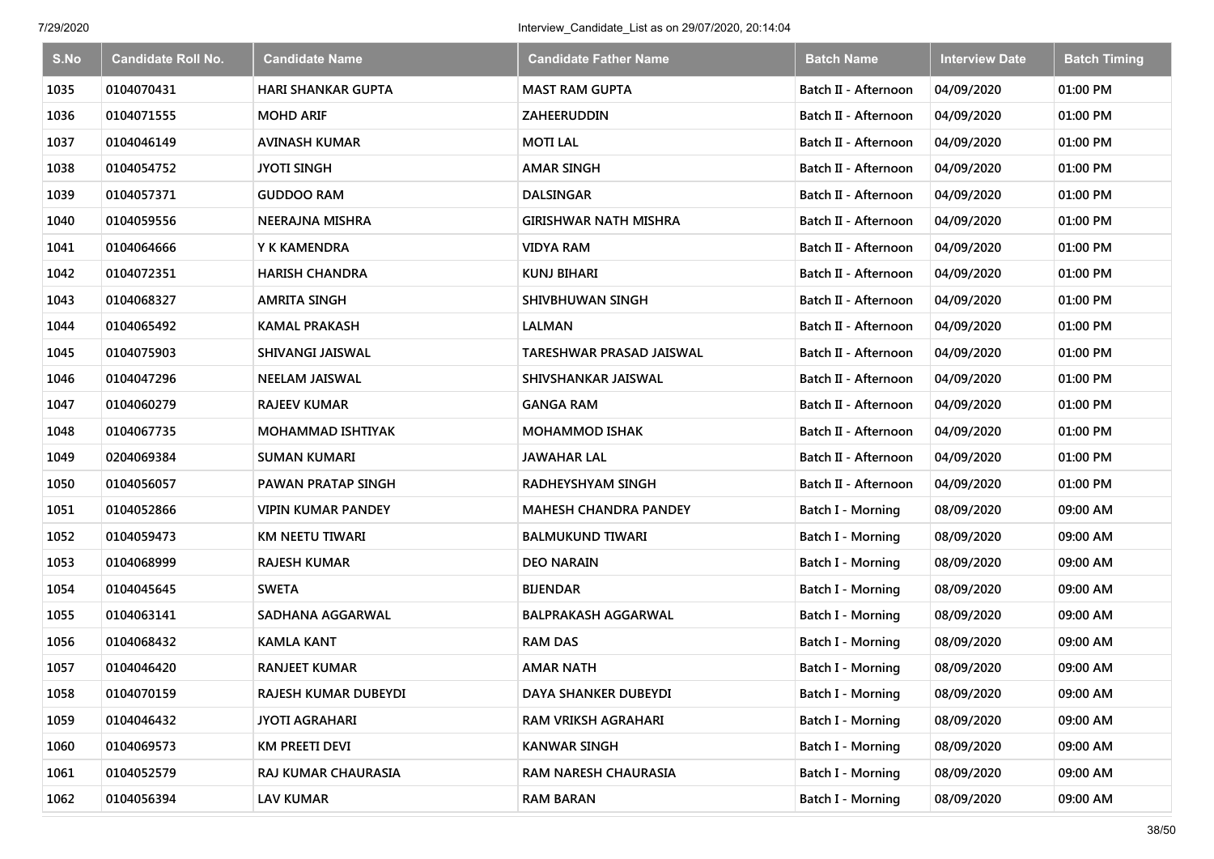| S.No | Candidate Roll No. | Candidate Name | Candidate Father Name | Batch Name | Interview Date | Batch Timing |
|---|---|---|---|---|---|---|
| 1035 | 0104070431 | HARI SHANKAR GUPTA | MAST RAM GUPTA | Batch II - Afternoon | 04/09/2020 | 01:00 PM |
| 1036 | 0104071555 | MOHD ARIF | ZAHEERUDDIN | Batch II - Afternoon | 04/09/2020 | 01:00 PM |
| 1037 | 0104046149 | AVINASH KUMAR | MOTI LAL | Batch II - Afternoon | 04/09/2020 | 01:00 PM |
| 1038 | 0104054752 | JYOTI SINGH | AMAR SINGH | Batch II - Afternoon | 04/09/2020 | 01:00 PM |
| 1039 | 0104057371 | GUDDOO RAM | DALSINGAR | Batch II - Afternoon | 04/09/2020 | 01:00 PM |
| 1040 | 0104059556 | NEERAJNA MISHRA | GIRISHWAR NATH MISHRA | Batch II - Afternoon | 04/09/2020 | 01:00 PM |
| 1041 | 0104064666 | Y K KAMENDRA | VIDYA RAM | Batch II - Afternoon | 04/09/2020 | 01:00 PM |
| 1042 | 0104072351 | HARISH CHANDRA | KUNJ BIHARI | Batch II - Afternoon | 04/09/2020 | 01:00 PM |
| 1043 | 0104068327 | AMRITA SINGH | SHIVBHUWAN SINGH | Batch II - Afternoon | 04/09/2020 | 01:00 PM |
| 1044 | 0104065492 | KAMAL PRAKASH | LALMAN | Batch II - Afternoon | 04/09/2020 | 01:00 PM |
| 1045 | 0104075903 | SHIVANGI JAISWAL | TARESHWAR PRASAD JAISWAL | Batch II - Afternoon | 04/09/2020 | 01:00 PM |
| 1046 | 0104047296 | NEELAM JAISWAL | SHIVSHANKAR JAISWAL | Batch II - Afternoon | 04/09/2020 | 01:00 PM |
| 1047 | 0104060279 | RAJEEV KUMAR | GANGA RAM | Batch II - Afternoon | 04/09/2020 | 01:00 PM |
| 1048 | 0104067735 | MOHAMMAD ISHTIYAK | MOHAMMOD ISHAK | Batch II - Afternoon | 04/09/2020 | 01:00 PM |
| 1049 | 0204069384 | SUMAN KUMARI | JAWAHAR LAL | Batch II - Afternoon | 04/09/2020 | 01:00 PM |
| 1050 | 0104056057 | PAWAN PRATAP SINGH | RADHEYSHYAM SINGH | Batch II - Afternoon | 04/09/2020 | 01:00 PM |
| 1051 | 0104052866 | VIPIN KUMAR PANDEY | MAHESH CHANDRA PANDEY | Batch I - Morning | 08/09/2020 | 09:00 AM |
| 1052 | 0104059473 | KM NEETU TIWARI | BALMUKUND TIWARI | Batch I - Morning | 08/09/2020 | 09:00 AM |
| 1053 | 0104068999 | RAJESH KUMAR | DEO NARAIN | Batch I - Morning | 08/09/2020 | 09:00 AM |
| 1054 | 0104045645 | SWETA | BIJENDAR | Batch I - Morning | 08/09/2020 | 09:00 AM |
| 1055 | 0104063141 | SADHANA AGGARWAL | BALPRAKASH AGGARWAL | Batch I - Morning | 08/09/2020 | 09:00 AM |
| 1056 | 0104068432 | KAMLA KANT | RAM DAS | Batch I - Morning | 08/09/2020 | 09:00 AM |
| 1057 | 0104046420 | RANJEET KUMAR | AMAR NATH | Batch I - Morning | 08/09/2020 | 09:00 AM |
| 1058 | 0104070159 | RAJESH KUMAR DUBEYDI | DAYA SHANKER DUBEYDI | Batch I - Morning | 08/09/2020 | 09:00 AM |
| 1059 | 0104046432 | JYOTI AGRAHARI | RAM VRIKSH AGRAHARI | Batch I - Morning | 08/09/2020 | 09:00 AM |
| 1060 | 0104069573 | KM PREETI DEVI | KANWAR SINGH | Batch I - Morning | 08/09/2020 | 09:00 AM |
| 1061 | 0104052579 | RAJ KUMAR CHAURASIA | RAM NARESH CHAURASIA | Batch I - Morning | 08/09/2020 | 09:00 AM |
| 1062 | 0104056394 | LAV KUMAR | RAM BARAN | Batch I - Morning | 08/09/2020 | 09:00 AM |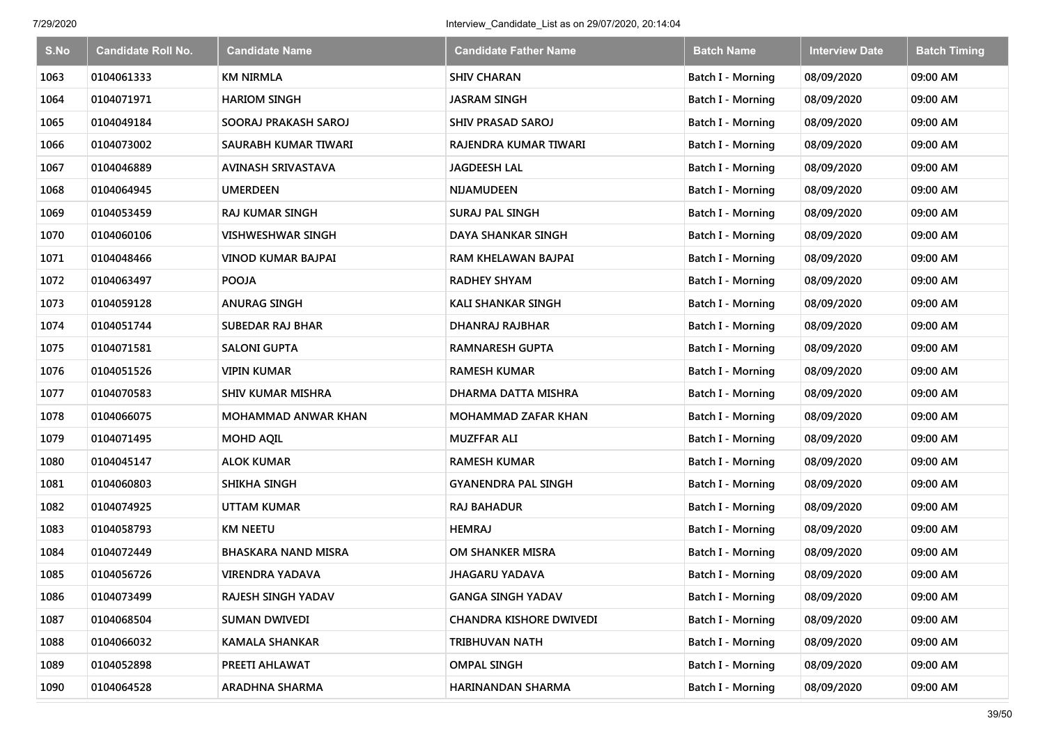| S.No | Candidate Roll No. | Candidate Name | Candidate Father Name | Batch Name | Interview Date | Batch Timing |
|---|---|---|---|---|---|---|
| 1063 | 0104061333 | KM NIRMLA | SHIV CHARAN | Batch I - Morning | 08/09/2020 | 09:00 AM |
| 1064 | 0104071971 | HARIOM SINGH | JASRAM SINGH | Batch I - Morning | 08/09/2020 | 09:00 AM |
| 1065 | 0104049184 | SOORAJ PRAKASH SAROJ | SHIV PRASAD SAROJ | Batch I - Morning | 08/09/2020 | 09:00 AM |
| 1066 | 0104073002 | SAURABH KUMAR TIWARI | RAJENDRA KUMAR TIWARI | Batch I - Morning | 08/09/2020 | 09:00 AM |
| 1067 | 0104046889 | AVINASH SRIVASTAVA | JAGDEESH LAL | Batch I - Morning | 08/09/2020 | 09:00 AM |
| 1068 | 0104064945 | UMERDEEN | NIJAMUDEEN | Batch I - Morning | 08/09/2020 | 09:00 AM |
| 1069 | 0104053459 | RAJ KUMAR SINGH | SURAJ PAL SINGH | Batch I - Morning | 08/09/2020 | 09:00 AM |
| 1070 | 0104060106 | VISHWESHWAR SINGH | DAYA SHANKAR SINGH | Batch I - Morning | 08/09/2020 | 09:00 AM |
| 1071 | 0104048466 | VINOD KUMAR BAJPAI | RAM KHELAWAN BAJPAI | Batch I - Morning | 08/09/2020 | 09:00 AM |
| 1072 | 0104063497 | POOJA | RADHEY SHYAM | Batch I - Morning | 08/09/2020 | 09:00 AM |
| 1073 | 0104059128 | ANURAG SINGH | KALI SHANKAR SINGH | Batch I - Morning | 08/09/2020 | 09:00 AM |
| 1074 | 0104051744 | SUBEDAR RAJ BHAR | DHANRAJ RAJBHAR | Batch I - Morning | 08/09/2020 | 09:00 AM |
| 1075 | 0104071581 | SALONI GUPTA | RAMNARESH GUPTA | Batch I - Morning | 08/09/2020 | 09:00 AM |
| 1076 | 0104051526 | VIPIN KUMAR | RAMESH KUMAR | Batch I - Morning | 08/09/2020 | 09:00 AM |
| 1077 | 0104070583 | SHIV KUMAR MISHRA | DHARMA DATTA MISHRA | Batch I - Morning | 08/09/2020 | 09:00 AM |
| 1078 | 0104066075 | MOHAMMAD ANWAR KHAN | MOHAMMAD ZAFAR KHAN | Batch I - Morning | 08/09/2020 | 09:00 AM |
| 1079 | 0104071495 | MOHD AQIL | MUZFFAR ALI | Batch I - Morning | 08/09/2020 | 09:00 AM |
| 1080 | 0104045147 | ALOK KUMAR | RAMESH KUMAR | Batch I - Morning | 08/09/2020 | 09:00 AM |
| 1081 | 0104060803 | SHIKHA SINGH | GYANENDRA PAL SINGH | Batch I - Morning | 08/09/2020 | 09:00 AM |
| 1082 | 0104074925 | UTTAM KUMAR | RAJ BAHADUR | Batch I - Morning | 08/09/2020 | 09:00 AM |
| 1083 | 0104058793 | KM NEETU | HEMRAJ | Batch I - Morning | 08/09/2020 | 09:00 AM |
| 1084 | 0104072449 | BHASKARA NAND MISRA | OM SHANKER MISRA | Batch I - Morning | 08/09/2020 | 09:00 AM |
| 1085 | 0104056726 | VIRENDRA YADAVA | JHAGARU YADAVA | Batch I - Morning | 08/09/2020 | 09:00 AM |
| 1086 | 0104073499 | RAJESH SINGH YADAV | GANGA SINGH YADAV | Batch I - Morning | 08/09/2020 | 09:00 AM |
| 1087 | 0104068504 | SUMAN DWIVEDI | CHANDRA KISHORE DWIVEDI | Batch I - Morning | 08/09/2020 | 09:00 AM |
| 1088 | 0104066032 | KAMALA SHANKAR | TRIBHUVAN NATH | Batch I - Morning | 08/09/2020 | 09:00 AM |
| 1089 | 0104052898 | PREETI AHLAWAT | OMPAL SINGH | Batch I - Morning | 08/09/2020 | 09:00 AM |
| 1090 | 0104064528 | ARADHNA SHARMA | HARINANDAN SHARMA | Batch I - Morning | 08/09/2020 | 09:00 AM |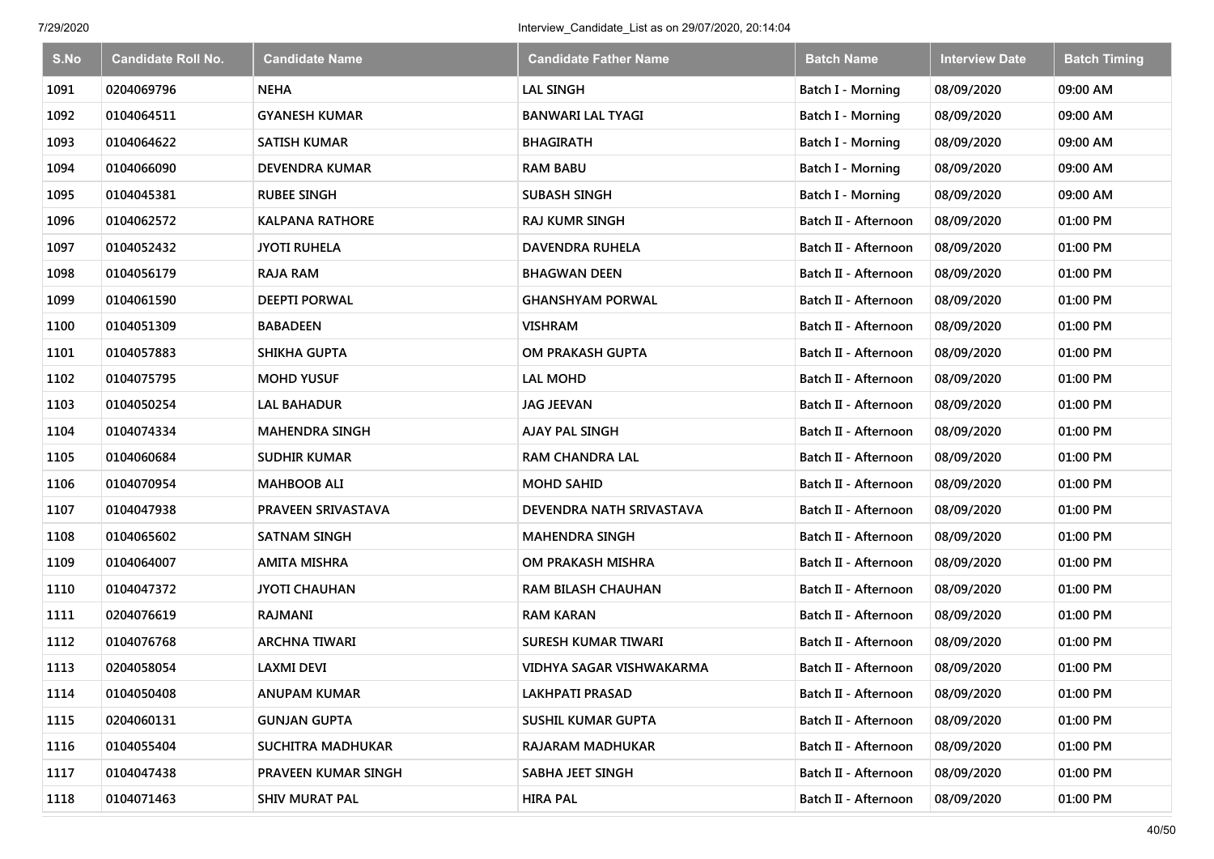| S.No | Candidate Roll No. | Candidate Name | Candidate Father Name | Batch Name | Interview Date | Batch Timing |
|---|---|---|---|---|---|---|
| 1091 | 0204069796 | NEHA | LAL SINGH | Batch I - Morning | 08/09/2020 | 09:00 AM |
| 1092 | 0104064511 | GYANESH KUMAR | BANWARI LAL TYAGI | Batch I - Morning | 08/09/2020 | 09:00 AM |
| 1093 | 0104064622 | SATISH KUMAR | BHAGIRATH | Batch I - Morning | 08/09/2020 | 09:00 AM |
| 1094 | 0104066090 | DEVENDRA KUMAR | RAM BABU | Batch I - Morning | 08/09/2020 | 09:00 AM |
| 1095 | 0104045381 | RUBEE SINGH | SUBASH SINGH | Batch I - Morning | 08/09/2020 | 09:00 AM |
| 1096 | 0104062572 | KALPANA RATHORE | RAJ KUMR SINGH | Batch II - Afternoon | 08/09/2020 | 01:00 PM |
| 1097 | 0104052432 | JYOTI RUHELA | DAVENDRA RUHELA | Batch II - Afternoon | 08/09/2020 | 01:00 PM |
| 1098 | 0104056179 | RAJA RAM | BHAGWAN DEEN | Batch II - Afternoon | 08/09/2020 | 01:00 PM |
| 1099 | 0104061590 | DEEPTI PORWAL | GHANSHYAM PORWAL | Batch II - Afternoon | 08/09/2020 | 01:00 PM |
| 1100 | 0104051309 | BABADEEN | VISHRAM | Batch II - Afternoon | 08/09/2020 | 01:00 PM |
| 1101 | 0104057883 | SHIKHA GUPTA | OM PRAKASH GUPTA | Batch II - Afternoon | 08/09/2020 | 01:00 PM |
| 1102 | 0104075795 | MOHD YUSUF | LAL MOHD | Batch II - Afternoon | 08/09/2020 | 01:00 PM |
| 1103 | 0104050254 | LAL BAHADUR | JAG JEEVAN | Batch II - Afternoon | 08/09/2020 | 01:00 PM |
| 1104 | 0104074334 | MAHENDRA SINGH | AJAY PAL SINGH | Batch II - Afternoon | 08/09/2020 | 01:00 PM |
| 1105 | 0104060684 | SUDHIR KUMAR | RAM CHANDRA LAL | Batch II - Afternoon | 08/09/2020 | 01:00 PM |
| 1106 | 0104070954 | MAHBOOB ALI | MOHD SAHID | Batch II - Afternoon | 08/09/2020 | 01:00 PM |
| 1107 | 0104047938 | PRAVEEN SRIVASTAVA | DEVENDRA NATH SRIVASTAVA | Batch II - Afternoon | 08/09/2020 | 01:00 PM |
| 1108 | 0104065602 | SATNAM SINGH | MAHENDRA SINGH | Batch II - Afternoon | 08/09/2020 | 01:00 PM |
| 1109 | 0104064007 | AMITA MISHRA | OM PRAKASH MISHRA | Batch II - Afternoon | 08/09/2020 | 01:00 PM |
| 1110 | 0104047372 | JYOTI CHAUHAN | RAM BILASH CHAUHAN | Batch II - Afternoon | 08/09/2020 | 01:00 PM |
| 1111 | 0204076619 | RAJMANI | RAM KARAN | Batch II - Afternoon | 08/09/2020 | 01:00 PM |
| 1112 | 0104076768 | ARCHNA TIWARI | SURESH KUMAR TIWARI | Batch II - Afternoon | 08/09/2020 | 01:00 PM |
| 1113 | 0204058054 | LAXMI DEVI | VIDHYA SAGAR VISHWAKARMA | Batch II - Afternoon | 08/09/2020 | 01:00 PM |
| 1114 | 0104050408 | ANUPAM KUMAR | LAKHPATI PRASAD | Batch II - Afternoon | 08/09/2020 | 01:00 PM |
| 1115 | 0204060131 | GUNJAN GUPTA | SUSHIL KUMAR GUPTA | Batch II - Afternoon | 08/09/2020 | 01:00 PM |
| 1116 | 0104055404 | SUCHITRA MADHUKAR | RAJARAM MADHUKAR | Batch II - Afternoon | 08/09/2020 | 01:00 PM |
| 1117 | 0104047438 | PRAVEEN KUMAR SINGH | SABHA JEET SINGH | Batch II - Afternoon | 08/09/2020 | 01:00 PM |
| 1118 | 0104071463 | SHIV MURAT PAL | HIRA PAL | Batch II - Afternoon | 08/09/2020 | 01:00 PM |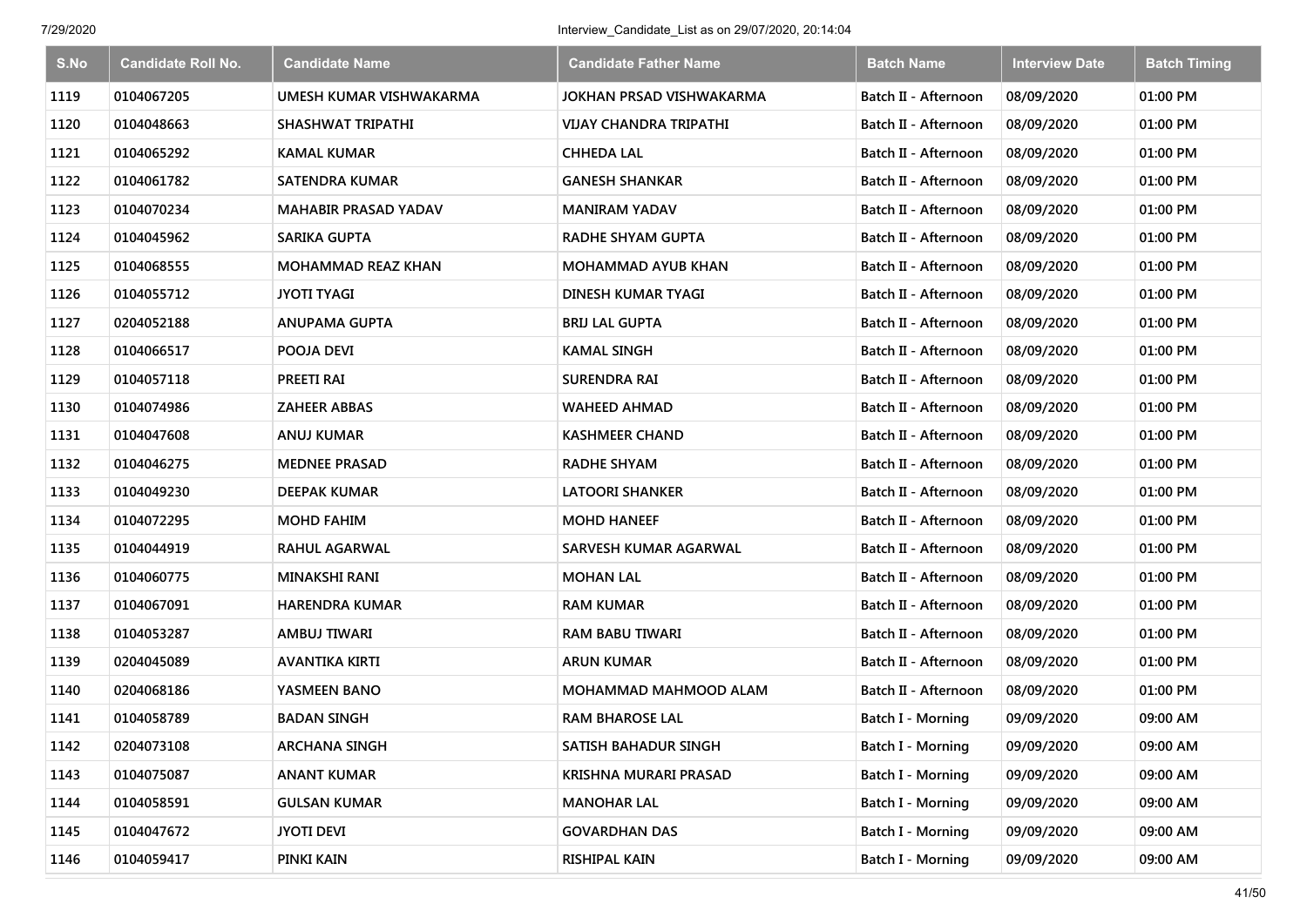| S.No | Candidate Roll No. | Candidate Name | Candidate Father Name | Batch Name | Interview Date | Batch Timing |
|---|---|---|---|---|---|---|
| 1119 | 0104067205 | UMESH KUMAR VISHWAKARMA | JOKHAN PRSAD VISHWAKARMA | Batch II - Afternoon | 08/09/2020 | 01:00 PM |
| 1120 | 0104048663 | SHASHWAT TRIPATHI | VIJAY CHANDRA TRIPATHI | Batch II - Afternoon | 08/09/2020 | 01:00 PM |
| 1121 | 0104065292 | KAMAL KUMAR | CHHEDA LAL | Batch II - Afternoon | 08/09/2020 | 01:00 PM |
| 1122 | 0104061782 | SATENDRA KUMAR | GANESH SHANKAR | Batch II - Afternoon | 08/09/2020 | 01:00 PM |
| 1123 | 0104070234 | MAHABIR PRASAD YADAV | MANIRAM YADAV | Batch II - Afternoon | 08/09/2020 | 01:00 PM |
| 1124 | 0104045962 | SARIKA GUPTA | RADHE SHYAM GUPTA | Batch II - Afternoon | 08/09/2020 | 01:00 PM |
| 1125 | 0104068555 | MOHAMMAD REAZ KHAN | MOHAMMAD AYUB KHAN | Batch II - Afternoon | 08/09/2020 | 01:00 PM |
| 1126 | 0104055712 | JYOTI TYAGI | DINESH KUMAR TYAGI | Batch II - Afternoon | 08/09/2020 | 01:00 PM |
| 1127 | 0204052188 | ANUPAMA GUPTA | BRIJ LAL GUPTA | Batch II - Afternoon | 08/09/2020 | 01:00 PM |
| 1128 | 0104066517 | POOJA DEVI | KAMAL SINGH | Batch II - Afternoon | 08/09/2020 | 01:00 PM |
| 1129 | 0104057118 | PREETI RAI | SURENDRA RAI | Batch II - Afternoon | 08/09/2020 | 01:00 PM |
| 1130 | 0104074986 | ZAHEER ABBAS | WAHEED AHMAD | Batch II - Afternoon | 08/09/2020 | 01:00 PM |
| 1131 | 0104047608 | ANUJ KUMAR | KASHMEER CHAND | Batch II - Afternoon | 08/09/2020 | 01:00 PM |
| 1132 | 0104046275 | MEDNEE PRASAD | RADHE SHYAM | Batch II - Afternoon | 08/09/2020 | 01:00 PM |
| 1133 | 0104049230 | DEEPAK KUMAR | LATOORI SHANKER | Batch II - Afternoon | 08/09/2020 | 01:00 PM |
| 1134 | 0104072295 | MOHD FAHIM | MOHD HANEEF | Batch II - Afternoon | 08/09/2020 | 01:00 PM |
| 1135 | 0104044919 | RAHUL AGARWAL | SARVESH KUMAR AGARWAL | Batch II - Afternoon | 08/09/2020 | 01:00 PM |
| 1136 | 0104060775 | MINAKSHI RANI | MOHAN LAL | Batch II - Afternoon | 08/09/2020 | 01:00 PM |
| 1137 | 0104067091 | HARENDRA KUMAR | RAM KUMAR | Batch II - Afternoon | 08/09/2020 | 01:00 PM |
| 1138 | 0104053287 | AMBUJ TIWARI | RAM BABU TIWARI | Batch II - Afternoon | 08/09/2020 | 01:00 PM |
| 1139 | 0204045089 | AVANTIKA KIRTI | ARUN KUMAR | Batch II - Afternoon | 08/09/2020 | 01:00 PM |
| 1140 | 0204068186 | YASMEEN BANO | MOHAMMAD MAHMOOD ALAM | Batch II - Afternoon | 08/09/2020 | 01:00 PM |
| 1141 | 0104058789 | BADAN SINGH | RAM BHAROSE LAL | Batch I - Morning | 09/09/2020 | 09:00 AM |
| 1142 | 0204073108 | ARCHANA SINGH | SATISH BAHADUR SINGH | Batch I - Morning | 09/09/2020 | 09:00 AM |
| 1143 | 0104075087 | ANANT KUMAR | KRISHNA MURARI PRASAD | Batch I - Morning | 09/09/2020 | 09:00 AM |
| 1144 | 0104058591 | GULSAN KUMAR | MANOHAR LAL | Batch I - Morning | 09/09/2020 | 09:00 AM |
| 1145 | 0104047672 | JYOTI DEVI | GOVARDHAN DAS | Batch I - Morning | 09/09/2020 | 09:00 AM |
| 1146 | 0104059417 | PINKI KAIN | RISHIPAL KAIN | Batch I - Morning | 09/09/2020 | 09:00 AM |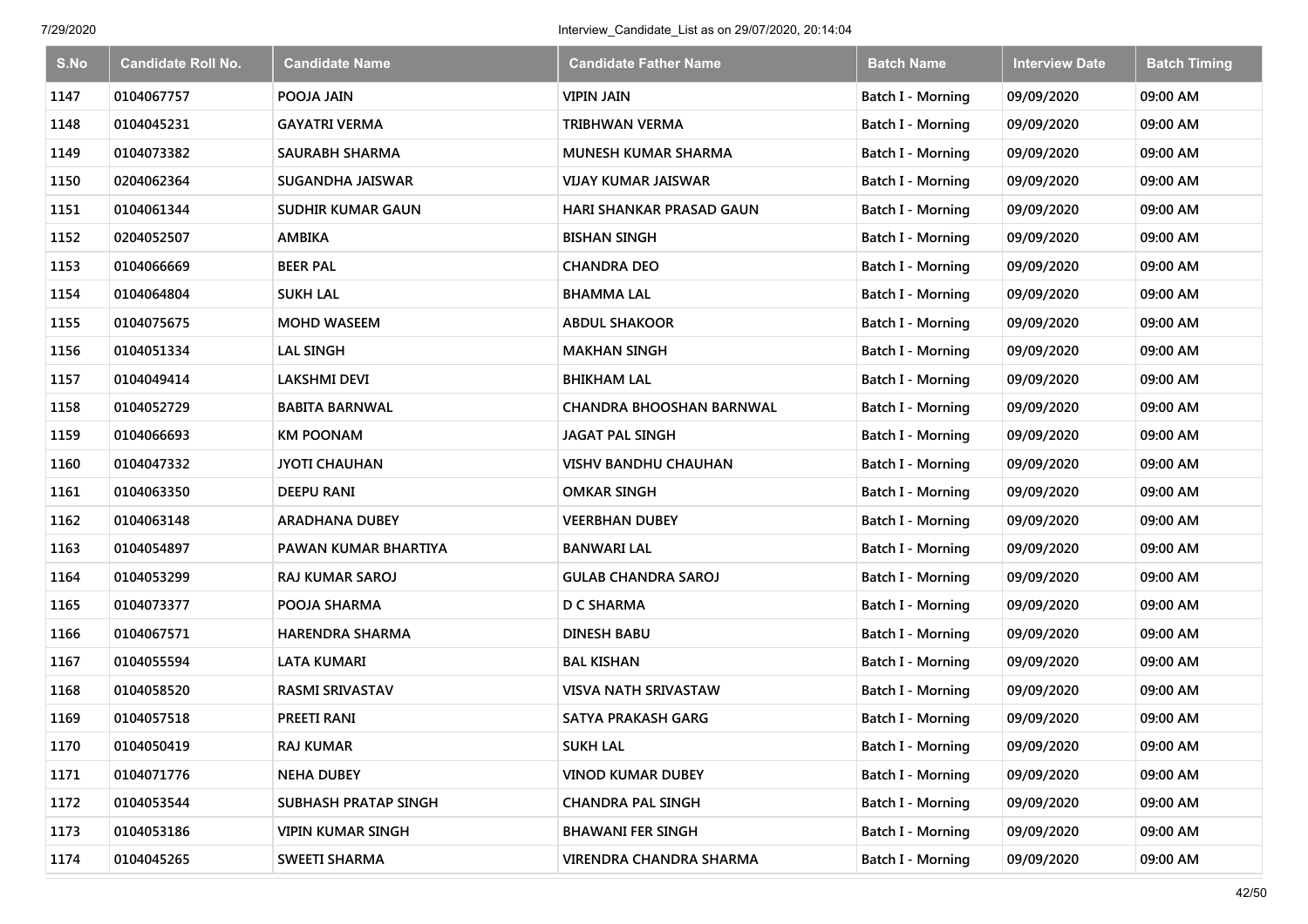| S.No | Candidate Roll No. | Candidate Name | Candidate Father Name | Batch Name | Interview Date | Batch Timing |
|---|---|---|---|---|---|---|
| 1147 | 0104067757 | POOJA JAIN | VIPIN JAIN | Batch I - Morning | 09/09/2020 | 09:00 AM |
| 1148 | 0104045231 | GAYATRI VERMA | TRIBHWAN VERMA | Batch I - Morning | 09/09/2020 | 09:00 AM |
| 1149 | 0104073382 | SAURABH SHARMA | MUNESH KUMAR SHARMA | Batch I - Morning | 09/09/2020 | 09:00 AM |
| 1150 | 0204062364 | SUGANDHA JAISWAR | VIJAY KUMAR JAISWAR | Batch I - Morning | 09/09/2020 | 09:00 AM |
| 1151 | 0104061344 | SUDHIR KUMAR GAUN | HARI SHANKAR PRASAD GAUN | Batch I - Morning | 09/09/2020 | 09:00 AM |
| 1152 | 0204052507 | AMBIKA | BISHAN SINGH | Batch I - Morning | 09/09/2020 | 09:00 AM |
| 1153 | 0104066669 | BEER PAL | CHANDRA DEO | Batch I - Morning | 09/09/2020 | 09:00 AM |
| 1154 | 0104064804 | SUKH LAL | BHAMMA LAL | Batch I - Morning | 09/09/2020 | 09:00 AM |
| 1155 | 0104075675 | MOHD WASEEM | ABDUL SHAKOOR | Batch I - Morning | 09/09/2020 | 09:00 AM |
| 1156 | 0104051334 | LAL SINGH | MAKHAN SINGH | Batch I - Morning | 09/09/2020 | 09:00 AM |
| 1157 | 0104049414 | LAKSHMI DEVI | BHIKHAM LAL | Batch I - Morning | 09/09/2020 | 09:00 AM |
| 1158 | 0104052729 | BABITA BARNWAL | CHANDRA BHOOSHAN BARNWAL | Batch I - Morning | 09/09/2020 | 09:00 AM |
| 1159 | 0104066693 | KM POONAM | JAGAT PAL SINGH | Batch I - Morning | 09/09/2020 | 09:00 AM |
| 1160 | 0104047332 | JYOTI CHAUHAN | VISHV BANDHU CHAUHAN | Batch I - Morning | 09/09/2020 | 09:00 AM |
| 1161 | 0104063350 | DEEPU RANI | OMKAR SINGH | Batch I - Morning | 09/09/2020 | 09:00 AM |
| 1162 | 0104063148 | ARADHANA DUBEY | VEERBHAN DUBEY | Batch I - Morning | 09/09/2020 | 09:00 AM |
| 1163 | 0104054897 | PAWAN KUMAR BHARTIYA | BANWARI LAL | Batch I - Morning | 09/09/2020 | 09:00 AM |
| 1164 | 0104053299 | RAJ KUMAR SAROJ | GULAB CHANDRA SAROJ | Batch I - Morning | 09/09/2020 | 09:00 AM |
| 1165 | 0104073377 | POOJA SHARMA | D C SHARMA | Batch I - Morning | 09/09/2020 | 09:00 AM |
| 1166 | 0104067571 | HARENDRA SHARMA | DINESH BABU | Batch I - Morning | 09/09/2020 | 09:00 AM |
| 1167 | 0104055594 | LATA KUMARI | BAL KISHAN | Batch I - Morning | 09/09/2020 | 09:00 AM |
| 1168 | 0104058520 | RASMI SRIVASTAV | VISVA NATH SRIVASTAW | Batch I - Morning | 09/09/2020 | 09:00 AM |
| 1169 | 0104057518 | PREETI RANI | SATYA PRAKASH GARG | Batch I - Morning | 09/09/2020 | 09:00 AM |
| 1170 | 0104050419 | RAJ KUMAR | SUKH LAL | Batch I - Morning | 09/09/2020 | 09:00 AM |
| 1171 | 0104071776 | NEHA DUBEY | VINOD KUMAR DUBEY | Batch I - Morning | 09/09/2020 | 09:00 AM |
| 1172 | 0104053544 | SUBHASH PRATAP SINGH | CHANDRA PAL SINGH | Batch I - Morning | 09/09/2020 | 09:00 AM |
| 1173 | 0104053186 | VIPIN KUMAR SINGH | BHAWANI FER SINGH | Batch I - Morning | 09/09/2020 | 09:00 AM |
| 1174 | 0104045265 | SWEETI SHARMA | VIRENDRA CHANDRA SHARMA | Batch I - Morning | 09/09/2020 | 09:00 AM |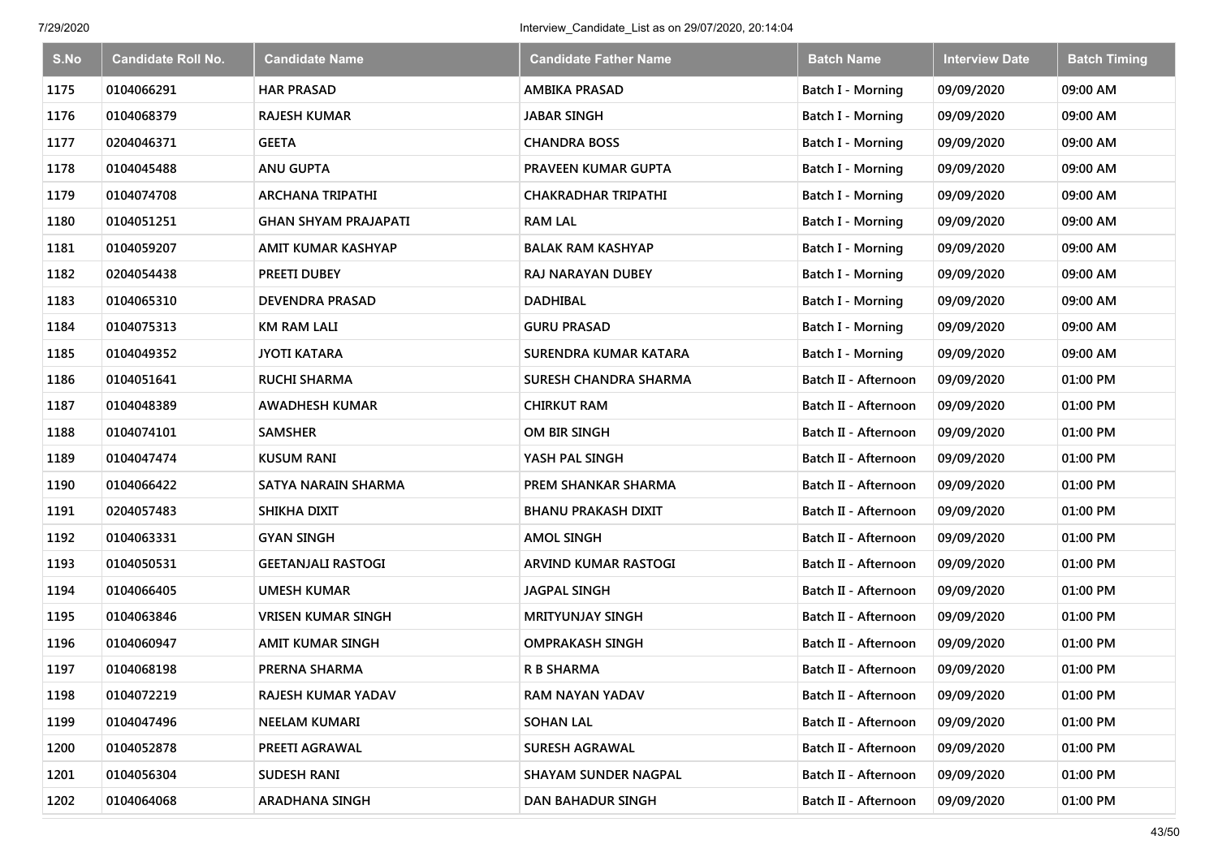| S.No | Candidate Roll No. | Candidate Name | Candidate Father Name | Batch Name | Interview Date | Batch Timing |
|---|---|---|---|---|---|---|
| 1175 | 0104066291 | HAR PRASAD | AMBIKA PRASAD | Batch I - Morning | 09/09/2020 | 09:00 AM |
| 1176 | 0104068379 | RAJESH KUMAR | JABAR SINGH | Batch I - Morning | 09/09/2020 | 09:00 AM |
| 1177 | 0204046371 | GEETA | CHANDRA BOSS | Batch I - Morning | 09/09/2020 | 09:00 AM |
| 1178 | 0104045488 | ANU GUPTA | PRAVEEN KUMAR GUPTA | Batch I - Morning | 09/09/2020 | 09:00 AM |
| 1179 | 0104074708 | ARCHANA TRIPATHI | CHAKRADHAR TRIPATHI | Batch I - Morning | 09/09/2020 | 09:00 AM |
| 1180 | 0104051251 | GHAN SHYAM PRAJAPATI | RAM LAL | Batch I - Morning | 09/09/2020 | 09:00 AM |
| 1181 | 0104059207 | AMIT KUMAR KASHYAP | BALAK RAM KASHYAP | Batch I - Morning | 09/09/2020 | 09:00 AM |
| 1182 | 0204054438 | PREETI DUBEY | RAJ NARAYAN DUBEY | Batch I - Morning | 09/09/2020 | 09:00 AM |
| 1183 | 0104065310 | DEVENDRA PRASAD | DADHIBAL | Batch I - Morning | 09/09/2020 | 09:00 AM |
| 1184 | 0104075313 | KM RAM LALI | GURU PRASAD | Batch I - Morning | 09/09/2020 | 09:00 AM |
| 1185 | 0104049352 | JYOTI KATARA | SURENDRA KUMAR KATARA | Batch I - Morning | 09/09/2020 | 09:00 AM |
| 1186 | 0104051641 | RUCHI SHARMA | SURESH CHANDRA SHARMA | Batch II - Afternoon | 09/09/2020 | 01:00 PM |
| 1187 | 0104048389 | AWADHESH KUMAR | CHIRKUT RAM | Batch II - Afternoon | 09/09/2020 | 01:00 PM |
| 1188 | 0104074101 | SAMSHER | OM BIR SINGH | Batch II - Afternoon | 09/09/2020 | 01:00 PM |
| 1189 | 0104047474 | KUSUM RANI | YASH PAL SINGH | Batch II - Afternoon | 09/09/2020 | 01:00 PM |
| 1190 | 0104066422 | SATYA NARAIN SHARMA | PREM SHANKAR SHARMA | Batch II - Afternoon | 09/09/2020 | 01:00 PM |
| 1191 | 0204057483 | SHIKHA DIXIT | BHANU PRAKASH DIXIT | Batch II - Afternoon | 09/09/2020 | 01:00 PM |
| 1192 | 0104063331 | GYAN SINGH | AMOL SINGH | Batch II - Afternoon | 09/09/2020 | 01:00 PM |
| 1193 | 0104050531 | GEETANJALI RASTOGI | ARVIND KUMAR RASTOGI | Batch II - Afternoon | 09/09/2020 | 01:00 PM |
| 1194 | 0104066405 | UMESH KUMAR | JAGPAL SINGH | Batch II - Afternoon | 09/09/2020 | 01:00 PM |
| 1195 | 0104063846 | VRISEN KUMAR SINGH | MRITYUNJAY SINGH | Batch II - Afternoon | 09/09/2020 | 01:00 PM |
| 1196 | 0104060947 | AMIT KUMAR SINGH | OMPRAKASH SINGH | Batch II - Afternoon | 09/09/2020 | 01:00 PM |
| 1197 | 0104068198 | PRERNA SHARMA | R B SHARMA | Batch II - Afternoon | 09/09/2020 | 01:00 PM |
| 1198 | 0104072219 | RAJESH KUMAR YADAV | RAM NAYAN YADAV | Batch II - Afternoon | 09/09/2020 | 01:00 PM |
| 1199 | 0104047496 | NEELAM KUMARI | SOHAN LAL | Batch II - Afternoon | 09/09/2020 | 01:00 PM |
| 1200 | 0104052878 | PREETI AGRAWAL | SURESH AGRAWAL | Batch II - Afternoon | 09/09/2020 | 01:00 PM |
| 1201 | 0104056304 | SUDESH RANI | SHAYAM SUNDER NAGPAL | Batch II - Afternoon | 09/09/2020 | 01:00 PM |
| 1202 | 0104064068 | ARADHANA SINGH | DAN BAHADUR SINGH | Batch II - Afternoon | 09/09/2020 | 01:00 PM |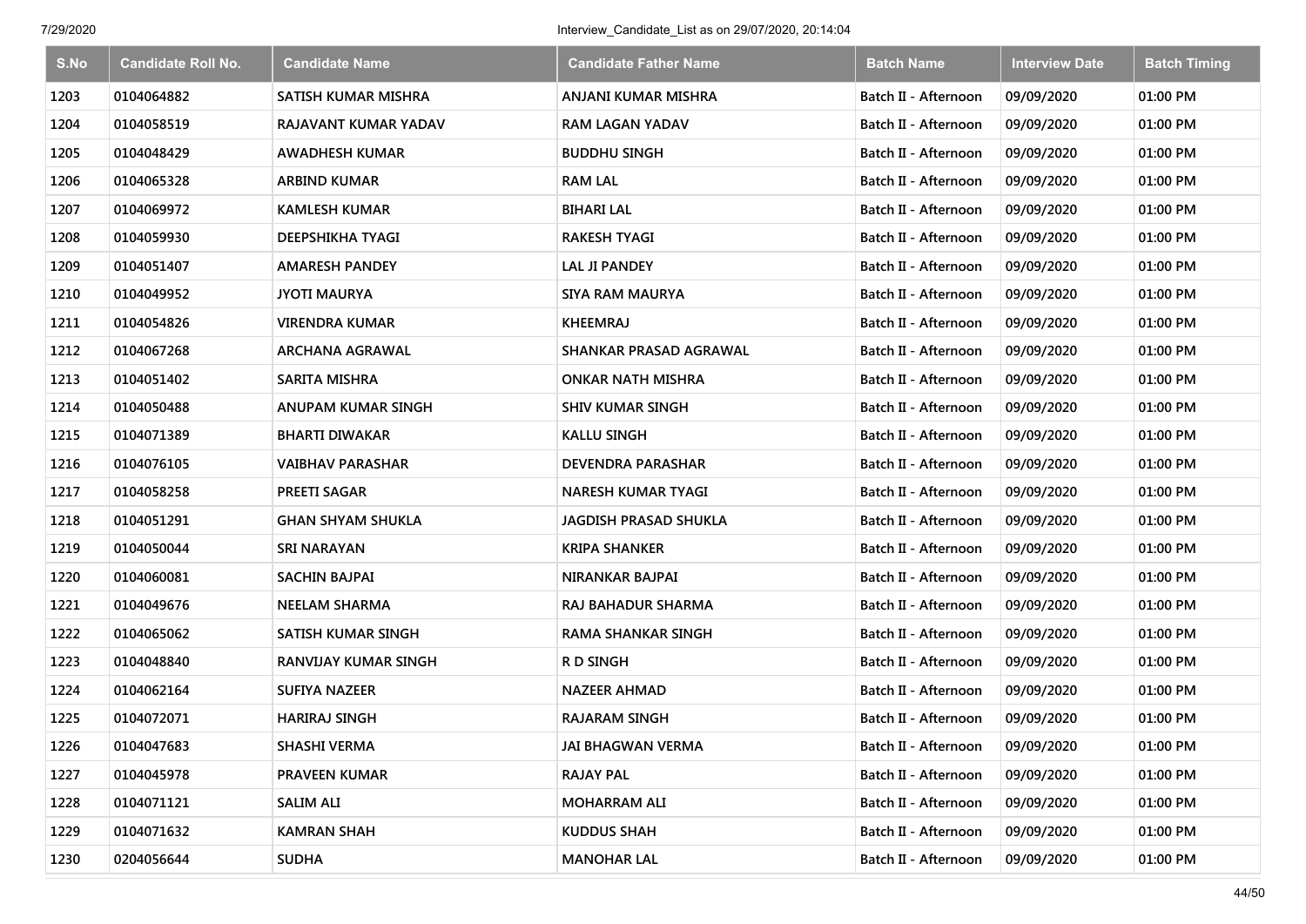| S.No | Candidate Roll No. | Candidate Name | Candidate Father Name | Batch Name | Interview Date | Batch Timing |
|---|---|---|---|---|---|---|
| 1203 | 0104064882 | SATISH KUMAR MISHRA | ANJANI KUMAR MISHRA | Batch II - Afternoon | 09/09/2020 | 01:00 PM |
| 1204 | 0104058519 | RAJAVANT KUMAR YADAV | RAM LAGAN YADAV | Batch II - Afternoon | 09/09/2020 | 01:00 PM |
| 1205 | 0104048429 | AWADHESH KUMAR | BUDDHU SINGH | Batch II - Afternoon | 09/09/2020 | 01:00 PM |
| 1206 | 0104065328 | ARBIND KUMAR | RAM LAL | Batch II - Afternoon | 09/09/2020 | 01:00 PM |
| 1207 | 0104069972 | KAMLESH KUMAR | BIHARI LAL | Batch II - Afternoon | 09/09/2020 | 01:00 PM |
| 1208 | 0104059930 | DEEPSHIKHA TYAGI | RAKESH TYAGI | Batch II - Afternoon | 09/09/2020 | 01:00 PM |
| 1209 | 0104051407 | AMARESH PANDEY | LAL JI PANDEY | Batch II - Afternoon | 09/09/2020 | 01:00 PM |
| 1210 | 0104049952 | JYOTI MAURYA | SIYA RAM MAURYA | Batch II - Afternoon | 09/09/2020 | 01:00 PM |
| 1211 | 0104054826 | VIRENDRA KUMAR | KHEEMRAJ | Batch II - Afternoon | 09/09/2020 | 01:00 PM |
| 1212 | 0104067268 | ARCHANA AGRAWAL | SHANKAR PRASAD AGRAWAL | Batch II - Afternoon | 09/09/2020 | 01:00 PM |
| 1213 | 0104051402 | SARITA MISHRA | ONKAR NATH MISHRA | Batch II - Afternoon | 09/09/2020 | 01:00 PM |
| 1214 | 0104050488 | ANUPAM KUMAR SINGH | SHIV KUMAR SINGH | Batch II - Afternoon | 09/09/2020 | 01:00 PM |
| 1215 | 0104071389 | BHARTI DIWAKAR | KALLU SINGH | Batch II - Afternoon | 09/09/2020 | 01:00 PM |
| 1216 | 0104076105 | VAIBHAV PARASHAR | DEVENDRA PARASHAR | Batch II - Afternoon | 09/09/2020 | 01:00 PM |
| 1217 | 0104058258 | PREETI SAGAR | NARESH KUMAR TYAGI | Batch II - Afternoon | 09/09/2020 | 01:00 PM |
| 1218 | 0104051291 | GHAN SHYAM SHUKLA | JAGDISH PRASAD SHUKLA | Batch II - Afternoon | 09/09/2020 | 01:00 PM |
| 1219 | 0104050044 | SRI NARAYAN | KRIPA SHANKER | Batch II - Afternoon | 09/09/2020 | 01:00 PM |
| 1220 | 0104060081 | SACHIN BAJPAI | NIRANKAR BAJPAI | Batch II - Afternoon | 09/09/2020 | 01:00 PM |
| 1221 | 0104049676 | NEELAM SHARMA | RAJ BAHADUR SHARMA | Batch II - Afternoon | 09/09/2020 | 01:00 PM |
| 1222 | 0104065062 | SATISH KUMAR SINGH | RAMA SHANKAR SINGH | Batch II - Afternoon | 09/09/2020 | 01:00 PM |
| 1223 | 0104048840 | RANVIJAY KUMAR SINGH | R D SINGH | Batch II - Afternoon | 09/09/2020 | 01:00 PM |
| 1224 | 0104062164 | SUFIYA NAZEER | NAZEER AHMAD | Batch II - Afternoon | 09/09/2020 | 01:00 PM |
| 1225 | 0104072071 | HARIRAJ SINGH | RAJARAM SINGH | Batch II - Afternoon | 09/09/2020 | 01:00 PM |
| 1226 | 0104047683 | SHASHI VERMA | JAI BHAGWAN VERMA | Batch II - Afternoon | 09/09/2020 | 01:00 PM |
| 1227 | 0104045978 | PRAVEEN KUMAR | RAJAY PAL | Batch II - Afternoon | 09/09/2020 | 01:00 PM |
| 1228 | 0104071121 | SALIM ALI | MOHARRAM ALI | Batch II - Afternoon | 09/09/2020 | 01:00 PM |
| 1229 | 0104071632 | KAMRAN SHAH | KUDDUS SHAH | Batch II - Afternoon | 09/09/2020 | 01:00 PM |
| 1230 | 0204056644 | SUDHA | MANOHAR LAL | Batch II - Afternoon | 09/09/2020 | 01:00 PM |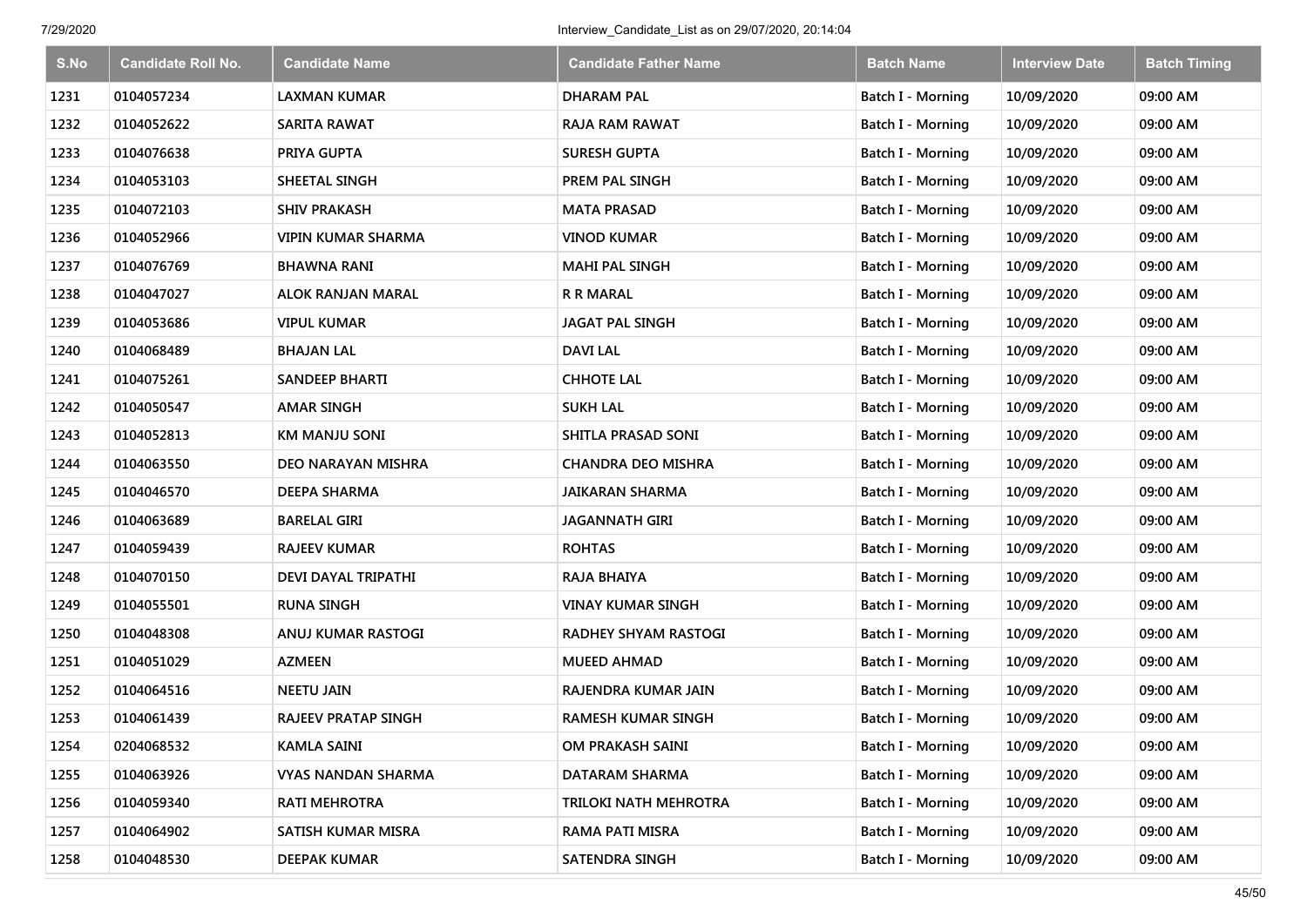| S.No | Candidate Roll No. | Candidate Name | Candidate Father Name | Batch Name | Interview Date | Batch Timing |
|---|---|---|---|---|---|---|
| 1231 | 0104057234 | LAXMAN KUMAR | DHARAM PAL | Batch I - Morning | 10/09/2020 | 09:00 AM |
| 1232 | 0104052622 | SARITA RAWAT | RAJA RAM RAWAT | Batch I - Morning | 10/09/2020 | 09:00 AM |
| 1233 | 0104076638 | PRIYA GUPTA | SURESH GUPTA | Batch I - Morning | 10/09/2020 | 09:00 AM |
| 1234 | 0104053103 | SHEETAL SINGH | PREM PAL SINGH | Batch I - Morning | 10/09/2020 | 09:00 AM |
| 1235 | 0104072103 | SHIV PRAKASH | MATA PRASAD | Batch I - Morning | 10/09/2020 | 09:00 AM |
| 1236 | 0104052966 | VIPIN KUMAR SHARMA | VINOD KUMAR | Batch I - Morning | 10/09/2020 | 09:00 AM |
| 1237 | 0104076769 | BHAWNA RANI | MAHI PAL SINGH | Batch I - Morning | 10/09/2020 | 09:00 AM |
| 1238 | 0104047027 | ALOK RANJAN MARAL | R R MARAL | Batch I - Morning | 10/09/2020 | 09:00 AM |
| 1239 | 0104053686 | VIPUL KUMAR | JAGAT PAL SINGH | Batch I - Morning | 10/09/2020 | 09:00 AM |
| 1240 | 0104068489 | BHAJAN LAL | DAVI LAL | Batch I - Morning | 10/09/2020 | 09:00 AM |
| 1241 | 0104075261 | SANDEEP BHARTI | CHHOTE LAL | Batch I - Morning | 10/09/2020 | 09:00 AM |
| 1242 | 0104050547 | AMAR SINGH | SUKH LAL | Batch I - Morning | 10/09/2020 | 09:00 AM |
| 1243 | 0104052813 | KM MANJU SONI | SHITLA PRASAD SONI | Batch I - Morning | 10/09/2020 | 09:00 AM |
| 1244 | 0104063550 | DEO NARAYAN MISHRA | CHANDRA DEO MISHRA | Batch I - Morning | 10/09/2020 | 09:00 AM |
| 1245 | 0104046570 | DEEPA SHARMA | JAIKARAN SHARMA | Batch I - Morning | 10/09/2020 | 09:00 AM |
| 1246 | 0104063689 | BARELAL GIRI | JAGANNATH GIRI | Batch I - Morning | 10/09/2020 | 09:00 AM |
| 1247 | 0104059439 | RAJEEV KUMAR | ROHTAS | Batch I - Morning | 10/09/2020 | 09:00 AM |
| 1248 | 0104070150 | DEVI DAYAL TRIPATHI | RAJA BHAIYA | Batch I - Morning | 10/09/2020 | 09:00 AM |
| 1249 | 0104055501 | RUNA SINGH | VINAY KUMAR SINGH | Batch I - Morning | 10/09/2020 | 09:00 AM |
| 1250 | 0104048308 | ANUJ KUMAR RASTOGI | RADHEY SHYAM RASTOGI | Batch I - Morning | 10/09/2020 | 09:00 AM |
| 1251 | 0104051029 | AZMEEN | MUEED AHMAD | Batch I - Morning | 10/09/2020 | 09:00 AM |
| 1252 | 0104064516 | NEETU JAIN | RAJENDRA KUMAR JAIN | Batch I - Morning | 10/09/2020 | 09:00 AM |
| 1253 | 0104061439 | RAJEEV PRATAP SINGH | RAMESH KUMAR SINGH | Batch I - Morning | 10/09/2020 | 09:00 AM |
| 1254 | 0204068532 | KAMLA SAINI | OM PRAKASH SAINI | Batch I - Morning | 10/09/2020 | 09:00 AM |
| 1255 | 0104063926 | VYAS NANDAN SHARMA | DATARAM SHARMA | Batch I - Morning | 10/09/2020 | 09:00 AM |
| 1256 | 0104059340 | RATI MEHROTRA | TRILOKI NATH MEHROTRA | Batch I - Morning | 10/09/2020 | 09:00 AM |
| 1257 | 0104064902 | SATISH KUMAR MISRA | RAMA PATI MISRA | Batch I - Morning | 10/09/2020 | 09:00 AM |
| 1258 | 0104048530 | DEEPAK KUMAR | SATENDRA SINGH | Batch I - Morning | 10/09/2020 | 09:00 AM |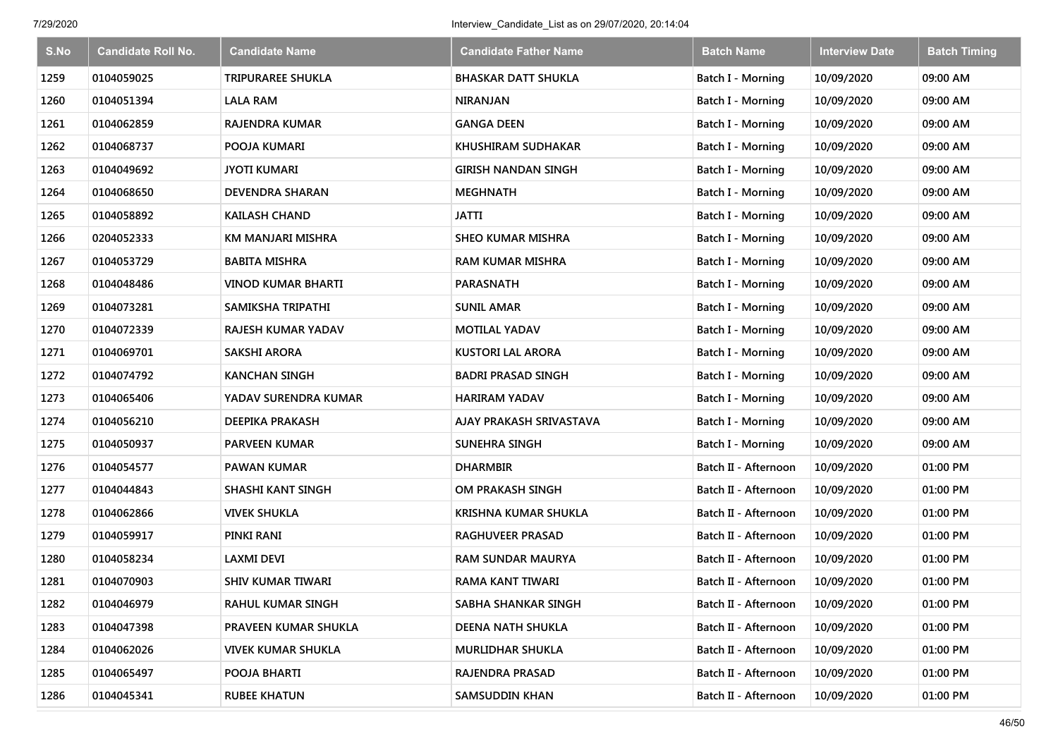| S.No | Candidate Roll No. | Candidate Name | Candidate Father Name | Batch Name | Interview Date | Batch Timing |
|---|---|---|---|---|---|---|
| 1259 | 0104059025 | TRIPURAREE SHUKLA | BHASKAR DATT SHUKLA | Batch I - Morning | 10/09/2020 | 09:00 AM |
| 1260 | 0104051394 | LALA RAM | NIRANJAN | Batch I - Morning | 10/09/2020 | 09:00 AM |
| 1261 | 0104062859 | RAJENDRA KUMAR | GANGA DEEN | Batch I - Morning | 10/09/2020 | 09:00 AM |
| 1262 | 0104068737 | POOJA KUMARI | KHUSHIRAM SUDHAKAR | Batch I - Morning | 10/09/2020 | 09:00 AM |
| 1263 | 0104049692 | JYOTI KUMARI | GIRISH NANDAN SINGH | Batch I - Morning | 10/09/2020 | 09:00 AM |
| 1264 | 0104068650 | DEVENDRA SHARAN | MEGHNATH | Batch I - Morning | 10/09/2020 | 09:00 AM |
| 1265 | 0104058892 | KAILASH CHAND | JATTI | Batch I - Morning | 10/09/2020 | 09:00 AM |
| 1266 | 0204052333 | KM MANJARI MISHRA | SHEO KUMAR MISHRA | Batch I - Morning | 10/09/2020 | 09:00 AM |
| 1267 | 0104053729 | BABITA MISHRA | RAM KUMAR MISHRA | Batch I - Morning | 10/09/2020 | 09:00 AM |
| 1268 | 0104048486 | VINOD KUMAR BHARTI | PARASNATH | Batch I - Morning | 10/09/2020 | 09:00 AM |
| 1269 | 0104073281 | SAMIKSHA TRIPATHI | SUNIL AMAR | Batch I - Morning | 10/09/2020 | 09:00 AM |
| 1270 | 0104072339 | RAJESH KUMAR YADAV | MOTILAL YADAV | Batch I - Morning | 10/09/2020 | 09:00 AM |
| 1271 | 0104069701 | SAKSHI ARORA | KUSTORI LAL ARORA | Batch I - Morning | 10/09/2020 | 09:00 AM |
| 1272 | 0104074792 | KANCHAN SINGH | BADRI PRASAD SINGH | Batch I - Morning | 10/09/2020 | 09:00 AM |
| 1273 | 0104065406 | YADAV SURENDRA KUMAR | HARIRAM YADAV | Batch I - Morning | 10/09/2020 | 09:00 AM |
| 1274 | 0104056210 | DEEPIKA PRAKASH | AJAY PRAKASH SRIVASTAVA | Batch I - Morning | 10/09/2020 | 09:00 AM |
| 1275 | 0104050937 | PARVEEN KUMAR | SUNEHRA SINGH | Batch I - Morning | 10/09/2020 | 09:00 AM |
| 1276 | 0104054577 | PAWAN KUMAR | DHARMBIR | Batch II - Afternoon | 10/09/2020 | 01:00 PM |
| 1277 | 0104044843 | SHASHI KANT SINGH | OM PRAKASH SINGH | Batch II - Afternoon | 10/09/2020 | 01:00 PM |
| 1278 | 0104062866 | VIVEK SHUKLA | KRISHNA KUMAR SHUKLA | Batch II - Afternoon | 10/09/2020 | 01:00 PM |
| 1279 | 0104059917 | PINKI RANI | RAGHUVEER PRASAD | Batch II - Afternoon | 10/09/2020 | 01:00 PM |
| 1280 | 0104058234 | LAXMI DEVI | RAM SUNDAR MAURYA | Batch II - Afternoon | 10/09/2020 | 01:00 PM |
| 1281 | 0104070903 | SHIV KUMAR TIWARI | RAMA KANT TIWARI | Batch II - Afternoon | 10/09/2020 | 01:00 PM |
| 1282 | 0104046979 | RAHUL KUMAR SINGH | SABHA SHANKAR SINGH | Batch II - Afternoon | 10/09/2020 | 01:00 PM |
| 1283 | 0104047398 | PRAVEEN KUMAR SHUKLA | DEENA NATH SHUKLA | Batch II - Afternoon | 10/09/2020 | 01:00 PM |
| 1284 | 0104062026 | VIVEK KUMAR SHUKLA | MURLIDHAR SHUKLA | Batch II - Afternoon | 10/09/2020 | 01:00 PM |
| 1285 | 0104065497 | POOJA BHARTI | RAJENDRA PRASAD | Batch II - Afternoon | 10/09/2020 | 01:00 PM |
| 1286 | 0104045341 | RUBEE KHATUN | SAMSUDDIN KHAN | Batch II - Afternoon | 10/09/2020 | 01:00 PM |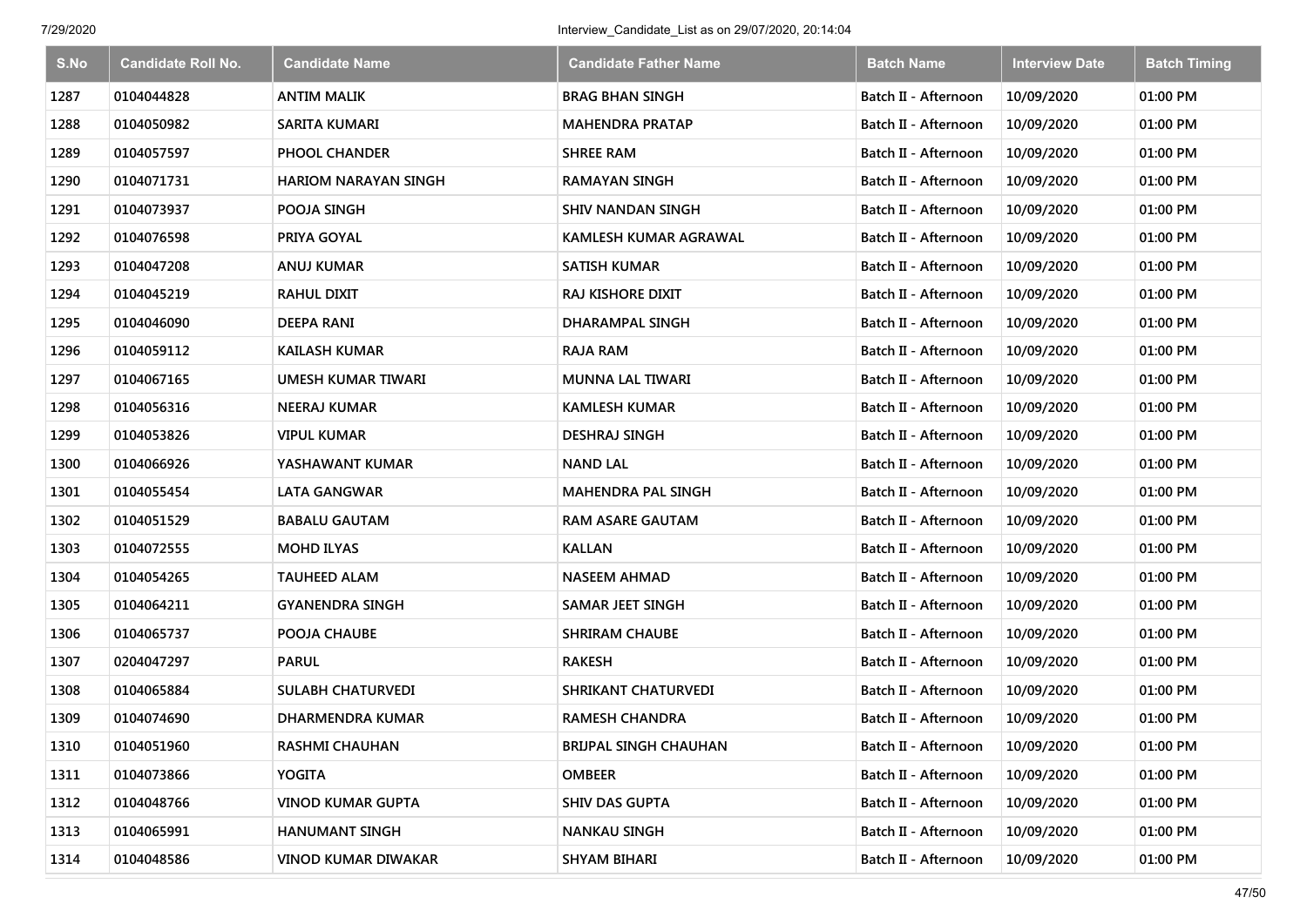| S.No | Candidate Roll No. | Candidate Name | Candidate Father Name | Batch Name | Interview Date | Batch Timing |
|---|---|---|---|---|---|---|
| 1287 | 0104044828 | ANTIM MALIK | BRAG BHAN SINGH | Batch II - Afternoon | 10/09/2020 | 01:00 PM |
| 1288 | 0104050982 | SARITA KUMARI | MAHENDRA PRATAP | Batch II - Afternoon | 10/09/2020 | 01:00 PM |
| 1289 | 0104057597 | PHOOL CHANDER | SHREE RAM | Batch II - Afternoon | 10/09/2020 | 01:00 PM |
| 1290 | 0104071731 | HARIOM NARAYAN SINGH | RAMAYAN SINGH | Batch II - Afternoon | 10/09/2020 | 01:00 PM |
| 1291 | 0104073937 | POOJA SINGH | SHIV NANDAN SINGH | Batch II - Afternoon | 10/09/2020 | 01:00 PM |
| 1292 | 0104076598 | PRIYA GOYAL | KAMLESH KUMAR AGRAWAL | Batch II - Afternoon | 10/09/2020 | 01:00 PM |
| 1293 | 0104047208 | ANUJ KUMAR | SATISH KUMAR | Batch II - Afternoon | 10/09/2020 | 01:00 PM |
| 1294 | 0104045219 | RAHUL DIXIT | RAJ KISHORE DIXIT | Batch II - Afternoon | 10/09/2020 | 01:00 PM |
| 1295 | 0104046090 | DEEPA RANI | DHARAMPAL SINGH | Batch II - Afternoon | 10/09/2020 | 01:00 PM |
| 1296 | 0104059112 | KAILASH KUMAR | RAJA RAM | Batch II - Afternoon | 10/09/2020 | 01:00 PM |
| 1297 | 0104067165 | UMESH KUMAR TIWARI | MUNNA LAL TIWARI | Batch II - Afternoon | 10/09/2020 | 01:00 PM |
| 1298 | 0104056316 | NEERAJ KUMAR | KAMLESH KUMAR | Batch II - Afternoon | 10/09/2020 | 01:00 PM |
| 1299 | 0104053826 | VIPUL KUMAR | DESHRAJ SINGH | Batch II - Afternoon | 10/09/2020 | 01:00 PM |
| 1300 | 0104066926 | YASHAWANT KUMAR | NAND LAL | Batch II - Afternoon | 10/09/2020 | 01:00 PM |
| 1301 | 0104055454 | LATA GANGWAR | MAHENDRA PAL SINGH | Batch II - Afternoon | 10/09/2020 | 01:00 PM |
| 1302 | 0104051529 | BABALU GAUTAM | RAM ASARE GAUTAM | Batch II - Afternoon | 10/09/2020 | 01:00 PM |
| 1303 | 0104072555 | MOHD ILYAS | KALLAN | Batch II - Afternoon | 10/09/2020 | 01:00 PM |
| 1304 | 0104054265 | TAUHEED ALAM | NASEEM AHMAD | Batch II - Afternoon | 10/09/2020 | 01:00 PM |
| 1305 | 0104064211 | GYANENDRA SINGH | SAMAR JEET SINGH | Batch II - Afternoon | 10/09/2020 | 01:00 PM |
| 1306 | 0104065737 | POOJA CHAUBE | SHRIRAM CHAUBE | Batch II - Afternoon | 10/09/2020 | 01:00 PM |
| 1307 | 0204047297 | PARUL | RAKESH | Batch II - Afternoon | 10/09/2020 | 01:00 PM |
| 1308 | 0104065884 | SULABH CHATURVEDI | SHRIKANT CHATURVEDI | Batch II - Afternoon | 10/09/2020 | 01:00 PM |
| 1309 | 0104074690 | DHARMENDRA KUMAR | RAMESH CHANDRA | Batch II - Afternoon | 10/09/2020 | 01:00 PM |
| 1310 | 0104051960 | RASHMI CHAUHAN | BRIJPAL SINGH CHAUHAN | Batch II - Afternoon | 10/09/2020 | 01:00 PM |
| 1311 | 0104073866 | YOGITA | OMBEER | Batch II - Afternoon | 10/09/2020 | 01:00 PM |
| 1312 | 0104048766 | VINOD KUMAR GUPTA | SHIV DAS GUPTA | Batch II - Afternoon | 10/09/2020 | 01:00 PM |
| 1313 | 0104065991 | HANUMANT SINGH | NANKAU SINGH | Batch II - Afternoon | 10/09/2020 | 01:00 PM |
| 1314 | 0104048586 | VINOD KUMAR DIWAKAR | SHYAM BIHARI | Batch II - Afternoon | 10/09/2020 | 01:00 PM |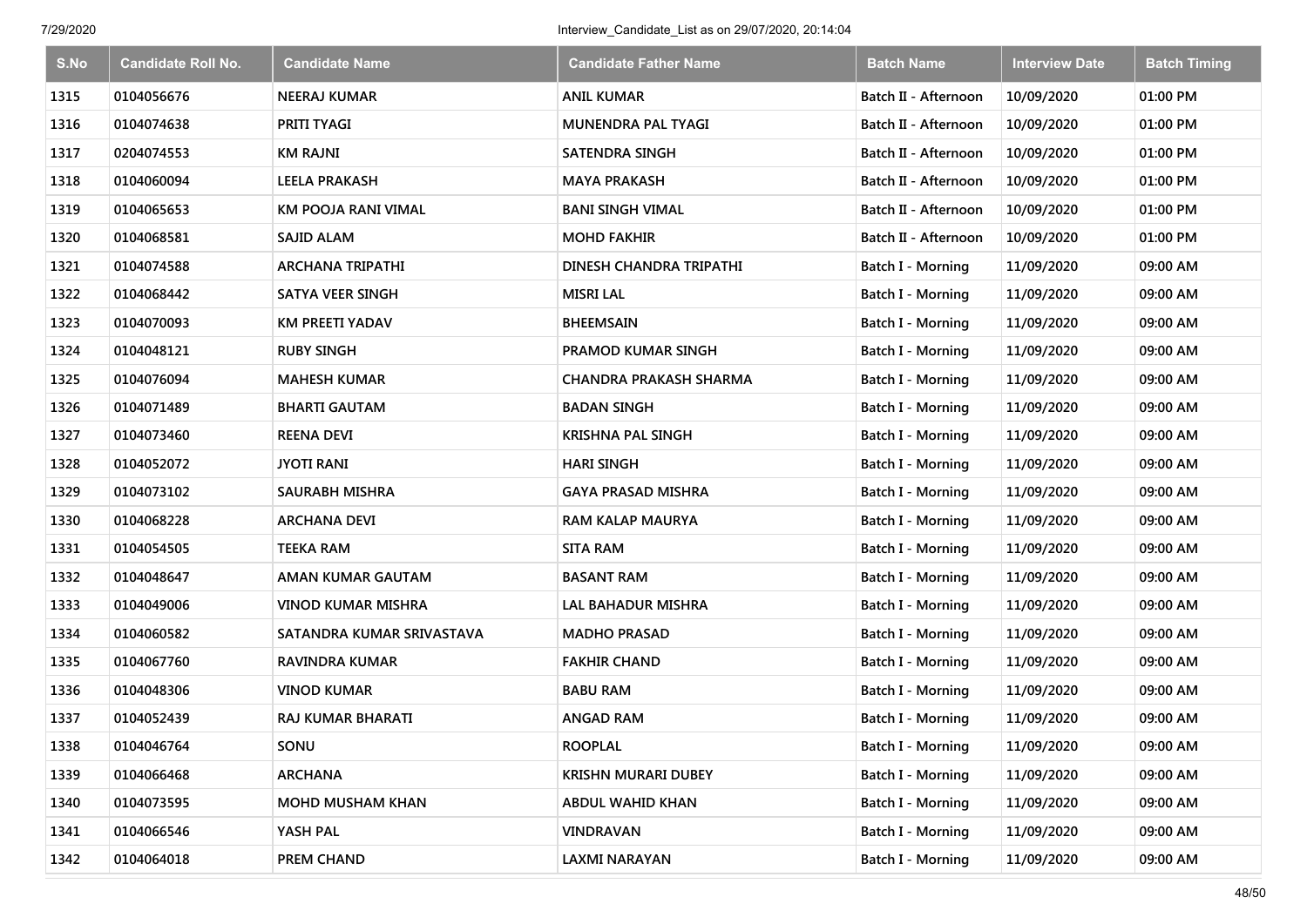| S.No | Candidate Roll No. | Candidate Name | Candidate Father Name | Batch Name | Interview Date | Batch Timing |
|---|---|---|---|---|---|---|
| 1315 | 0104056676 | NEERAJ KUMAR | ANIL KUMAR | Batch II - Afternoon | 10/09/2020 | 01:00 PM |
| 1316 | 0104074638 | PRITI TYAGI | MUNENDRA PAL TYAGI | Batch II - Afternoon | 10/09/2020 | 01:00 PM |
| 1317 | 0204074553 | KM RAJNI | SATENDRA SINGH | Batch II - Afternoon | 10/09/2020 | 01:00 PM |
| 1318 | 0104060094 | LEELA PRAKASH | MAYA PRAKASH | Batch II - Afternoon | 10/09/2020 | 01:00 PM |
| 1319 | 0104065653 | KM POOJA RANI VIMAL | BANI SINGH VIMAL | Batch II - Afternoon | 10/09/2020 | 01:00 PM |
| 1320 | 0104068581 | SAJID ALAM | MOHD FAKHIR | Batch II - Afternoon | 10/09/2020 | 01:00 PM |
| 1321 | 0104074588 | ARCHANA TRIPATHI | DINESH CHANDRA TRIPATHI | Batch I - Morning | 11/09/2020 | 09:00 AM |
| 1322 | 0104068442 | SATYA VEER SINGH | MISRI LAL | Batch I - Morning | 11/09/2020 | 09:00 AM |
| 1323 | 0104070093 | KM PREETI YADAV | BHEEMSAIN | Batch I - Morning | 11/09/2020 | 09:00 AM |
| 1324 | 0104048121 | RUBY SINGH | PRAMOD KUMAR SINGH | Batch I - Morning | 11/09/2020 | 09:00 AM |
| 1325 | 0104076094 | MAHESH KUMAR | CHANDRA PRAKASH SHARMA | Batch I - Morning | 11/09/2020 | 09:00 AM |
| 1326 | 0104071489 | BHARTI GAUTAM | BADAN SINGH | Batch I - Morning | 11/09/2020 | 09:00 AM |
| 1327 | 0104073460 | REENA DEVI | KRISHNA PAL SINGH | Batch I - Morning | 11/09/2020 | 09:00 AM |
| 1328 | 0104052072 | JYOTI RANI | HARI SINGH | Batch I - Morning | 11/09/2020 | 09:00 AM |
| 1329 | 0104073102 | SAURABH MISHRA | GAYA PRASAD MISHRA | Batch I - Morning | 11/09/2020 | 09:00 AM |
| 1330 | 0104068228 | ARCHANA DEVI | RAM KALAP MAURYA | Batch I - Morning | 11/09/2020 | 09:00 AM |
| 1331 | 0104054505 | TEEKA RAM | SITA RAM | Batch I - Morning | 11/09/2020 | 09:00 AM |
| 1332 | 0104048647 | AMAN KUMAR GAUTAM | BASANT RAM | Batch I - Morning | 11/09/2020 | 09:00 AM |
| 1333 | 0104049006 | VINOD KUMAR MISHRA | LAL BAHADUR MISHRA | Batch I - Morning | 11/09/2020 | 09:00 AM |
| 1334 | 0104060582 | SATANDRA KUMAR SRIVASTAVA | MADHO PRASAD | Batch I - Morning | 11/09/2020 | 09:00 AM |
| 1335 | 0104067760 | RAVINDRA KUMAR | FAKHIR CHAND | Batch I - Morning | 11/09/2020 | 09:00 AM |
| 1336 | 0104048306 | VINOD KUMAR | BABU RAM | Batch I - Morning | 11/09/2020 | 09:00 AM |
| 1337 | 0104052439 | RAJ KUMAR BHARATI | ANGAD RAM | Batch I - Morning | 11/09/2020 | 09:00 AM |
| 1338 | 0104046764 | SONU | ROOPLAL | Batch I - Morning | 11/09/2020 | 09:00 AM |
| 1339 | 0104066468 | ARCHANA | KRISHN MURARI DUBEY | Batch I - Morning | 11/09/2020 | 09:00 AM |
| 1340 | 0104073595 | MOHD MUSHAM KHAN | ABDUL WAHID KHAN | Batch I - Morning | 11/09/2020 | 09:00 AM |
| 1341 | 0104066546 | YASH PAL | VINDRAVAN | Batch I - Morning | 11/09/2020 | 09:00 AM |
| 1342 | 0104064018 | PREM CHAND | LAXMI NARAYAN | Batch I - Morning | 11/09/2020 | 09:00 AM |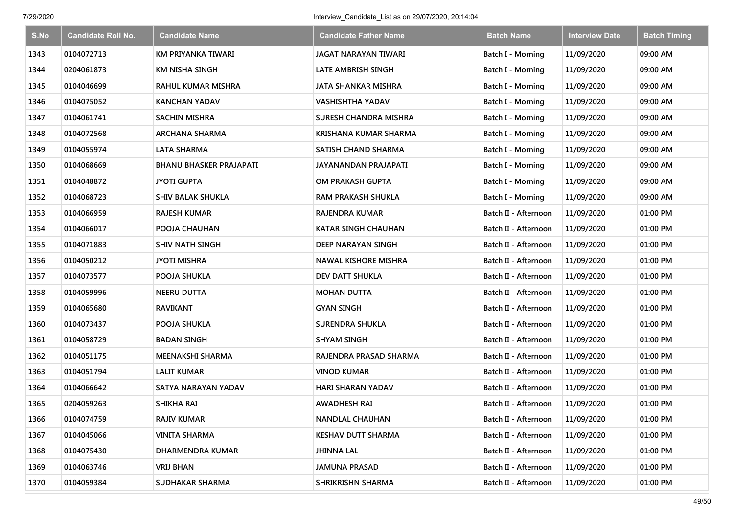| S.No | Candidate Roll No. | Candidate Name | Candidate Father Name | Batch Name | Interview Date | Batch Timing |
|---|---|---|---|---|---|---|
| 1343 | 0104072713 | KM PRIYANKA TIWARI | JAGAT NARAYAN TIWARI | Batch I - Morning | 11/09/2020 | 09:00 AM |
| 1344 | 0204061873 | KM NISHA SINGH | LATE AMBRISH SINGH | Batch I - Morning | 11/09/2020 | 09:00 AM |
| 1345 | 0104046699 | RAHUL KUMAR MISHRA | JATA SHANKAR MISHRA | Batch I - Morning | 11/09/2020 | 09:00 AM |
| 1346 | 0104075052 | KANCHAN YADAV | VASHISHTHA YADAV | Batch I - Morning | 11/09/2020 | 09:00 AM |
| 1347 | 0104061741 | SACHIN MISHRA | SURESH CHANDRA MISHRA | Batch I - Morning | 11/09/2020 | 09:00 AM |
| 1348 | 0104072568 | ARCHANA SHARMA | KRISHANA KUMAR SHARMA | Batch I - Morning | 11/09/2020 | 09:00 AM |
| 1349 | 0104055974 | LATA SHARMA | SATISH CHAND SHARMA | Batch I - Morning | 11/09/2020 | 09:00 AM |
| 1350 | 0104068669 | BHANU BHASKER PRAJAPATI | JAYANANDAN PRAJAPATI | Batch I - Morning | 11/09/2020 | 09:00 AM |
| 1351 | 0104048872 | JYOTI GUPTA | OM PRAKASH GUPTA | Batch I - Morning | 11/09/2020 | 09:00 AM |
| 1352 | 0104068723 | SHIV BALAK SHUKLA | RAM PRAKASH SHUKLA | Batch I - Morning | 11/09/2020 | 09:00 AM |
| 1353 | 0104066959 | RAJESH KUMAR | RAJENDRA KUMAR | Batch II - Afternoon | 11/09/2020 | 01:00 PM |
| 1354 | 0104066017 | POOJA CHAUHAN | KATAR SINGH CHAUHAN | Batch II - Afternoon | 11/09/2020 | 01:00 PM |
| 1355 | 0104071883 | SHIV NATH SINGH | DEEP NARAYAN SINGH | Batch II - Afternoon | 11/09/2020 | 01:00 PM |
| 1356 | 0104050212 | JYOTI MISHRA | NAWAL KISHORE MISHRA | Batch II - Afternoon | 11/09/2020 | 01:00 PM |
| 1357 | 0104073577 | POOJA SHUKLA | DEV DATT SHUKLA | Batch II - Afternoon | 11/09/2020 | 01:00 PM |
| 1358 | 0104059996 | NEERU DUTTA | MOHAN DUTTA | Batch II - Afternoon | 11/09/2020 | 01:00 PM |
| 1359 | 0104065680 | RAVIKANT | GYAN SINGH | Batch II - Afternoon | 11/09/2020 | 01:00 PM |
| 1360 | 0104073437 | POOJA SHUKLA | SURENDRA SHUKLA | Batch II - Afternoon | 11/09/2020 | 01:00 PM |
| 1361 | 0104058729 | BADAN SINGH | SHYAM SINGH | Batch II - Afternoon | 11/09/2020 | 01:00 PM |
| 1362 | 0104051175 | MEENAKSHI SHARMA | RAJENDRA PRASAD SHARMA | Batch II - Afternoon | 11/09/2020 | 01:00 PM |
| 1363 | 0104051794 | LALIT KUMAR | VINOD KUMAR | Batch II - Afternoon | 11/09/2020 | 01:00 PM |
| 1364 | 0104066642 | SATYA NARAYAN YADAV | HARI SHARAN YADAV | Batch II - Afternoon | 11/09/2020 | 01:00 PM |
| 1365 | 0204059263 | SHIKHA RAI | AWADHESH RAI | Batch II - Afternoon | 11/09/2020 | 01:00 PM |
| 1366 | 0104074759 | RAJIV KUMAR | NANDLAL CHAUHAN | Batch II - Afternoon | 11/09/2020 | 01:00 PM |
| 1367 | 0104045066 | VINITA SHARMA | KESHAV DUTT SHARMA | Batch II - Afternoon | 11/09/2020 | 01:00 PM |
| 1368 | 0104075430 | DHARMENDRA KUMAR | JHINNA LAL | Batch II - Afternoon | 11/09/2020 | 01:00 PM |
| 1369 | 0104063746 | VRIJ BHAN | JAMUNA PRASAD | Batch II - Afternoon | 11/09/2020 | 01:00 PM |
| 1370 | 0104059384 | SUDHAKAR SHARMA | SHRIKRISHN SHARMA | Batch II - Afternoon | 11/09/2020 | 01:00 PM |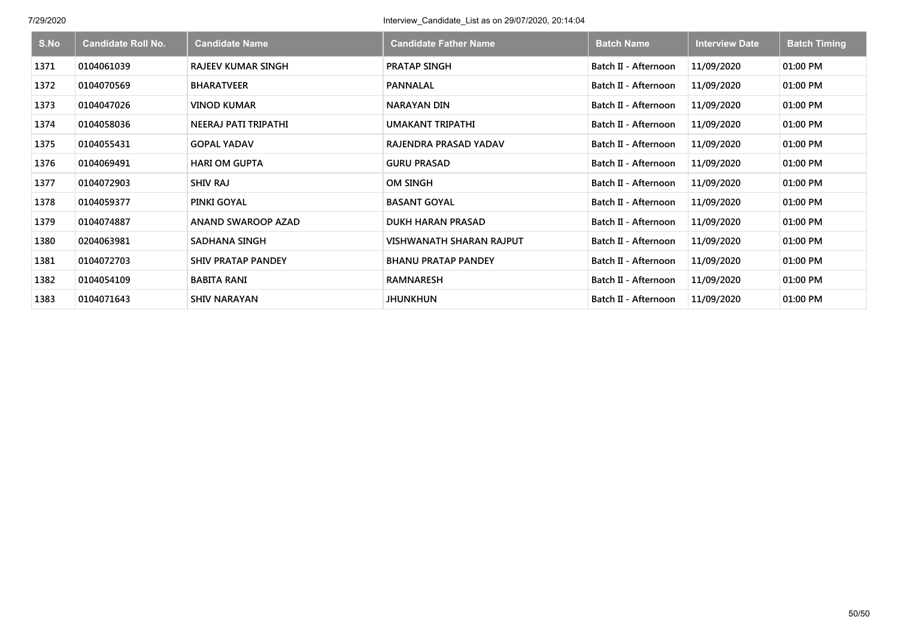| S.No | Candidate Roll No. | Candidate Name | Candidate Father Name | Batch Name | Interview Date | Batch Timing |
|---|---|---|---|---|---|---|
| 1371 | 0104061039 | RAJEEV KUMAR SINGH | PRATAP SINGH | Batch II - Afternoon | 11/09/2020 | 01:00 PM |
| 1372 | 0104070569 | BHARATVEER | PANNALAL | Batch II - Afternoon | 11/09/2020 | 01:00 PM |
| 1373 | 0104047026 | VINOD KUMAR | NARAYAN DIN | Batch II - Afternoon | 11/09/2020 | 01:00 PM |
| 1374 | 0104058036 | NEERAJ PATI TRIPATHI | UMAKANT TRIPATHI | Batch II - Afternoon | 11/09/2020 | 01:00 PM |
| 1375 | 0104055431 | GOPAL YADAV | RAJENDRA PRASAD YADAV | Batch II - Afternoon | 11/09/2020 | 01:00 PM |
| 1376 | 0104069491 | HARI OM GUPTA | GURU PRASAD | Batch II - Afternoon | 11/09/2020 | 01:00 PM |
| 1377 | 0104072903 | SHIV RAJ | OM SINGH | Batch II - Afternoon | 11/09/2020 | 01:00 PM |
| 1378 | 0104059377 | PINKI GOYAL | BASANT GOYAL | Batch II - Afternoon | 11/09/2020 | 01:00 PM |
| 1379 | 0104074887 | ANAND SWAROOP AZAD | DUKH HARAN PRASAD | Batch II - Afternoon | 11/09/2020 | 01:00 PM |
| 1380 | 0204063981 | SADHANA SINGH | VISHWANATH SHARAN RAJPUT | Batch II - Afternoon | 11/09/2020 | 01:00 PM |
| 1381 | 0104072703 | SHIV PRATAP PANDEY | BHANU PRATAP PANDEY | Batch II - Afternoon | 11/09/2020 | 01:00 PM |
| 1382 | 0104054109 | BABITA RANI | RAMNARESH | Batch II - Afternoon | 11/09/2020 | 01:00 PM |
| 1383 | 0104071643 | SHIV NARAYAN | JHUNKHUN | Batch II - Afternoon | 11/09/2020 | 01:00 PM |